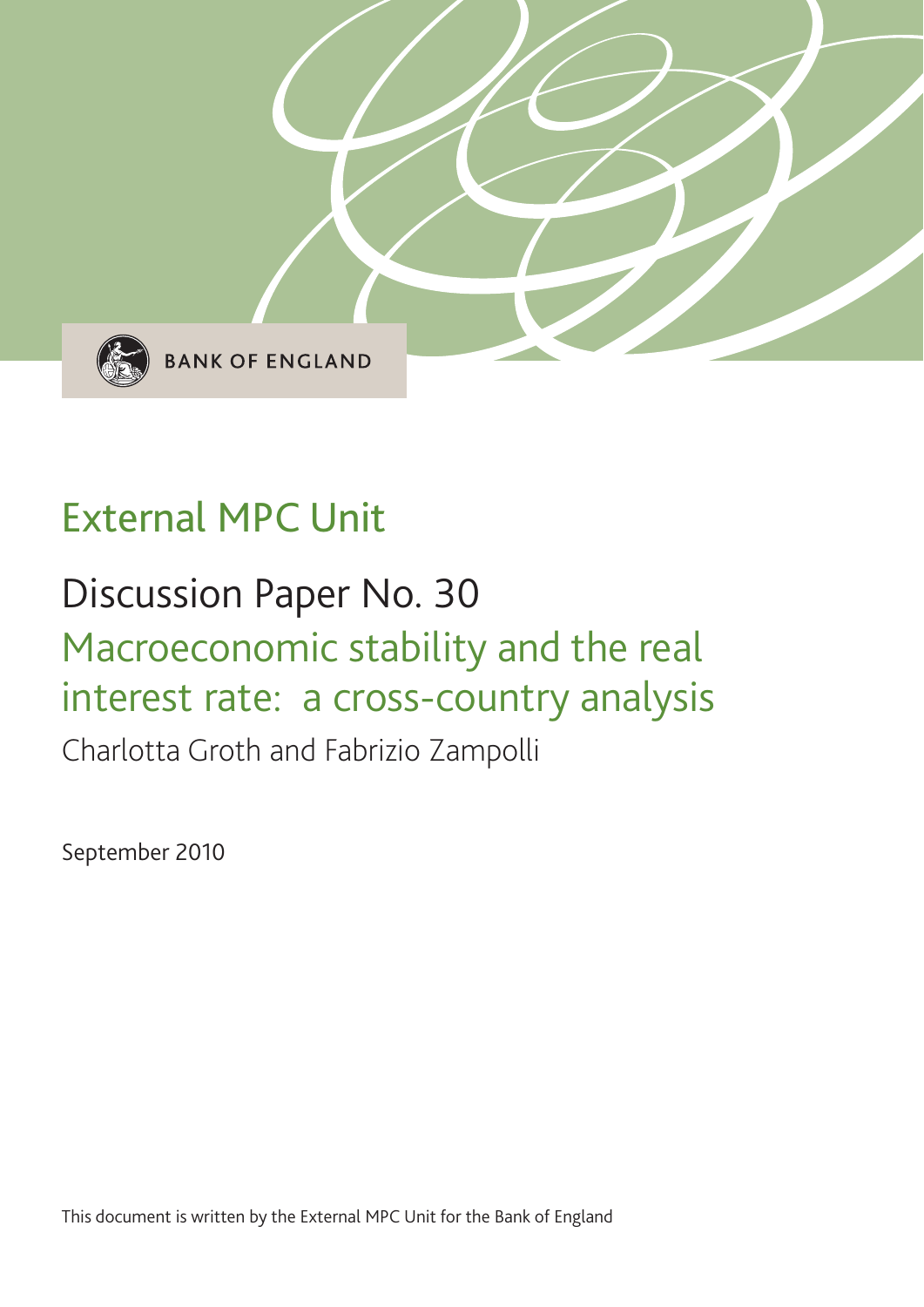BANK OF ENGLAND

# External MPC Unit

## Discussion Paper No. 30

## Macroeconomic stability and the real interest rate: a cross-country analysis

Charlotta Groth and Fabrizio Zampolli

September 2010

This document is written by the External MPC Unit for the Bank of England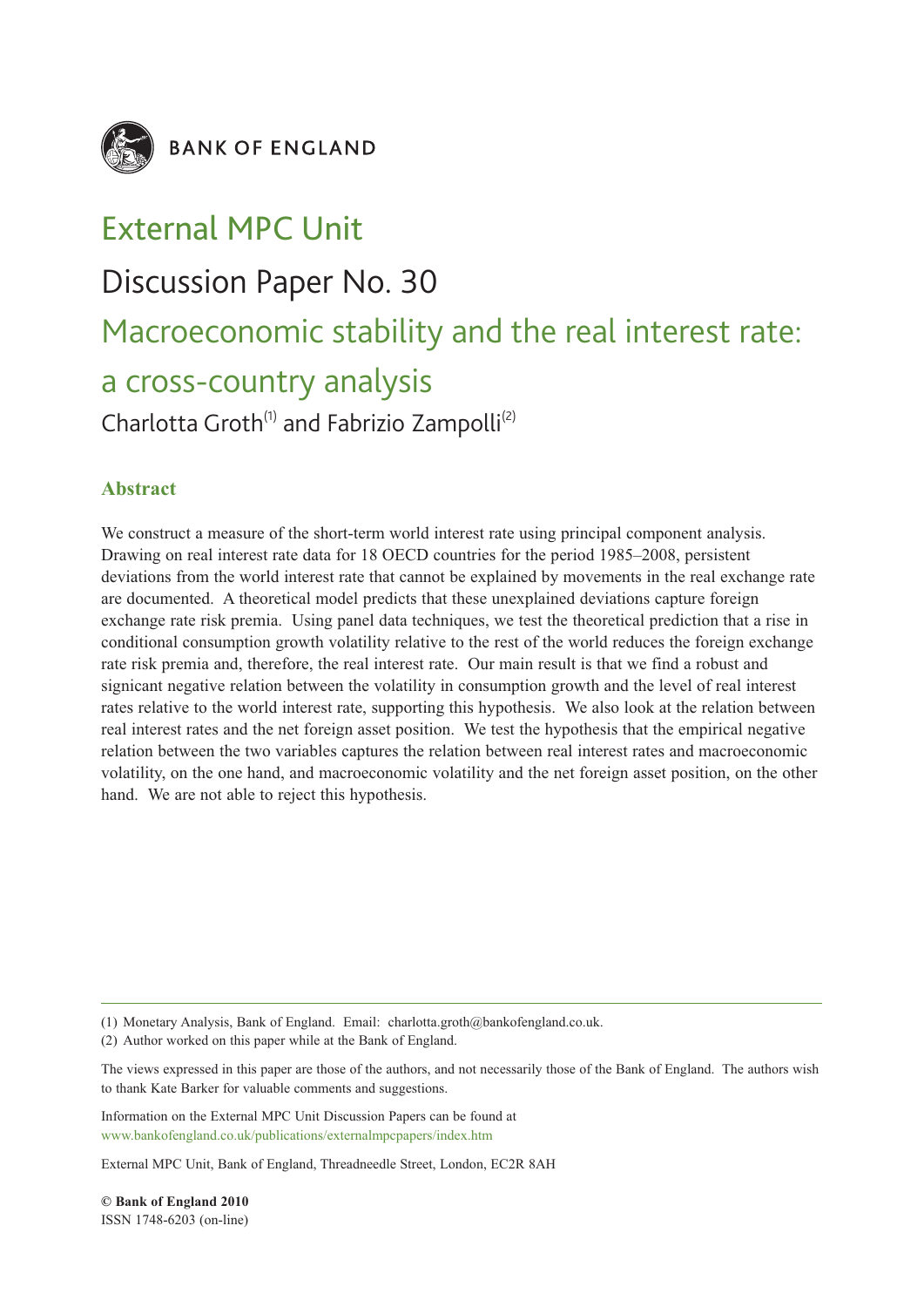BANK OF ENGLAND

# External MPC Unit

## Discussion Paper No. 30

# Macroeconomic stability and the real interest rate: a cross-country analysis

Charlotta Groth[(1)] and Fabrizio Zampolli[(2)]

### Abstract

We construct a measure of the short-term world interest rate using principal component analysis. Drawing on real interest rate data for 18 OECD countries for the period 1985–2008, persistent deviations from the world interest rate that cannot be explained by movements in the real exchange rate are documented. A theoretical model predicts that these unexplained deviations capture foreign exchange rate risk premia. Using panel data techniques, we test the theoretical prediction that a rise in conditional consumption growth volatility relative to the rest of the world reduces the foreign exchange rate risk premia and, therefore, the real interest rate. Our main result is that we find a robust and signicant negative relation between the volatility in consumption growth and the level of real interest rates relative to the world interest rate, supporting this hypothesis. We also look at the relation between real interest rates and the net foreign asset position. We test the hypothesis that the empirical negative relation between the two variables captures the relation between real interest rates and macroeconomic volatility, on the one hand, and macroeconomic volatility and the net foreign asset position, on the other hand. We are not able to reject this hypothesis.

---

(1) Monetary Analysis, Bank of England. Email: charlotta.groth@bankofengland.co.uk.

(2) Author worked on this paper while at the Bank of England.

The views expressed in this paper are those of the authors, and not necessarily those of the Bank of England. The authors wish to thank Kate Barker for valuable comments and suggestions.

Information on the External MPC Unit Discussion Papers can be found at www.bankofengland.co.uk/publications/externalmpcpapers/index.htm

External MPC Unit, Bank of England, Threadneedle Street, London, EC2R 8AH

**© Bank of England 2010**
ISSN 1748-6203 (on-line)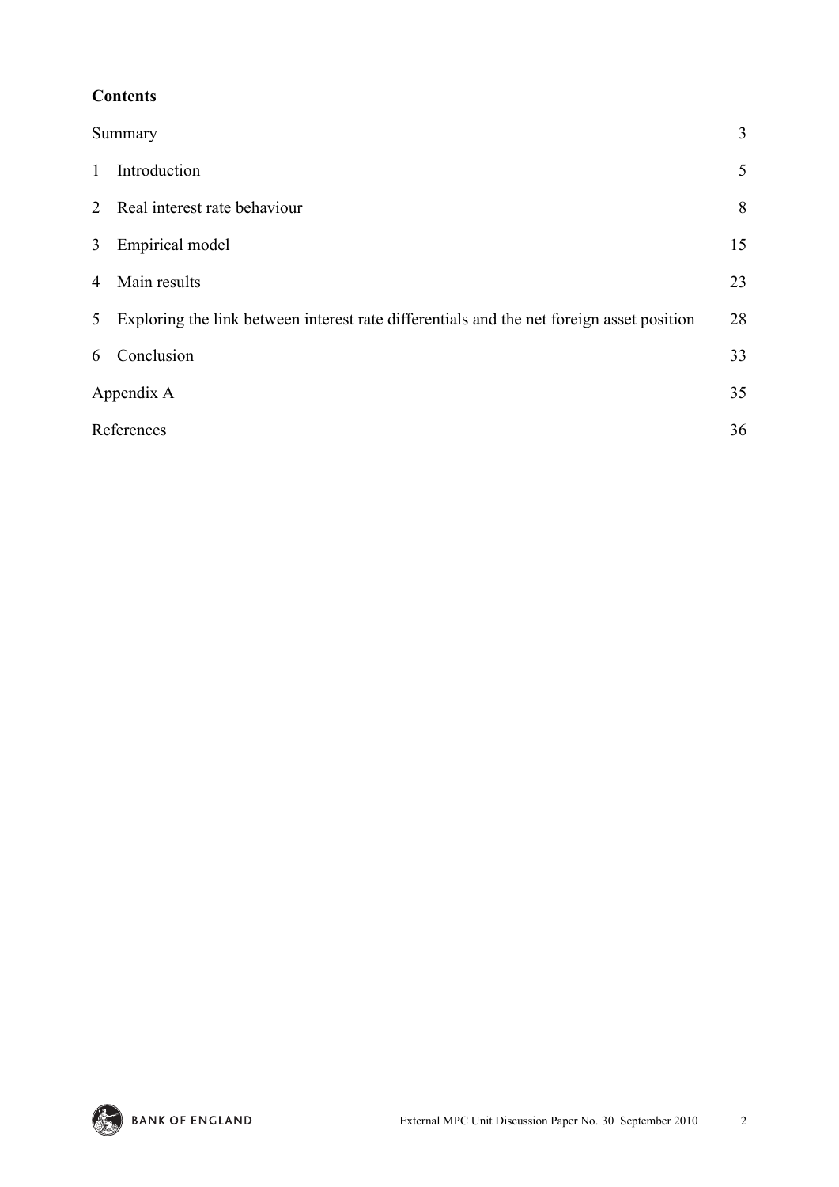**Contents**

| | |
|---|---|
| Summary | 3 |
| 1 Introduction | 5 |
| 2 Real interest rate behaviour | 8 |
| 3 Empirical model | 15 |
| 4 Main results | 23 |
| 5 Exploring the link between interest rate differentials and the net foreign asset position | 28 |
| 6 Conclusion | 33 |
| Appendix A | 35 |
| References | 36 |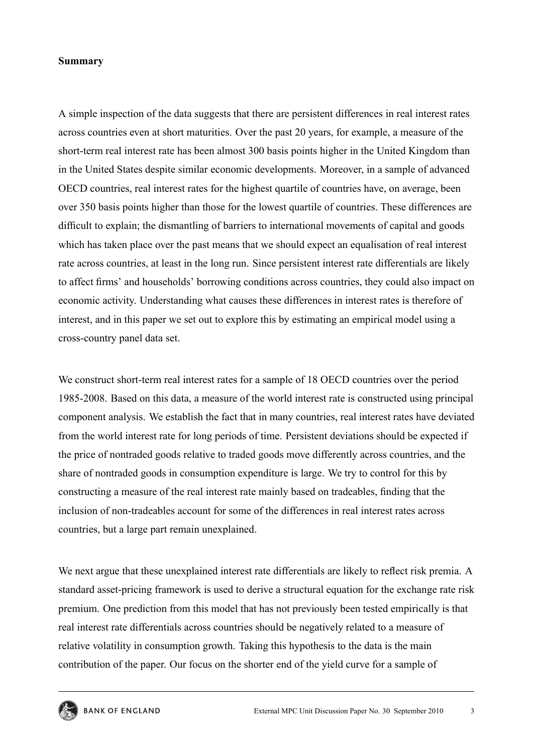**Summary**

A simple inspection of the data suggests that there are persistent differences in real interest rates across countries even at short maturities. Over the past 20 years, for example, a measure of the short-term real interest rate has been almost 300 basis points higher in the United Kingdom than in the United States despite similar economic developments. Moreover, in a sample of advanced OECD countries, real interest rates for the highest quartile of countries have, on average, been over 350 basis points higher than those for the lowest quartile of countries. These differences are difficult to explain; the dismantling of barriers to international movements of capital and goods which has taken place over the past means that we should expect an equalisation of real interest rate across countries, at least in the long run. Since persistent interest rate differentials are likely to affect firms' and households' borrowing conditions across countries, they could also impact on economic activity. Understanding what causes these differences in interest rates is therefore of interest, and in this paper we set out to explore this by estimating an empirical model using a cross-country panel data set.

We construct short-term real interest rates for a sample of 18 OECD countries over the period 1985-2008. Based on this data, a measure of the world interest rate is constructed using principal component analysis. We establish the fact that in many countries, real interest rates have deviated from the world interest rate for long periods of time. Persistent deviations should be expected if the price of nontraded goods relative to traded goods move differently across countries, and the share of nontraded goods in consumption expenditure is large. We try to control for this by constructing a measure of the real interest rate mainly based on tradeables, finding that the inclusion of non-tradeables account for some of the differences in real interest rates across countries, but a large part remain unexplained.

We next argue that these unexplained interest rate differentials are likely to reflect risk premia. A standard asset-pricing framework is used to derive a structural equation for the exchange rate risk premium. One prediction from this model that has not previously been tested empirically is that real interest rate differentials across countries should be negatively related to a measure of relative volatility in consumption growth. Taking this hypothesis to the data is the main contribution of the paper. Our focus on the shorter end of the yield curve for a sample of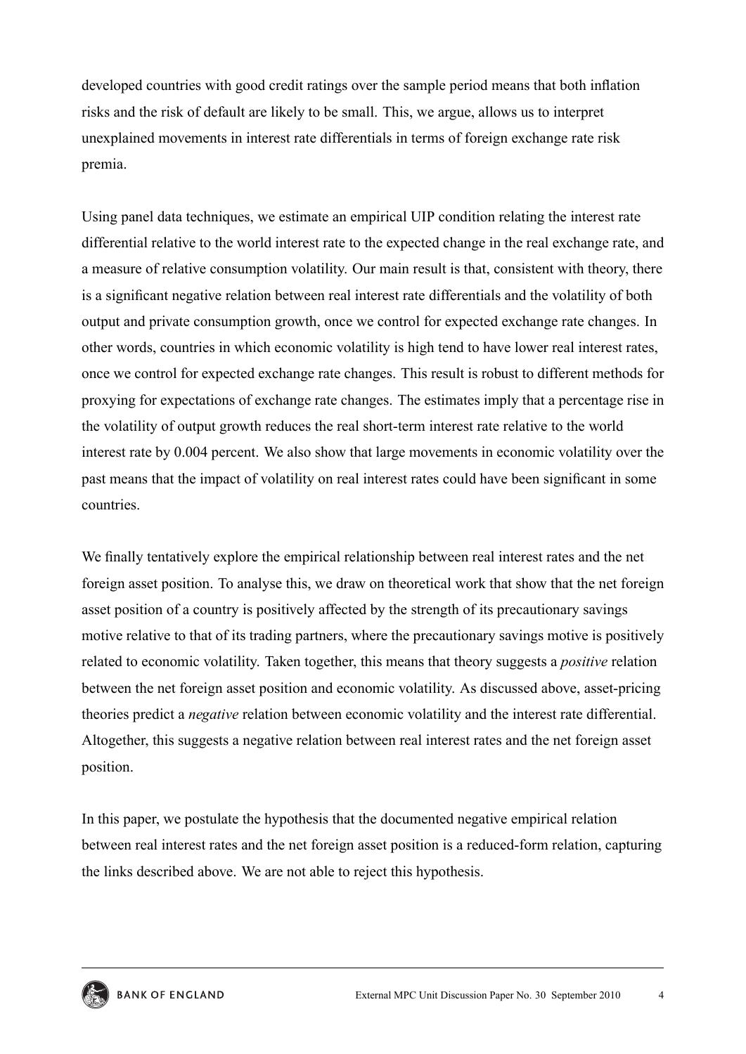developed countries with good credit ratings over the sample period means that both inflation risks and the risk of default are likely to be small. This, we argue, allows us to interpret unexplained movements in interest rate differentials in terms of foreign exchange rate risk premia.

Using panel data techniques, we estimate an empirical UIP condition relating the interest rate differential relative to the world interest rate to the expected change in the real exchange rate, and a measure of relative consumption volatility. Our main result is that, consistent with theory, there is a significant negative relation between real interest rate differentials and the volatility of both output and private consumption growth, once we control for expected exchange rate changes. In other words, countries in which economic volatility is high tend to have lower real interest rates, once we control for expected exchange rate changes. This result is robust to different methods for proxying for expectations of exchange rate changes. The estimates imply that a percentage rise in the volatility of output growth reduces the real short-term interest rate relative to the world interest rate by 0.004 percent. We also show that large movements in economic volatility over the past means that the impact of volatility on real interest rates could have been significant in some countries.

We finally tentatively explore the empirical relationship between real interest rates and the net foreign asset position. To analyse this, we draw on theoretical work that show that the net foreign asset position of a country is positively affected by the strength of its precautionary savings motive relative to that of its trading partners, where the precautionary savings motive is positively related to economic volatility. Taken together, this means that theory suggests a *positive* relation between the net foreign asset position and economic volatility. As discussed above, asset-pricing theories predict a *negative* relation between economic volatility and the interest rate differential. Altogether, this suggests a negative relation between real interest rates and the net foreign asset position.

In this paper, we postulate the hypothesis that the documented negative empirical relation between real interest rates and the net foreign asset position is a reduced-form relation, capturing the links described above. We are not able to reject this hypothesis.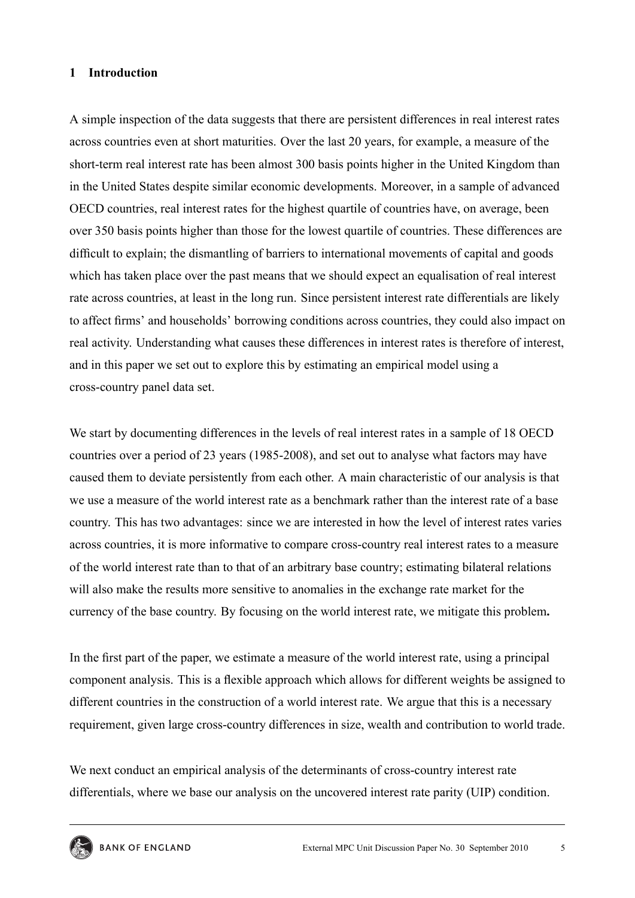## 1 Introduction

A simple inspection of the data suggests that there are persistent differences in real interest rates across countries even at short maturities. Over the last 20 years, for example, a measure of the short-term real interest rate has been almost 300 basis points higher in the United Kingdom than in the United States despite similar economic developments. Moreover, in a sample of advanced OECD countries, real interest rates for the highest quartile of countries have, on average, been over 350 basis points higher than those for the lowest quartile of countries. These differences are difficult to explain; the dismantling of barriers to international movements of capital and goods which has taken place over the past means that we should expect an equalisation of real interest rate across countries, at least in the long run. Since persistent interest rate differentials are likely to affect firms' and households' borrowing conditions across countries, they could also impact on real activity. Understanding what causes these differences in interest rates is therefore of interest, and in this paper we set out to explore this by estimating an empirical model using a cross-country panel data set.

We start by documenting differences in the levels of real interest rates in a sample of 18 OECD countries over a period of 23 years (1985-2008), and set out to analyse what factors may have caused them to deviate persistently from each other. A main characteristic of our analysis is that we use a measure of the world interest rate as a benchmark rather than the interest rate of a base country. This has two advantages: since we are interested in how the level of interest rates varies across countries, it is more informative to compare cross-country real interest rates to a measure of the world interest rate than to that of an arbitrary base country; estimating bilateral relations will also make the results more sensitive to anomalies in the exchange rate market for the currency of the base country. By focusing on the world interest rate, we mitigate this problem**.**

In the first part of the paper, we estimate a measure of the world interest rate, using a principal component analysis. This is a flexible approach which allows for different weights be assigned to different countries in the construction of a world interest rate. We argue that this is a necessary requirement, given large cross-country differences in size, wealth and contribution to world trade.

We next conduct an empirical analysis of the determinants of cross-country interest rate differentials, where we base our analysis on the uncovered interest rate parity (UIP) condition.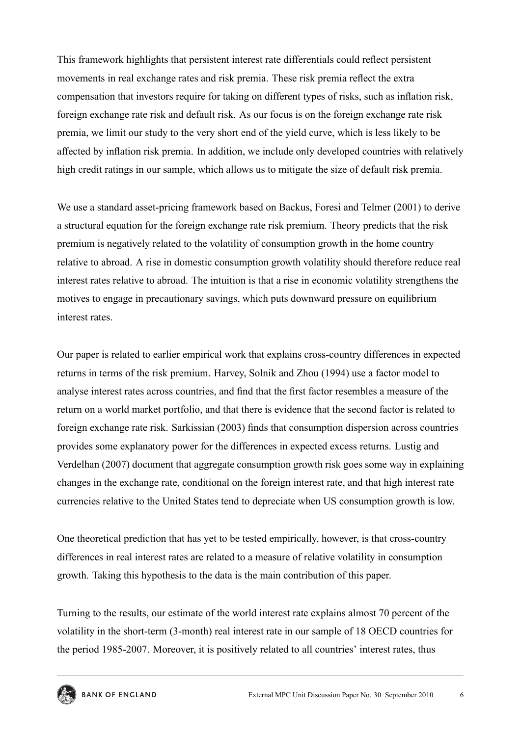This framework highlights that persistent interest rate differentials could reflect persistent movements in real exchange rates and risk premia. These risk premia reflect the extra compensation that investors require for taking on different types of risks, such as inflation risk, foreign exchange rate risk and default risk. As our focus is on the foreign exchange rate risk premia, we limit our study to the very short end of the yield curve, which is less likely to be affected by inflation risk premia. In addition, we include only developed countries with relatively high credit ratings in our sample, which allows us to mitigate the size of default risk premia.

We use a standard asset-pricing framework based on Backus, Foresi and Telmer (2001) to derive a structural equation for the foreign exchange rate risk premium. Theory predicts that the risk premium is negatively related to the volatility of consumption growth in the home country relative to abroad. A rise in domestic consumption growth volatility should therefore reduce real interest rates relative to abroad. The intuition is that a rise in economic volatility strengthens the motives to engage in precautionary savings, which puts downward pressure on equilibrium interest rates.

Our paper is related to earlier empirical work that explains cross-country differences in expected returns in terms of the risk premium. Harvey, Solnik and Zhou (1994) use a factor model to analyse interest rates across countries, and find that the first factor resembles a measure of the return on a world market portfolio, and that there is evidence that the second factor is related to foreign exchange rate risk. Sarkissian (2003) finds that consumption dispersion across countries provides some explanatory power for the differences in expected excess returns. Lustig and Verdelhan (2007) document that aggregate consumption growth risk goes some way in explaining changes in the exchange rate, conditional on the foreign interest rate, and that high interest rate currencies relative to the United States tend to depreciate when US consumption growth is low.

One theoretical prediction that has yet to be tested empirically, however, is that cross-country differences in real interest rates are related to a measure of relative volatility in consumption growth. Taking this hypothesis to the data is the main contribution of this paper.

Turning to the results, our estimate of the world interest rate explains almost 70 percent of the volatility in the short-term (3-month) real interest rate in our sample of 18 OECD countries for the period 1985-2007. Moreover, it is positively related to all countries' interest rates, thus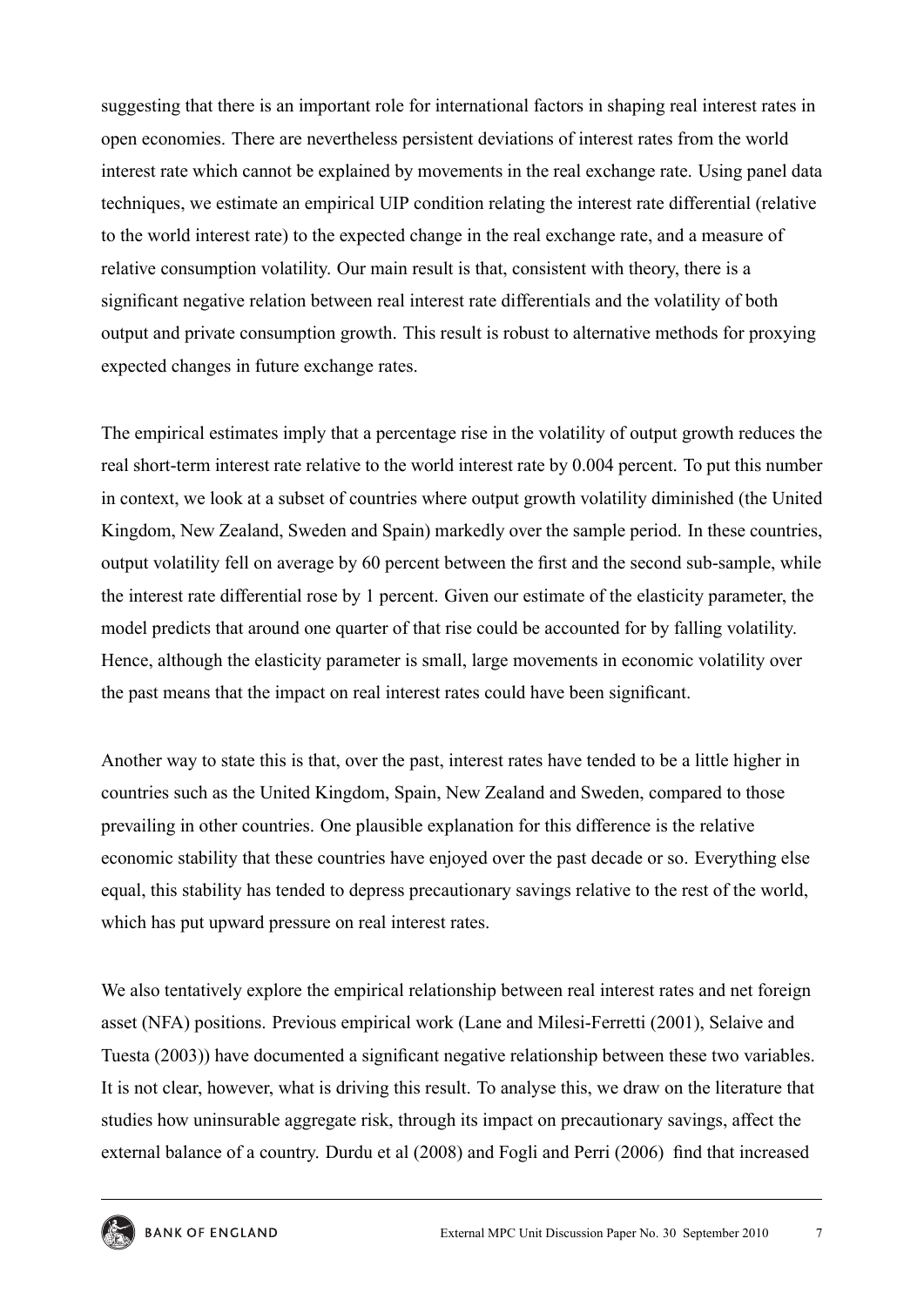suggesting that there is an important role for international factors in shaping real interest rates in open economies. There are nevertheless persistent deviations of interest rates from the world interest rate which cannot be explained by movements in the real exchange rate. Using panel data techniques, we estimate an empirical UIP condition relating the interest rate differential (relative to the world interest rate) to the expected change in the real exchange rate, and a measure of relative consumption volatility. Our main result is that, consistent with theory, there is a significant negative relation between real interest rate differentials and the volatility of both output and private consumption growth. This result is robust to alternative methods for proxying expected changes in future exchange rates.

The empirical estimates imply that a percentage rise in the volatility of output growth reduces the real short-term interest rate relative to the world interest rate by 0.004 percent. To put this number in context, we look at a subset of countries where output growth volatility diminished (the United Kingdom, New Zealand, Sweden and Spain) markedly over the sample period. In these countries, output volatility fell on average by 60 percent between the first and the second sub-sample, while the interest rate differential rose by 1 percent. Given our estimate of the elasticity parameter, the model predicts that around one quarter of that rise could be accounted for by falling volatility. Hence, although the elasticity parameter is small, large movements in economic volatility over the past means that the impact on real interest rates could have been significant.

Another way to state this is that, over the past, interest rates have tended to be a little higher in countries such as the United Kingdom, Spain, New Zealand and Sweden, compared to those prevailing in other countries. One plausible explanation for this difference is the relative economic stability that these countries have enjoyed over the past decade or so. Everything else equal, this stability has tended to depress precautionary savings relative to the rest of the world, which has put upward pressure on real interest rates.

We also tentatively explore the empirical relationship between real interest rates and net foreign asset (NFA) positions. Previous empirical work (Lane and Milesi-Ferretti (2001), Selaive and Tuesta (2003)) have documented a significant negative relationship between these two variables. It is not clear, however, what is driving this result. To analyse this, we draw on the literature that studies how uninsurable aggregate risk, through its impact on precautionary savings, affect the external balance of a country. Durdu et al (2008) and Fogli and Perri (2006) find that increased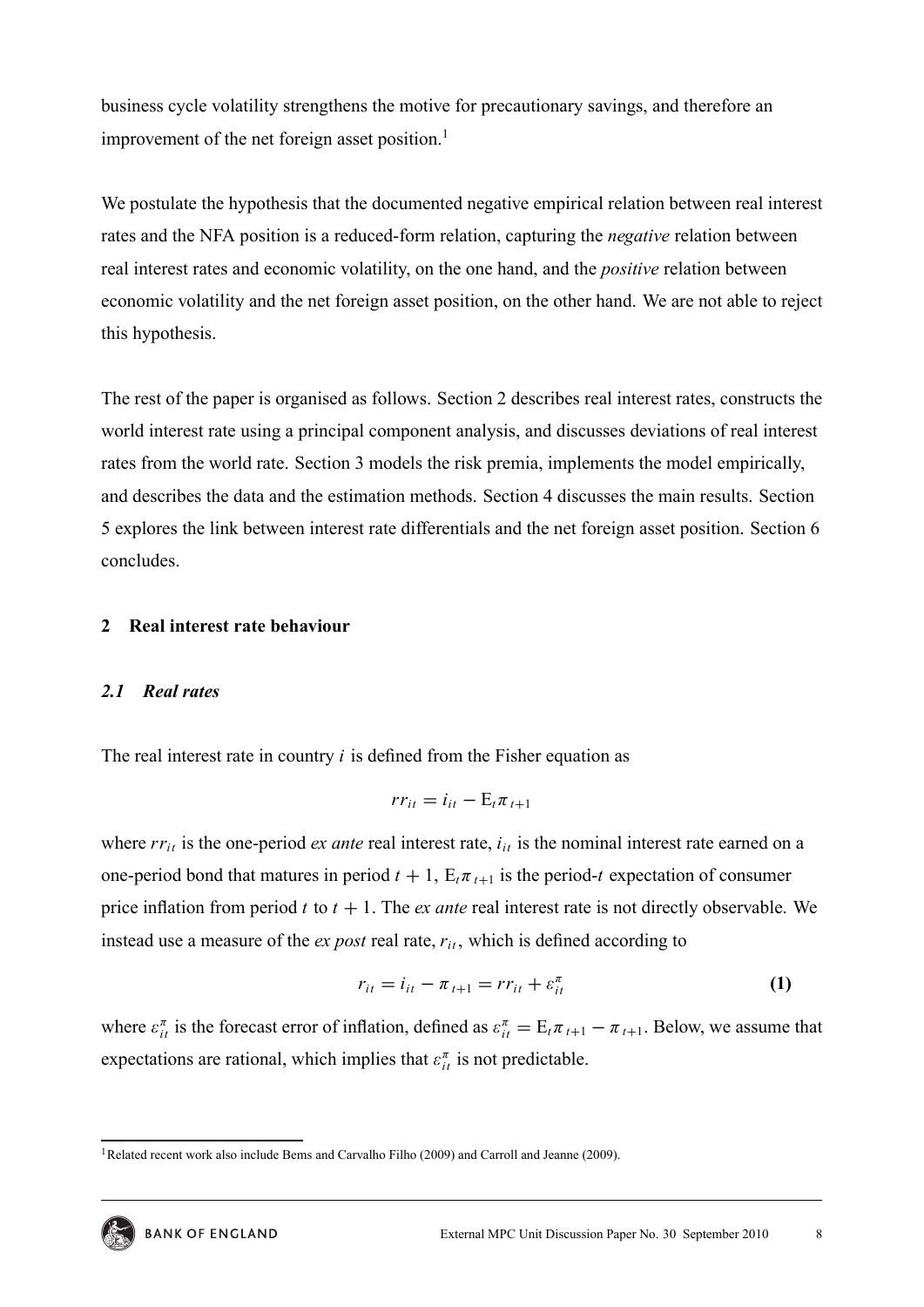business cycle volatility strengthens the motive for precautionary savings, and therefore an improvement of the net foreign asset position.[1]

We postulate the hypothesis that the documented negative empirical relation between real interest rates and the NFA position is a reduced-form relation, capturing the *negative* relation between real interest rates and economic volatility, on the one hand, and the *positive* relation between economic volatility and the net foreign asset position, on the other hand. We are not able to reject this hypothesis.

The rest of the paper is organised as follows. Section 2 describes real interest rates, constructs the world interest rate using a principal component analysis, and discusses deviations of real interest rates from the world rate. Section 3 models the risk premia, implements the model empirically, and describes the data and the estimation methods. Section 4 discusses the main results. Section 5 explores the link between interest rate differentials and the net foreign asset position. Section 6 concludes.

## 2 Real interest rate behaviour

### *2.1 Real rates*

The real interest rate in country $i$ is defined from the Fisher equation as

$$rr_{it} = i_{it} - \mathrm{E}_t \pi_{t+1}$$

where $rr_{it}$ is the one-period *ex ante* real interest rate, $i_{it}$ is the nominal interest rate earned on a one-period bond that matures in period $t+1$, $\mathrm{E}_t \pi_{t+1}$ is the period-$t$ expectation of consumer price inflation from period $t$ to $t+1$. The *ex ante* real interest rate is not directly observable. We instead use a measure of the *ex post* real rate, $r_{it}$, which is defined according to

$$r_{it} = i_{it} - \pi_{t+1} = rr_{it} + \varepsilon_{it}^{\pi} \qquad \textbf{(1)}$$

where $\varepsilon_{it}^{\pi}$ is the forecast error of inflation, defined as $\varepsilon_{it}^{\pi} = \mathrm{E}_t \pi_{t+1} - \pi_{t+1}$. Below, we assume that expectations are rational, which implies that $\varepsilon_{it}^{\pi}$ is not predictable.

[1] Related recent work also include Bems and Carvalho Filho (2009) and Carroll and Jeanne (2009).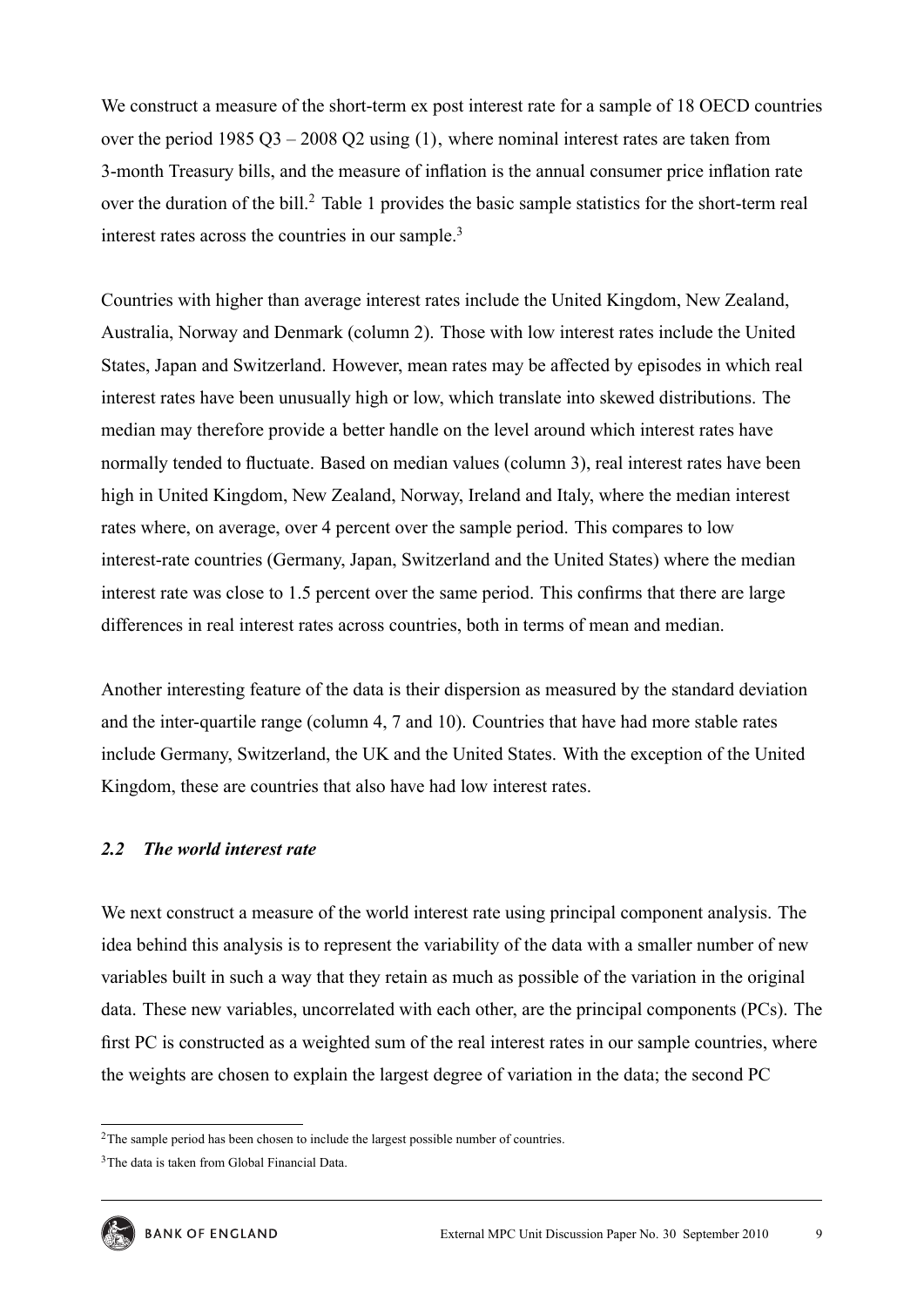We construct a measure of the short-term ex post interest rate for a sample of 18 OECD countries over the period 1985 Q3 – 2008 Q2 using (1), where nominal interest rates are taken from 3-month Treasury bills, and the measure of inflation is the annual consumer price inflation rate over the duration of the bill.[2] Table 1 provides the basic sample statistics for the short-term real interest rates across the countries in our sample.[3]

Countries with higher than average interest rates include the United Kingdom, New Zealand, Australia, Norway and Denmark (column 2). Those with low interest rates include the United States, Japan and Switzerland. However, mean rates may be affected by episodes in which real interest rates have been unusually high or low, which translate into skewed distributions. The median may therefore provide a better handle on the level around which interest rates have normally tended to fluctuate. Based on median values (column 3), real interest rates have been high in United Kingdom, New Zealand, Norway, Ireland and Italy, where the median interest rates where, on average, over 4 percent over the sample period. This compares to low interest-rate countries (Germany, Japan, Switzerland and the United States) where the median interest rate was close to 1.5 percent over the same period. This confirms that there are large differences in real interest rates across countries, both in terms of mean and median.

Another interesting feature of the data is their dispersion as measured by the standard deviation and the inter-quartile range (column 4, 7 and 10). Countries that have had more stable rates include Germany, Switzerland, the UK and the United States. With the exception of the United Kingdom, these are countries that also have had low interest rates.

### *2.2 The world interest rate*

We next construct a measure of the world interest rate using principal component analysis. The idea behind this analysis is to represent the variability of the data with a smaller number of new variables built in such a way that they retain as much as possible of the variation in the original data. These new variables, uncorrelated with each other, are the principal components (PCs). The first PC is constructed as a weighted sum of the real interest rates in our sample countries, where the weights are chosen to explain the largest degree of variation in the data; the second PC

[2] The sample period has been chosen to include the largest possible number of countries.

[3] The data is taken from Global Financial Data.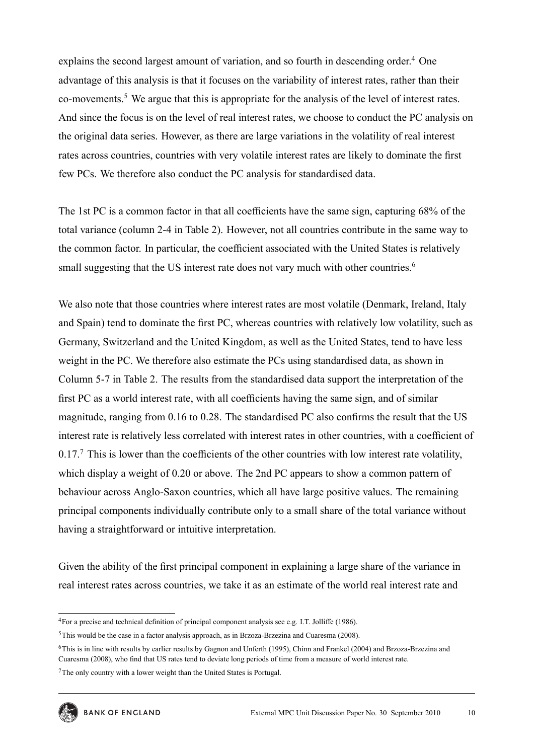explains the second largest amount of variation, and so fourth in descending order.[4] One advantage of this analysis is that it focuses on the variability of interest rates, rather than their co-movements.[5] We argue that this is appropriate for the analysis of the level of interest rates. And since the focus is on the level of real interest rates, we choose to conduct the PC analysis on the original data series. However, as there are large variations in the volatility of real interest rates across countries, countries with very volatile interest rates are likely to dominate the first few PCs. We therefore also conduct the PC analysis for standardised data.

The 1st PC is a common factor in that all coefficients have the same sign, capturing 68% of the total variance (column 2-4 in Table 2). However, not all countries contribute in the same way to the common factor. In particular, the coefficient associated with the United States is relatively small suggesting that the US interest rate does not vary much with other countries.[6]

We also note that those countries where interest rates are most volatile (Denmark, Ireland, Italy and Spain) tend to dominate the first PC, whereas countries with relatively low volatility, such as Germany, Switzerland and the United Kingdom, as well as the United States, tend to have less weight in the PC. We therefore also estimate the PCs using standardised data, as shown in Column 5-7 in Table 2. The results from the standardised data support the interpretation of the first PC as a world interest rate, with all coefficients having the same sign, and of similar magnitude, ranging from 0.16 to 0.28. The standardised PC also confirms the result that the US interest rate is relatively less correlated with interest rates in other countries, with a coefficient of 0.17.[7] This is lower than the coefficients of the other countries with low interest rate volatility, which display a weight of 0.20 or above. The 2nd PC appears to show a common pattern of behaviour across Anglo-Saxon countries, which all have large positive values. The remaining principal components individually contribute only to a small share of the total variance without having a straightforward or intuitive interpretation.

Given the ability of the first principal component in explaining a large share of the variance in real interest rates across countries, we take it as an estimate of the world real interest rate and

---

[4] For a precise and technical definition of principal component analysis see e.g. I.T. Jolliffe (1986).

[5] This would be the case in a factor analysis approach, as in Brzoza-Brzezina and Cuaresma (2008).

[6] This is in line with results by earlier results by Gagnon and Unferth (1995), Chinn and Frankel (2004) and Brzoza-Brzezina and Cuaresma (2008), who find that US rates tend to deviate long periods of time from a measure of world interest rate.

[7] The only country with a lower weight than the United States is Portugal.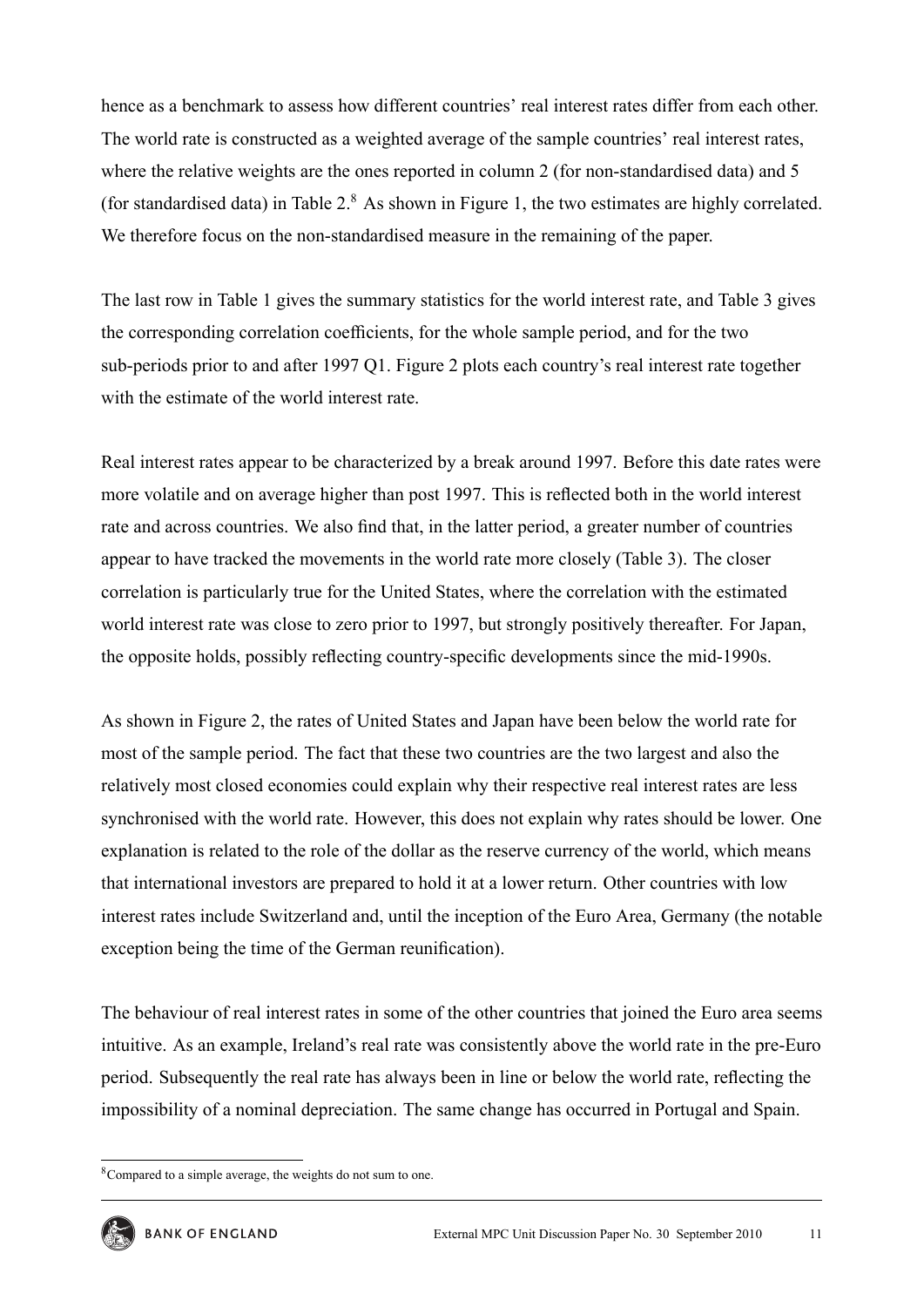hence as a benchmark to assess how different countries' real interest rates differ from each other. The world rate is constructed as a weighted average of the sample countries' real interest rates, where the relative weights are the ones reported in column 2 (for non-standardised data) and 5 (for standardised data) in Table 2.[8] As shown in Figure 1, the two estimates are highly correlated. We therefore focus on the non-standardised measure in the remaining of the paper.

The last row in Table 1 gives the summary statistics for the world interest rate, and Table 3 gives the corresponding correlation coefficients, for the whole sample period, and for the two sub-periods prior to and after 1997 Q1. Figure 2 plots each country's real interest rate together with the estimate of the world interest rate.

Real interest rates appear to be characterized by a break around 1997. Before this date rates were more volatile and on average higher than post 1997. This is reflected both in the world interest rate and across countries. We also find that, in the latter period, a greater number of countries appear to have tracked the movements in the world rate more closely (Table 3). The closer correlation is particularly true for the United States, where the correlation with the estimated world interest rate was close to zero prior to 1997, but strongly positively thereafter. For Japan, the opposite holds, possibly reflecting country-specific developments since the mid-1990s.

As shown in Figure 2, the rates of United States and Japan have been below the world rate for most of the sample period. The fact that these two countries are the two largest and also the relatively most closed economies could explain why their respective real interest rates are less synchronised with the world rate. However, this does not explain why rates should be lower. One explanation is related to the role of the dollar as the reserve currency of the world, which means that international investors are prepared to hold it at a lower return. Other countries with low interest rates include Switzerland and, until the inception of the Euro Area, Germany (the notable exception being the time of the German reunification).

The behaviour of real interest rates in some of the other countries that joined the Euro area seems intuitive. As an example, Ireland's real rate was consistently above the world rate in the pre-Euro period. Subsequently the real rate has always been in line or below the world rate, reflecting the impossibility of a nominal depreciation. The same change has occurred in Portugal and Spain.

[8] Compared to a simple average, the weights do not sum to one.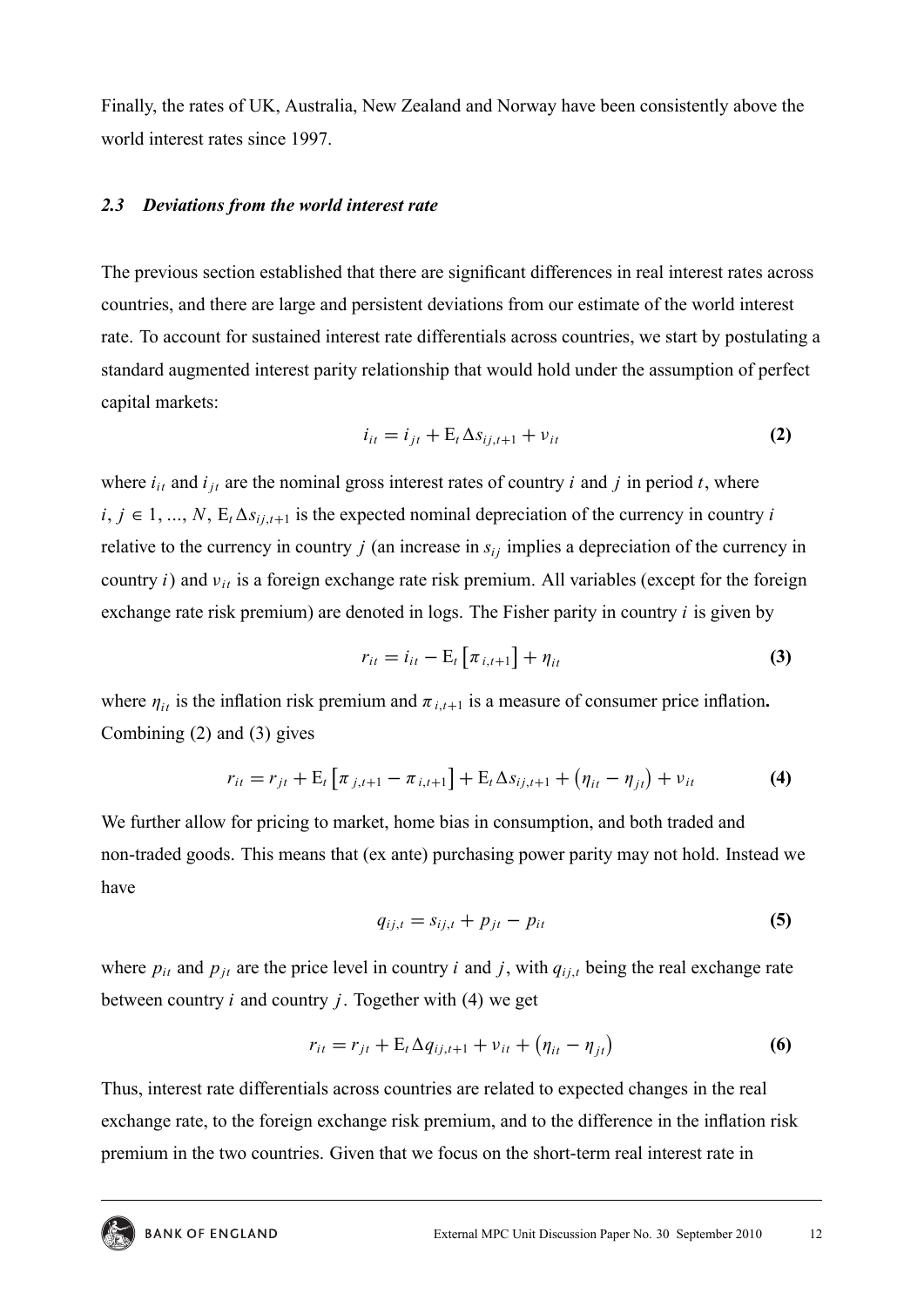Finally, the rates of UK, Australia, New Zealand and Norway have been consistently above the world interest rates since 1997.

### *2.3 Deviations from the world interest rate*

The previous section established that there are significant differences in real interest rates across countries, and there are large and persistent deviations from our estimate of the world interest rate. To account for sustained interest rate differentials across countries, we start by postulating a standard augmented interest parity relationship that would hold under the assumption of perfect capital markets:

$$i_{it} = i_{jt} + \mathrm{E}_t \Delta s_{ij,t+1} + \nu_{it} \tag{2}$$

where $i_{it}$ and $i_{jt}$ are the nominal gross interest rates of country $i$ and $j$ in period $t$, where $i, j \in 1, ..., N$, $\mathrm{E}_t \Delta s_{ij,t+1}$ is the expected nominal depreciation of the currency in country $i$ relative to the currency in country $j$ (an increase in $s_{ij}$ implies a depreciation of the currency in country $i$) and $\nu_{it}$ is a foreign exchange rate risk premium. All variables (except for the foreign exchange rate risk premium) are denoted in logs. The Fisher parity in country $i$ is given by

$$r_{it} = i_{it} - \mathrm{E}_t \left[ \pi_{i,t+1} \right] + \eta_{it} \tag{3}$$

where $\eta_{it}$ is the inflation risk premium and $\pi_{i,t+1}$ is a measure of consumer price inflation**.** Combining (2) and (3) gives

$$r_{it} = r_{jt} + \mathrm{E}_t \left[ \pi_{j,t+1} - \pi_{i,t+1} \right] + \mathrm{E}_t \Delta s_{ij,t+1} + \left( \eta_{it} - \eta_{jt} \right) + \nu_{it} \tag{4}$$

We further allow for pricing to market, home bias in consumption, and both traded and non-traded goods. This means that (ex ante) purchasing power parity may not hold. Instead we have

$$q_{ij,t} = s_{ij,t} + p_{jt} - p_{it} \tag{5}$$

where $p_{it}$ and $p_{jt}$ are the price level in country $i$ and $j$, with $q_{ij,t}$ being the real exchange rate between country $i$ and country $j$. Together with (4) we get

$$r_{it} = r_{jt} + \mathrm{E}_t \Delta q_{ij,t+1} + \nu_{it} + \left( \eta_{it} - \eta_{jt} \right) \tag{6}$$

Thus, interest rate differentials across countries are related to expected changes in the real exchange rate, to the foreign exchange risk premium, and to the difference in the inflation risk premium in the two countries. Given that we focus on the short-term real interest rate in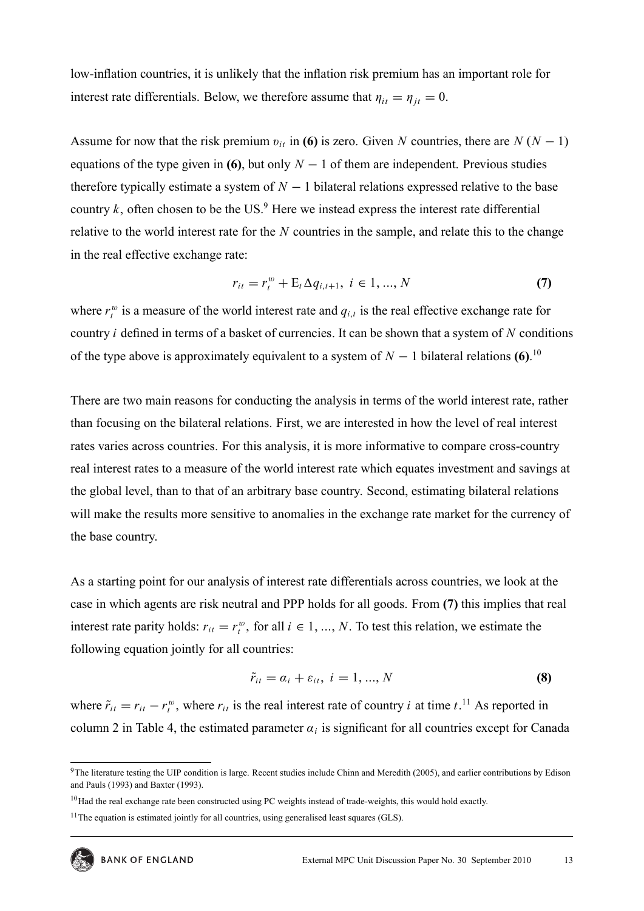low-inflation countries, it is unlikely that the inflation risk premium has an important role for interest rate differentials. Below, we therefore assume that $\eta_{it} = \eta_{jt} = 0$.

Assume for now that the risk premium $\upsilon_{it}$ in **(6)** is zero. Given $N$ countries, there are $N(N-1)$ equations of the type given in **(6)**, but only $N-1$ of them are independent. Previous studies therefore typically estimate a system of $N-1$ bilateral relations expressed relative to the base country $k$, often chosen to be the US.[9] Here we instead express the interest rate differential relative to the world interest rate for the $N$ countries in the sample, and relate this to the change in the real effective exchange rate:

$$r_{it} = r_t^w + \mathrm{E}_t \Delta q_{i,t+1}, \; i \in 1, ..., N \tag{7}$$

where $r_t^w$ is a measure of the world interest rate and $q_{i,t}$ is the real effective exchange rate for country $i$ defined in terms of a basket of currencies. It can be shown that a system of $N$ conditions of the type above is approximately equivalent to a system of $N-1$ bilateral relations **(6)**.[10]

There are two main reasons for conducting the analysis in terms of the world interest rate, rather than focusing on the bilateral relations. First, we are interested in how the level of real interest rates varies across countries. For this analysis, it is more informative to compare cross-country real interest rates to a measure of the world interest rate which equates investment and savings at the global level, than to that of an arbitrary base country. Second, estimating bilateral relations will make the results more sensitive to anomalies in the exchange rate market for the currency of the base country.

As a starting point for our analysis of interest rate differentials across countries, we look at the case in which agents are risk neutral and PPP holds for all goods. From **(7)** this implies that real interest rate parity holds: $r_{it} = r_t^w$, for all $i \in 1, ..., N$. To test this relation, we estimate the following equation jointly for all countries:

$$\tilde{r}_{it} = \alpha_i + \varepsilon_{it}, \; i = 1, ..., N \tag{8}$$

where $\tilde{r}_{it} = r_{it} - r_t^w$, where $r_{it}$ is the real interest rate of country $i$ at time $t$.[11] As reported in column 2 in Table 4, the estimated parameter $\alpha_i$ is significant for all countries except for Canada

[9] The literature testing the UIP condition is large. Recent studies include Chinn and Meredith (2005), and earlier contributions by Edison and Pauls (1993) and Baxter (1993).

[10] Had the real exchange rate been constructed using PC weights instead of trade-weights, this would hold exactly.

[11] The equation is estimated jointly for all countries, using generalised least squares (GLS).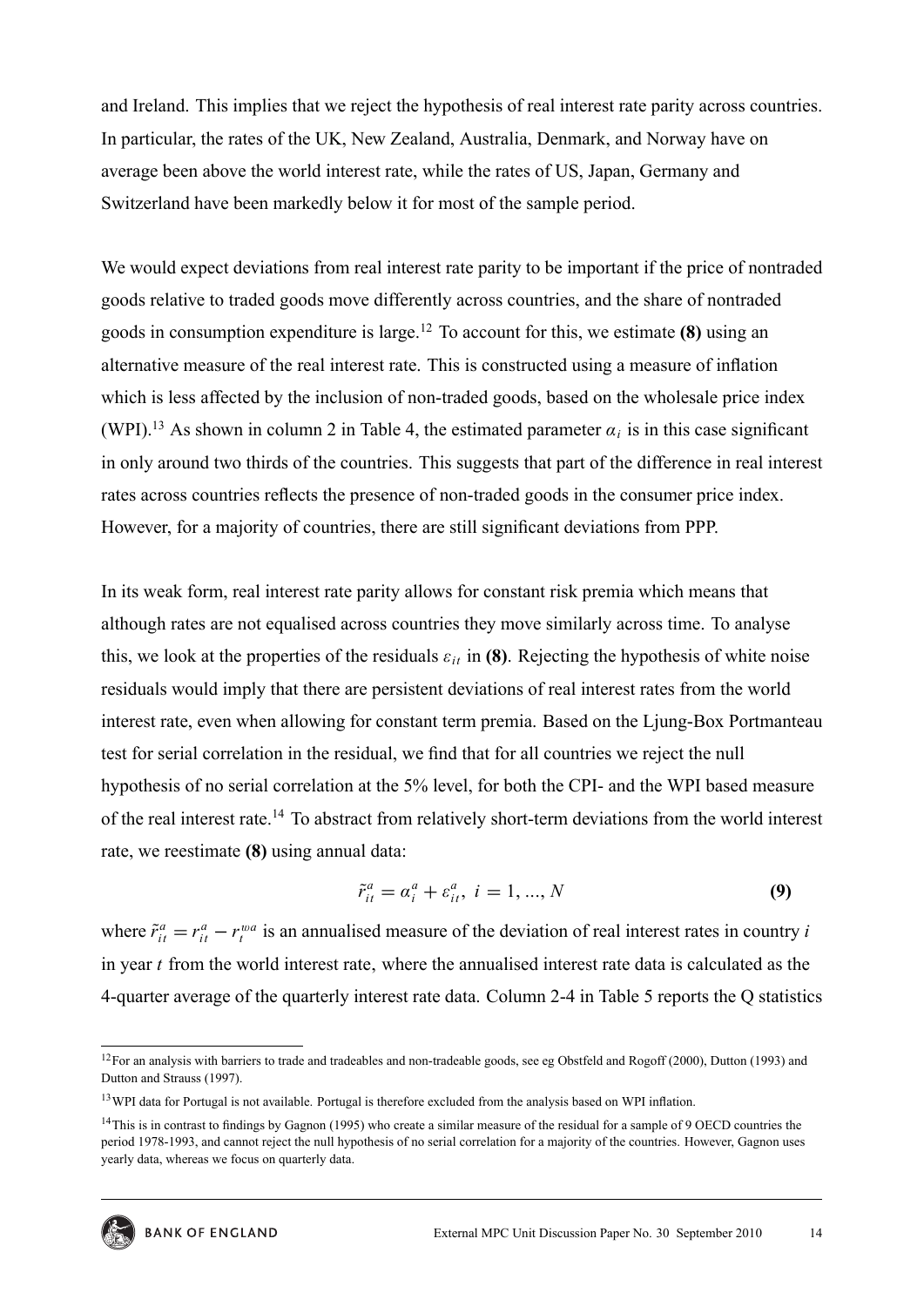and Ireland. This implies that we reject the hypothesis of real interest rate parity across countries. In particular, the rates of the UK, New Zealand, Australia, Denmark, and Norway have on average been above the world interest rate, while the rates of US, Japan, Germany and Switzerland have been markedly below it for most of the sample period.

We would expect deviations from real interest rate parity to be important if the price of nontraded goods relative to traded goods move differently across countries, and the share of nontraded goods in consumption expenditure is large.[12] To account for this, we estimate **(8)** using an alternative measure of the real interest rate. This is constructed using a measure of inflation which is less affected by the inclusion of non-traded goods, based on the wholesale price index (WPI).[13] As shown in column 2 in Table 4, the estimated parameter $\alpha_i$ is in this case significant in only around two thirds of the countries. This suggests that part of the difference in real interest rates across countries reflects the presence of non-traded goods in the consumer price index. However, for a majority of countries, there are still significant deviations from PPP.

In its weak form, real interest rate parity allows for constant risk premia which means that although rates are not equalised across countries they move similarly across time. To analyse this, we look at the properties of the residuals $\varepsilon_{it}$ in **(8)**. Rejecting the hypothesis of white noise residuals would imply that there are persistent deviations of real interest rates from the world interest rate, even when allowing for constant term premia. Based on the Ljung-Box Portmanteau test for serial correlation in the residual, we find that for all countries we reject the null hypothesis of no serial correlation at the 5% level, for both the CPI- and the WPI based measure of the real interest rate.[14] To abstract from relatively short-term deviations from the world interest rate, we reestimate **(8)** using annual data:

$$\tilde{r}_{it}^a = \alpha_i^a + \varepsilon_{it}^a, \; i = 1, ..., N \qquad \textbf{(9)}$$

where $\tilde{r}_{it}^a = r_{it}^a - r_t^{wa}$ is an annualised measure of the deviation of real interest rates in country $i$ in year $t$ from the world interest rate, where the annualised interest rate data is calculated as the 4-quarter average of the quarterly interest rate data. Column 2-4 in Table 5 reports the Q statistics

---

[12] For an analysis with barriers to trade and tradeables and non-tradeable goods, see eg Obstfeld and Rogoff (2000), Dutton (1993) and Dutton and Strauss (1997).

[13] WPI data for Portugal is not available. Portugal is therefore excluded from the analysis based on WPI inflation.

[14] This is in contrast to findings by Gagnon (1995) who create a similar measure of the residual for a sample of 9 OECD countries the period 1978-1993, and cannot reject the null hypothesis of no serial correlation for a majority of the countries. However, Gagnon uses yearly data, whereas we focus on quarterly data.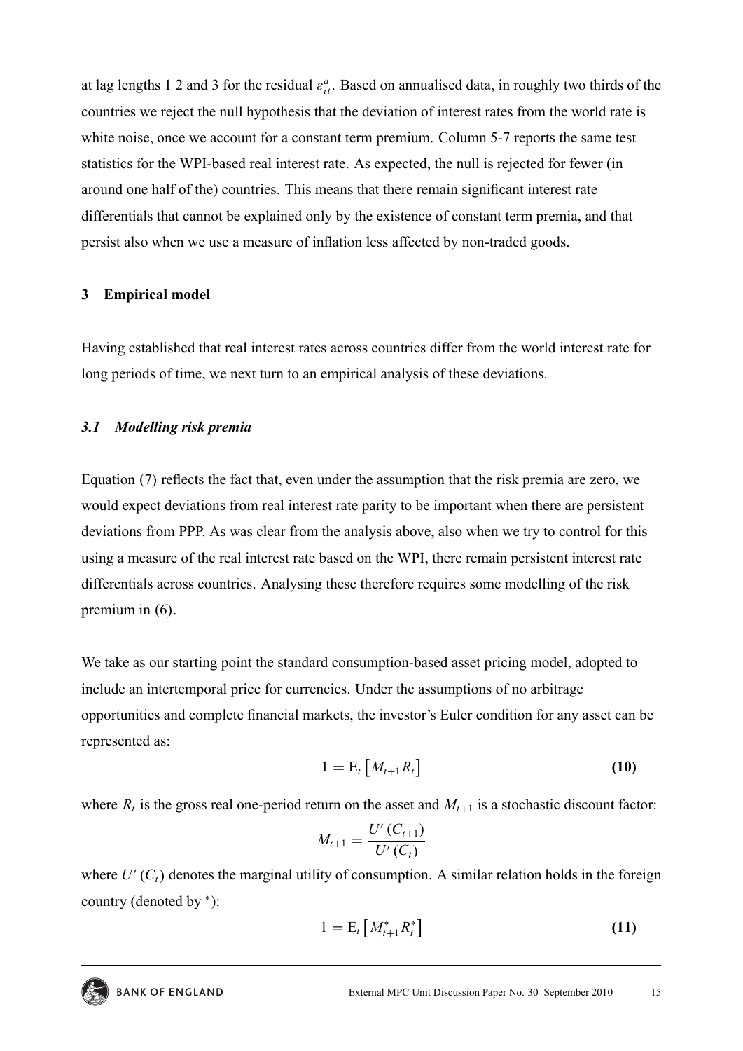at lag lengths 1 2 and 3 for the residual $\varepsilon_{it}^{a}$. Based on annualised data, in roughly two thirds of the countries we reject the null hypothesis that the deviation of interest rates from the world rate is white noise, once we account for a constant term premium. Column 5-7 reports the same test statistics for the WPI-based real interest rate. As expected, the null is rejected for fewer (in around one half of the) countries. This means that there remain significant interest rate differentials that cannot be explained only by the existence of constant term premia, and that persist also when we use a measure of inflation less affected by non-traded goods.

## 3 Empirical model

Having established that real interest rates across countries differ from the world interest rate for long periods of time, we next turn to an empirical analysis of these deviations.

### *3.1 Modelling risk premia*

Equation (7) reflects the fact that, even under the assumption that the risk premia are zero, we would expect deviations from real interest rate parity to be important when there are persistent deviations from PPP. As was clear from the analysis above, also when we try to control for this using a measure of the real interest rate based on the WPI, there remain persistent interest rate differentials across countries. Analysing these therefore requires some modelling of the risk premium in (6).

We take as our starting point the standard consumption-based asset pricing model, adopted to include an intertemporal price for currencies. Under the assumptions of no arbitrage opportunities and complete financial markets, the investor's Euler condition for any asset can be represented as:

$$1 = \mathrm{E}_t \left[ M_{t+1} R_t \right] \qquad \textbf{(10)}$$

where $R_t$ is the gross real one-period return on the asset and $M_{t+1}$ is a stochastic discount factor:

$$M_{t+1} = \frac{U'(C_{t+1})}{U'(C_t)}$$

where $U'(C_t)$ denotes the marginal utility of consumption. A similar relation holds in the foreign country (denoted by $^*$):

$$1 = \mathrm{E}_t \left[ M_{t+1}^* R_t^* \right] \qquad \textbf{(11)}$$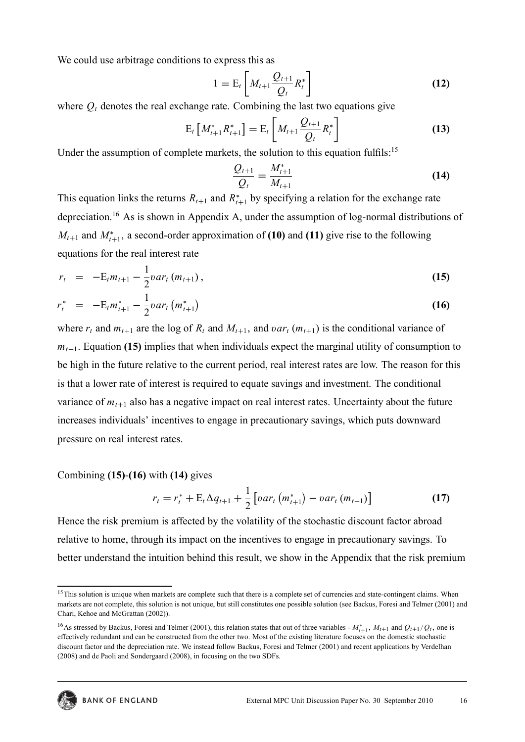We could use arbitrage conditions to express this as

$$1 = \mathrm{E}_t \left[ M_{t+1} \frac{Q_{t+1}}{Q_t} R_t^* \right] \tag{12}$$

where $Q_t$ denotes the real exchange rate. Combining the last two equations give

$$\mathrm{E}_t \left[ M_{t+1}^* R_{t+1}^* \right] = \mathrm{E}_t \left[ M_{t+1} \frac{Q_{t+1}}{Q_t} R_t^* \right] \tag{13}$$

Under the assumption of complete markets, the solution to this equation fulfils:[15]

$$\frac{Q_{t+1}}{Q_t} = \frac{M_{t+1}^*}{M_{t+1}} \tag{14}$$

This equation links the returns $R_{t+1}$ and $R_{t+1}^*$ by specifying a relation for the exchange rate depreciation.[16] As is shown in Appendix A, under the assumption of log-normal distributions of $M_{t+1}$ and $M_{t+1}^*$, a second-order approximation of **(10)** and **(11)** give rise to the following equations for the real interest rate

$$r_t = -\mathrm{E}_t m_{t+1} - \frac{1}{2} var_t \left( m_{t+1} \right), \tag{15}$$

$$r_t^* = -\mathrm{E}_t m_{t+1}^* - \frac{1}{2} var_t \left( m_{t+1}^* \right) \tag{16}$$

where $r_t$ and $m_{t+1}$ are the log of $R_t$ and $M_{t+1}$, and $var_t(m_{t+1})$ is the conditional variance of $m_{t+1}$. Equation **(15)** implies that when individuals expect the marginal utility of consumption to be high in the future relative to the current period, real interest rates are low. The reason for this is that a lower rate of interest is required to equate savings and investment. The conditional variance of $m_{t+1}$ also has a negative impact on real interest rates. Uncertainty about the future increases individuals' incentives to engage in precautionary savings, which puts downward pressure on real interest rates.

Combining **(15)**-**(16)** with **(14)** gives

$$r_t = r_t^* + \mathrm{E}_t \Delta q_{t+1} + \frac{1}{2} \left[ var_t \left( m_{t+1}^* \right) - var_t \left( m_{t+1} \right) \right] \tag{17}$$

Hence the risk premium is affected by the volatility of the stochastic discount factor abroad relative to home, through its impact on the incentives to engage in precautionary savings. To better understand the intuition behind this result, we show in the Appendix that the risk premium

[15] This solution is unique when markets are complete such that there is a complete set of currencies and state-contingent claims. When markets are not complete, this solution is not unique, but still constitutes one possible solution (see Backus, Foresi and Telmer (2001) and Chari, Kehoe and McGrattan (2002)).

[16] As stressed by Backus, Foresi and Telmer (2001), this relation states that out of three variables - $M_{t+1}^*$, $M_{t+1}$ and $Q_{t+1}/Q_t$, one is effectively redundant and can be constructed from the other two. Most of the existing literature focuses on the domestic stochastic discount factor and the depreciation rate. We instead follow Backus, Foresi and Telmer (2001) and recent applications by Verdelhan (2008) and de Paoli and Sondergaard (2008), in focusing on the two SDFs.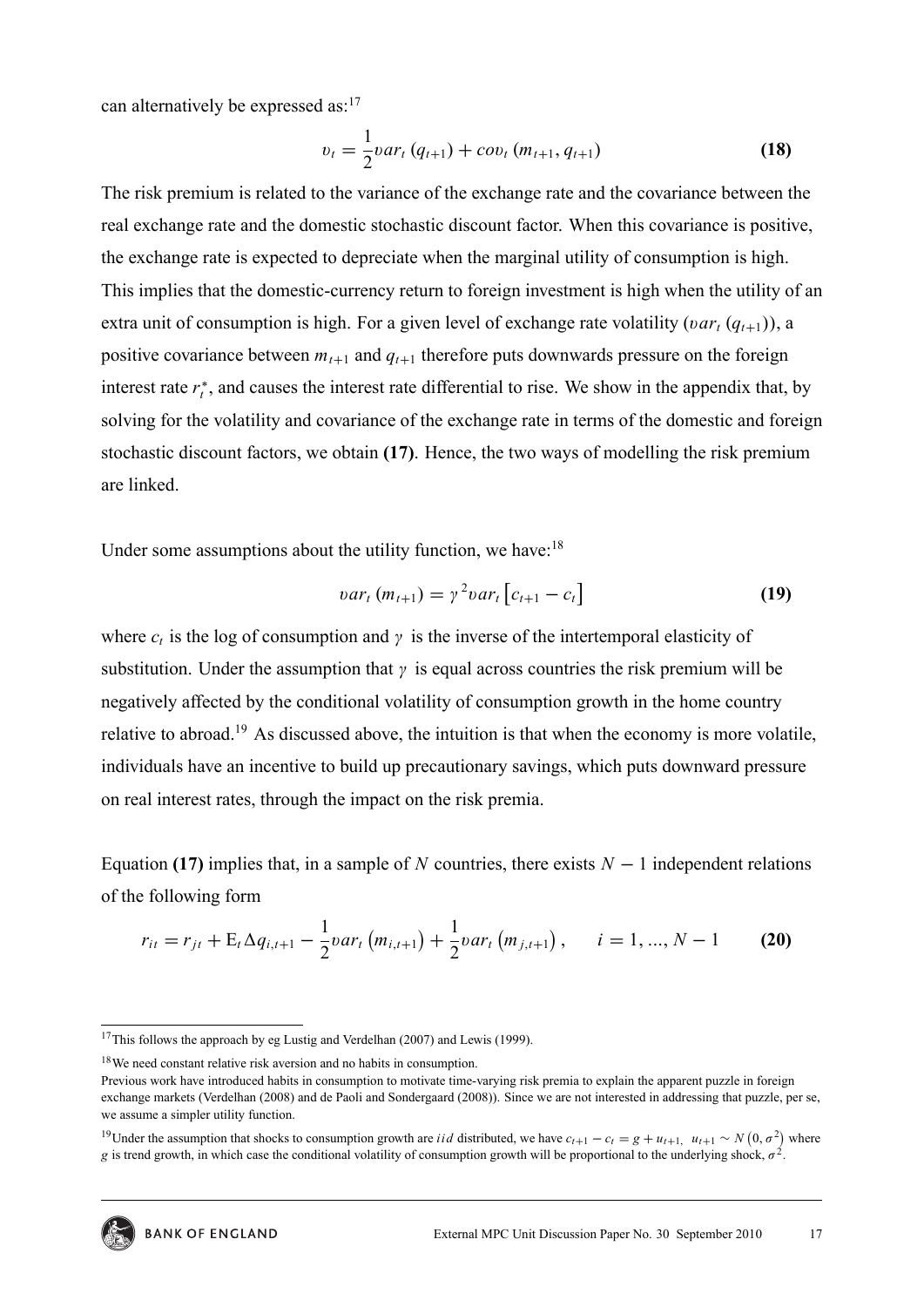can alternatively be expressed as:[17]

$$\upsilon_t = \frac{1}{2}\upsilon ar_t\left(q_{t+1}\right) + cov_t\left(m_{t+1}, q_{t+1}\right) \tag{18}$$

The risk premium is related to the variance of the exchange rate and the covariance between the real exchange rate and the domestic stochastic discount factor. When this covariance is positive, the exchange rate is expected to depreciate when the marginal utility of consumption is high. This implies that the domestic-currency return to foreign investment is high when the utility of an extra unit of consumption is high. For a given level of exchange rate volatility ($\upsilon ar_t(q_{t+1})$), a positive covariance between $m_{t+1}$ and $q_{t+1}$ therefore puts downwards pressure on the foreign interest rate $r_t^*$, and causes the interest rate differential to rise. We show in the appendix that, by solving for the volatility and covariance of the exchange rate in terms of the domestic and foreign stochastic discount factors, we obtain **(17)**. Hence, the two ways of modelling the risk premium are linked.

Under some assumptions about the utility function, we have:[18]

$$\upsilon ar_t\left(m_{t+1}\right) = \gamma^2 \upsilon ar_t\left[c_{t+1} - c_t\right] \tag{19}$$

where $c_t$ is the log of consumption and $\gamma$ is the inverse of the intertemporal elasticity of substitution. Under the assumption that $\gamma$ is equal across countries the risk premium will be negatively affected by the conditional volatility of consumption growth in the home country relative to abroad.[19] As discussed above, the intuition is that when the economy is more volatile, individuals have an incentive to build up precautionary savings, which puts downward pressure on real interest rates, through the impact on the risk premia.

Equation **(17)** implies that, in a sample of $N$ countries, there exists $N-1$ independent relations of the following form

$$r_{it} = r_{jt} + \mathrm{E}_t \Delta q_{i,t+1} - \frac{1}{2}\upsilon ar_t\left(m_{i,t+1}\right) + \frac{1}{2}\upsilon ar_t\left(m_{j,t+1}\right), \qquad i = 1, ..., N-1 \tag{20}$$

---

[17] This follows the approach by eg Lustig and Verdelhan (2007) and Lewis (1999).

[18] We need constant relative risk aversion and no habits in consumption.
Previous work have introduced habits in consumption to motivate time-varying risk premia to explain the apparent puzzle in foreign exchange markets (Verdelhan (2008) and de Paoli and Sondergaard (2008)). Since we are not interested in addressing that puzzle, per se, we assume a simpler utility function.

[19] Under the assumption that shocks to consumption growth are $iid$ distributed, we have $c_{t+1} - c_t = g + u_{t+1},\ u_{t+1} \sim N\left(0, \sigma^2\right)$ where $g$ is trend growth, in which case the conditional volatility of consumption growth will be proportional to the underlying shock, $\sigma^2$.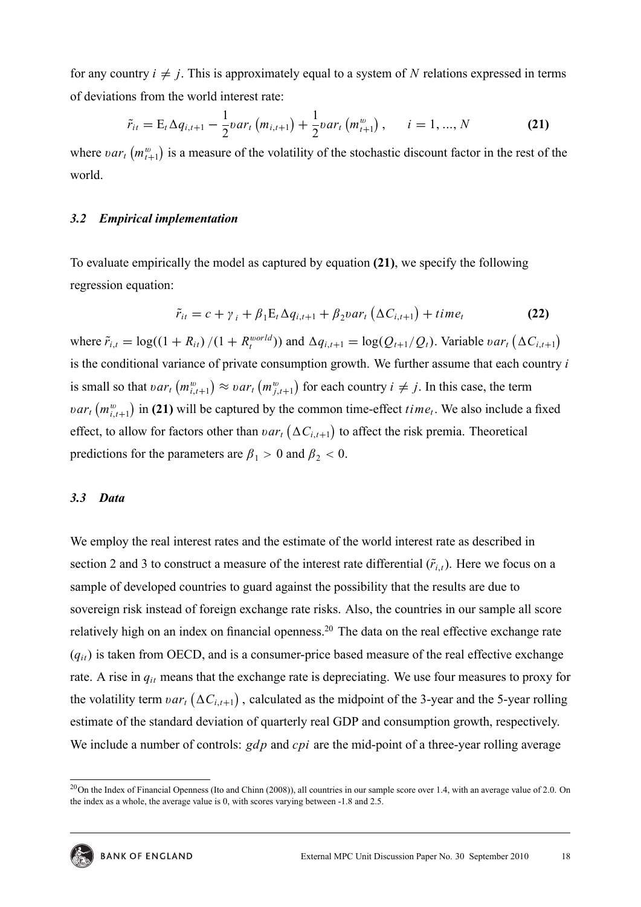for any country $i \neq j$. This is approximately equal to a system of $N$ relations expressed in terms of deviations from the world interest rate:

$$\tilde{r}_{it} = \mathrm{E}_t \Delta q_{i,t+1} - \frac{1}{2} var_t \left( m_{i,t+1} \right) + \frac{1}{2} var_t \left( m^{w}_{t+1} \right), \qquad i = 1, ..., N \tag{21}$$

where $var_t \left( m^{w}_{t+1} \right)$ is a measure of the volatility of the stochastic discount factor in the rest of the world.

### *3.2 Empirical implementation*

To evaluate empirically the model as captured by equation **(21)**, we specify the following regression equation:

$$\tilde{r}_{it} = c + \gamma_i + \beta_1 \mathrm{E}_t \Delta q_{i,t+1} + \beta_2 var_t \left( \Delta C_{i,t+1} \right) + time_t \tag{22}$$

where $\tilde{r}_{i,t} = \log((1 + R_{it}) / (1 + R^{world}_t))$ and $\Delta q_{i,t+1} = \log(Q_{t+1}/Q_t)$. Variable $var_t \left( \Delta C_{i,t+1} \right)$ is the conditional variance of private consumption growth. We further assume that each country $i$ is small so that $var_t \left( m^{w}_{i,t+1} \right) \approx var_t \left( m^{w}_{j,t+1} \right)$ for each country $i \neq j$. In this case, the term $var_t \left( m^{w}_{i,t+1} \right)$ in **(21)** will be captured by the common time-effect $time_t$. We also include a fixed effect, to allow for factors other than $var_t \left( \Delta C_{i,t+1} \right)$ to affect the risk premia. Theoretical predictions for the parameters are $\beta_1 > 0$ and $\beta_2 < 0$.

### *3.3 Data*

We employ the real interest rates and the estimate of the world interest rate as described in section 2 and 3 to construct a measure of the interest rate differential ($\tilde{r}_{i,t}$). Here we focus on a sample of developed countries to guard against the possibility that the results are due to sovereign risk instead of foreign exchange rate risks. Also, the countries in our sample all score relatively high on an index on financial openness.[20] The data on the real effective exchange rate ($q_{it}$) is taken from OECD, and is a consumer-price based measure of the real effective exchange rate. A rise in $q_{it}$ means that the exchange rate is depreciating. We use four measures to proxy for the volatility term $var_t \left( \Delta C_{i,t+1} \right)$, calculated as the midpoint of the 3-year and the 5-year rolling estimate of the standard deviation of quarterly real GDP and consumption growth, respectively. We include a number of controls: $gdp$ and $cpi$ are the mid-point of a three-year rolling average

[20] On the Index of Financial Openness (Ito and Chinn (2008)), all countries in our sample score over 1.4, with an average value of 2.0. On the index as a whole, the average value is 0, with scores varying between -1.8 and 2.5.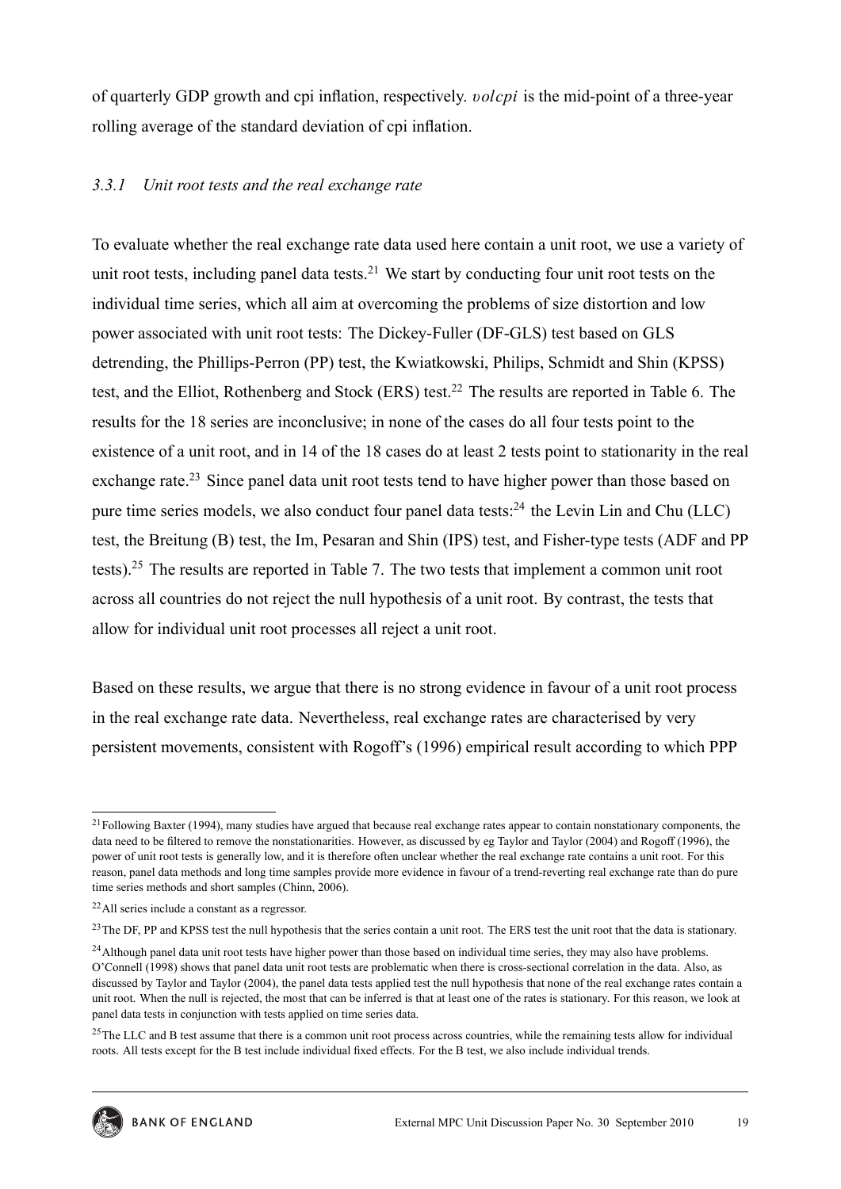of quarterly GDP growth and cpi inflation, respectively. $volcpi$ is the mid-point of a three-year rolling average of the standard deviation of cpi inflation.

### *3.3.1 Unit root tests and the real exchange rate*

To evaluate whether the real exchange rate data used here contain a unit root, we use a variety of unit root tests, including panel data tests.[21] We start by conducting four unit root tests on the individual time series, which all aim at overcoming the problems of size distortion and low power associated with unit root tests: The Dickey-Fuller (DF-GLS) test based on GLS detrending, the Phillips-Perron (PP) test, the Kwiatkowski, Philips, Schmidt and Shin (KPSS) test, and the Elliot, Rothenberg and Stock (ERS) test.[22] The results are reported in Table 6. The results for the 18 series are inconclusive; in none of the cases do all four tests point to the existence of a unit root, and in 14 of the 18 cases do at least 2 tests point to stationarity in the real exchange rate.[23] Since panel data unit root tests tend to have higher power than those based on pure time series models, we also conduct four panel data tests:[24] the Levin Lin and Chu (LLC) test, the Breitung (B) test, the Im, Pesaran and Shin (IPS) test, and Fisher-type tests (ADF and PP tests).[25] The results are reported in Table 7. The two tests that implement a common unit root across all countries do not reject the null hypothesis of a unit root. By contrast, the tests that allow for individual unit root processes all reject a unit root.

Based on these results, we argue that there is no strong evidence in favour of a unit root process in the real exchange rate data. Nevertheless, real exchange rates are characterised by very persistent movements, consistent with Rogoff's (1996) empirical result according to which PPP

[21] Following Baxter (1994), many studies have argued that because real exchange rates appear to contain nonstationary components, the data need to be filtered to remove the nonstationarities. However, as discussed by eg Taylor and Taylor (2004) and Rogoff (1996), the power of unit root tests is generally low, and it is therefore often unclear whether the real exchange rate contains a unit root. For this reason, panel data methods and long time samples provide more evidence in favour of a trend-reverting real exchange rate than do pure time series methods and short samples (Chinn, 2006).

[22] All series include a constant as a regressor.

[23] The DF, PP and KPSS test the null hypothesis that the series contain a unit root. The ERS test the unit root that the data is stationary.

[24] Although panel data unit root tests have higher power than those based on individual time series, they may also have problems. O'Connell (1998) shows that panel data unit root tests are problematic when there is cross-sectional correlation in the data. Also, as discussed by Taylor and Taylor (2004), the panel data tests applied test the null hypothesis that none of the real exchange rates contain a unit root. When the null is rejected, the most that can be inferred is that at least one of the rates is stationary. For this reason, we look at panel data tests in conjunction with tests applied on time series data.

[25] The LLC and B test assume that there is a common unit root process across countries, while the remaining tests allow for individual roots. All tests except for the B test include individual fixed effects. For the B test, we also include individual trends.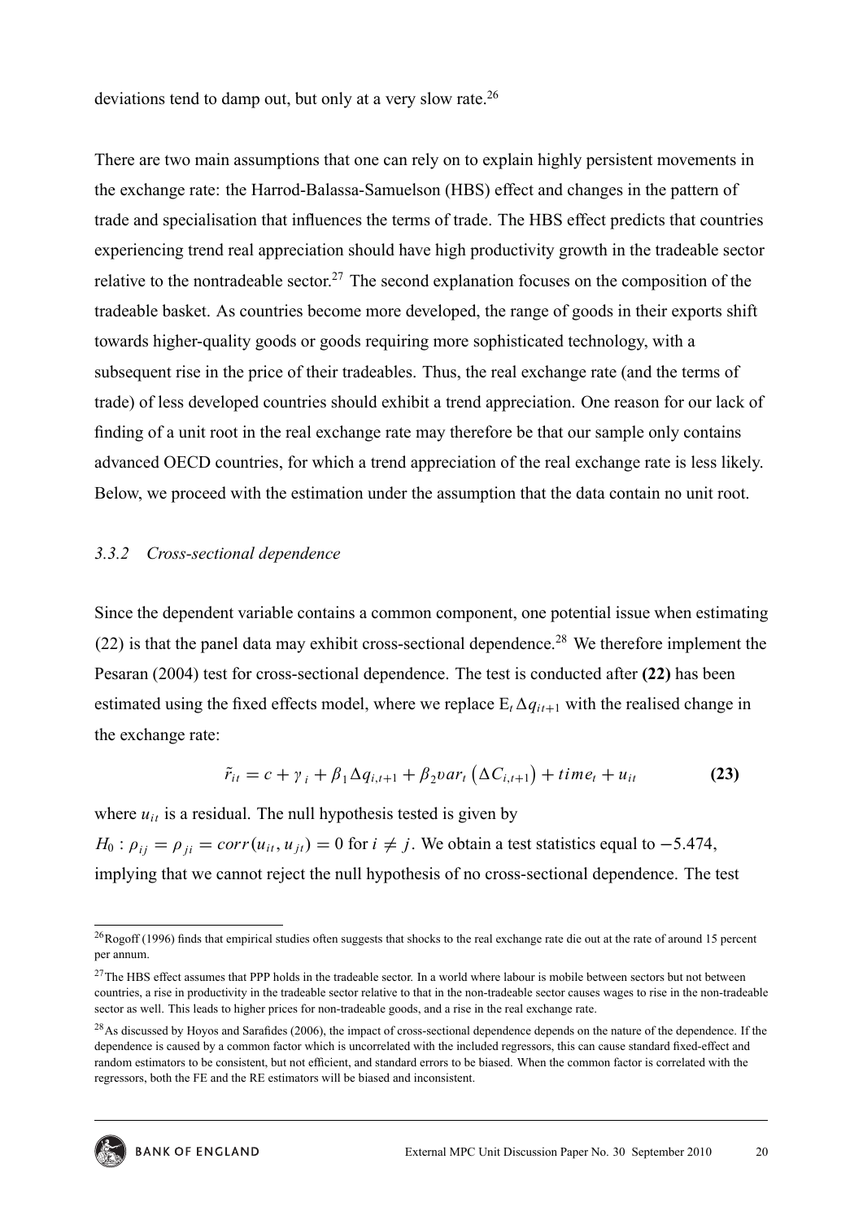deviations tend to damp out, but only at a very slow rate.[26]

There are two main assumptions that one can rely on to explain highly persistent movements in the exchange rate: the Harrod-Balassa-Samuelson (HBS) effect and changes in the pattern of trade and specialisation that influences the terms of trade. The HBS effect predicts that countries experiencing trend real appreciation should have high productivity growth in the tradeable sector relative to the nontradeable sector.[27] The second explanation focuses on the composition of the tradeable basket. As countries become more developed, the range of goods in their exports shift towards higher-quality goods or goods requiring more sophisticated technology, with a subsequent rise in the price of their tradeables. Thus, the real exchange rate (and the terms of trade) of less developed countries should exhibit a trend appreciation. One reason for our lack of finding of a unit root in the real exchange rate may therefore be that our sample only contains advanced OECD countries, for which a trend appreciation of the real exchange rate is less likely. Below, we proceed with the estimation under the assumption that the data contain no unit root.

### *3.3.2 Cross-sectional dependence*

Since the dependent variable contains a common component, one potential issue when estimating (22) is that the panel data may exhibit cross-sectional dependence.[28] We therefore implement the Pesaran (2004) test for cross-sectional dependence. The test is conducted after **(22)** has been estimated using the fixed effects model, where we replace $\mathrm{E}_t \Delta q_{it+1}$ with the realised change in the exchange rate:

$$\tilde{r}_{it} = c + \gamma_i + \beta_1 \Delta q_{i,t+1} + \beta_2 var_t \left( \Delta C_{i,t+1} \right) + time_t + u_{it} \qquad \textbf{(23)}$$

where $u_{it}$ is a residual. The null hypothesis tested is given by $H_0 : \rho_{ij} = \rho_{ji} = corr(u_{it}, u_{jt}) = 0$ for $i \neq j$. We obtain a test statistics equal to $-5.474$, implying that we cannot reject the null hypothesis of no cross-sectional dependence. The test

---

[26] Rogoff (1996) finds that empirical studies often suggests that shocks to the real exchange rate die out at the rate of around 15 percent per annum.

[27] The HBS effect assumes that PPP holds in the tradeable sector. In a world where labour is mobile between sectors but not between countries, a rise in productivity in the tradeable sector relative to that in the non-tradeable sector causes wages to rise in the non-tradeable sector as well. This leads to higher prices for non-tradeable goods, and a rise in the real exchange rate.

[28] As discussed by Hoyos and Sarafides (2006), the impact of cross-sectional dependence depends on the nature of the dependence. If the dependence is caused by a common factor which is uncorrelated with the included regressors, this can cause standard fixed-effect and random estimators to be consistent, but not efficient, and standard errors to be biased. When the common factor is correlated with the regressors, both the FE and the RE estimators will be biased and inconsistent.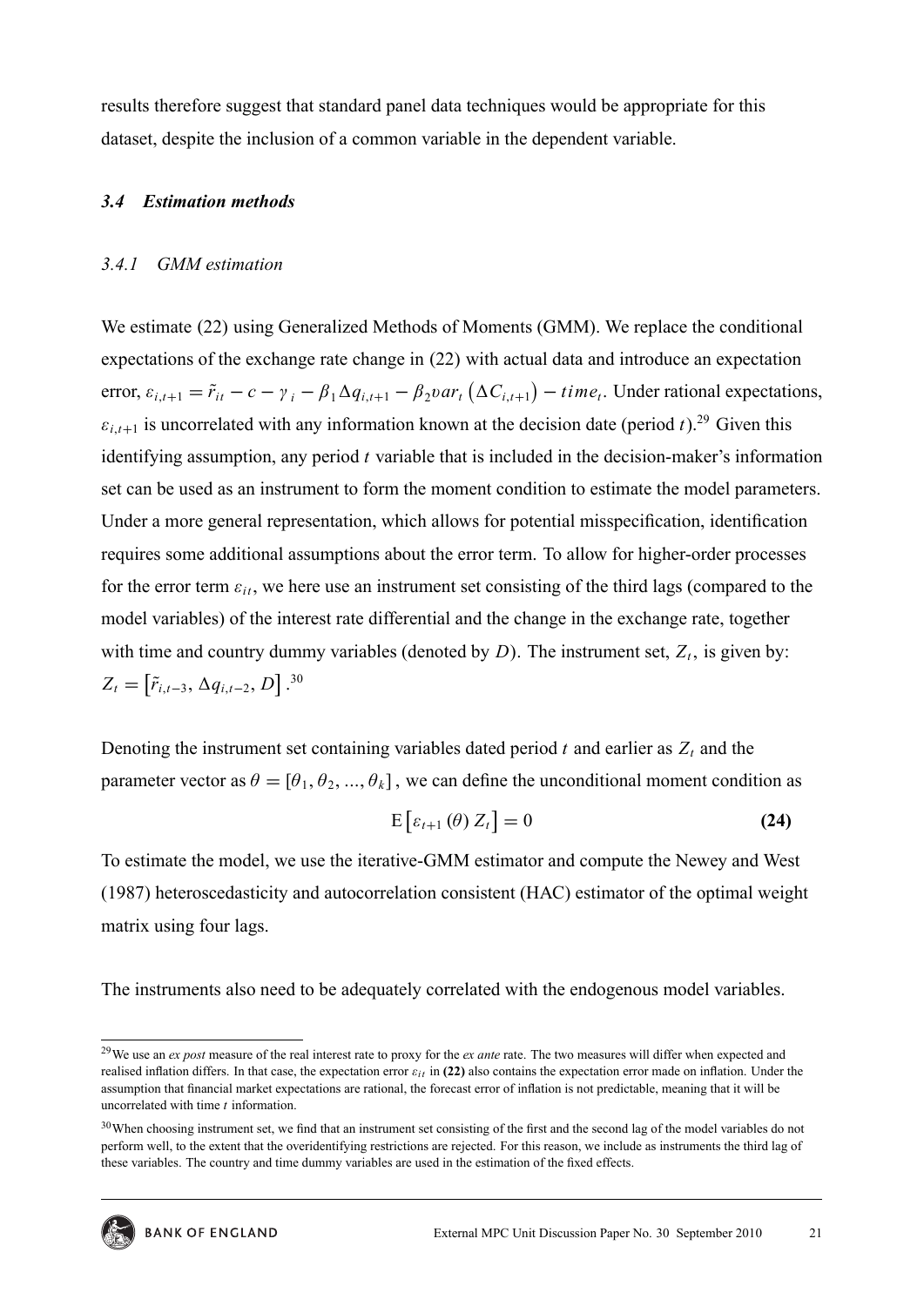results therefore suggest that standard panel data techniques would be appropriate for this dataset, despite the inclusion of a common variable in the dependent variable.

### *3.4 Estimation methods*

#### *3.4.1 GMM estimation*

We estimate (22) using Generalized Methods of Moments (GMM). We replace the conditional expectations of the exchange rate change in (22) with actual data and introduce an expectation error, $\varepsilon_{i,t+1} = \tilde{r}_{it} - c - \gamma_i - \beta_1 \Delta q_{i,t+1} - \beta_2 var_t \left(\Delta C_{i,t+1}\right) - time_t$. Under rational expectations, $\varepsilon_{i,t+1}$ is uncorrelated with any information known at the decision date (period $t$).[29] Given this identifying assumption, any period $t$ variable that is included in the decision-maker's information set can be used as an instrument to form the moment condition to estimate the model parameters. Under a more general representation, which allows for potential misspecification, identification requires some additional assumptions about the error term. To allow for higher-order processes for the error term $\varepsilon_{it}$, we here use an instrument set consisting of the third lags (compared to the model variables) of the interest rate differential and the change in the exchange rate, together with time and country dummy variables (denoted by $D$). The instrument set, $Z_t$, is given by: $Z_t = \left[\tilde{r}_{i,t-3}, \Delta q_{i,t-2}, D\right]$.[30]

Denoting the instrument set containing variables dated period $t$ and earlier as $Z_t$ and the parameter vector as $\theta = [\theta_1, \theta_2, ..., \theta_k]$, we can define the unconditional moment condition as

$$\mathrm{E}\left[\varepsilon_{t+1}(\theta) Z_t\right] = 0 \qquad \textbf{(24)}$$

To estimate the model, we use the iterative-GMM estimator and compute the Newey and West (1987) heteroscedasticity and autocorrelation consistent (HAC) estimator of the optimal weight matrix using four lags.

The instruments also need to be adequately correlated with the endogenous model variables.

---

[29] We use an *ex post* measure of the real interest rate to proxy for the *ex ante* rate. The two measures will differ when expected and realised inflation differs. In that case, the expectation error $\varepsilon_{it}$ in **(22)** also contains the expectation error made on inflation. Under the assumption that financial market expectations are rational, the forecast error of inflation is not predictable, meaning that it will be uncorrelated with time $t$ information.

[30] When choosing instrument set, we find that an instrument set consisting of the first and the second lag of the model variables do not perform well, to the extent that the overidentifying restrictions are rejected. For this reason, we include as instruments the third lag of these variables. The country and time dummy variables are used in the estimation of the fixed effects.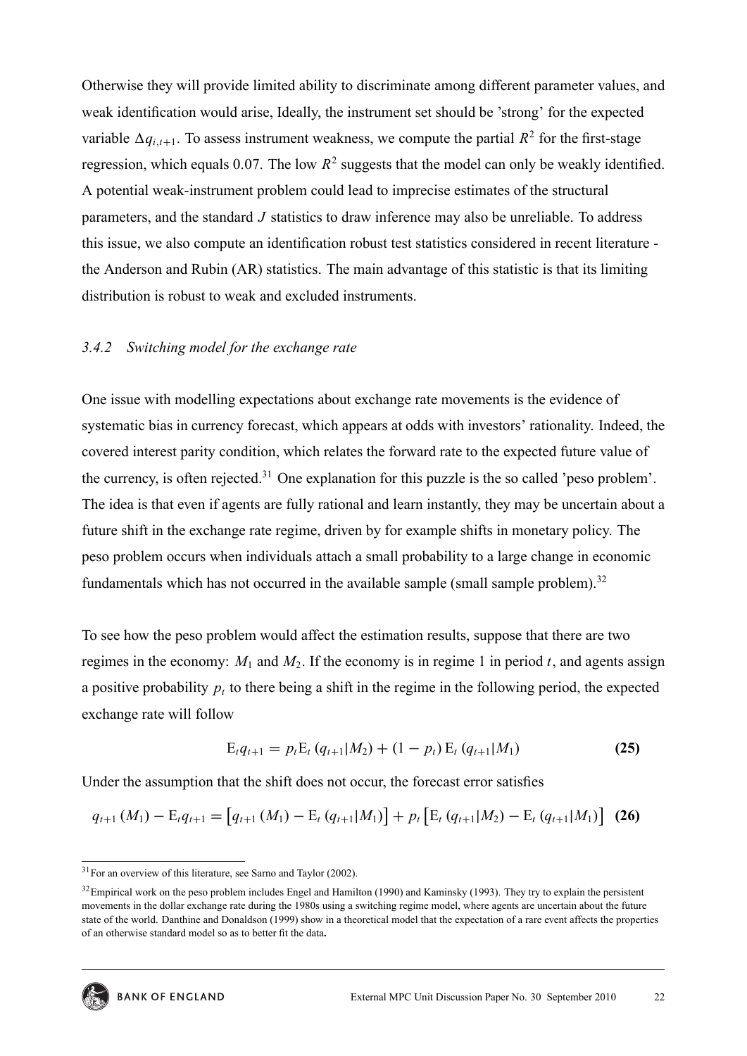Otherwise they will provide limited ability to discriminate among different parameter values, and weak identification would arise, Ideally, the instrument set should be 'strong' for the expected variable $\Delta q_{i,t+1}$. To assess instrument weakness, we compute the partial $R^2$ for the first-stage regression, which equals 0.07. The low $R^2$ suggests that the model can only be weakly identified. A potential weak-instrument problem could lead to imprecise estimates of the structural parameters, and the standard $J$ statistics to draw inference may also be unreliable. To address this issue, we also compute an identification robust test statistics considered in recent literature - the Anderson and Rubin (AR) statistics. The main advantage of this statistic is that its limiting distribution is robust to weak and excluded instruments.

### *3.4.2 Switching model for the exchange rate*

One issue with modelling expectations about exchange rate movements is the evidence of systematic bias in currency forecast, which appears at odds with investors' rationality. Indeed, the covered interest parity condition, which relates the forward rate to the expected future value of the currency, is often rejected.[31] One explanation for this puzzle is the so called 'peso problem'. The idea is that even if agents are fully rational and learn instantly, they may be uncertain about a future shift in the exchange rate regime, driven by for example shifts in monetary policy. The peso problem occurs when individuals attach a small probability to a large change in economic fundamentals which has not occurred in the available sample (small sample problem).[32]

To see how the peso problem would affect the estimation results, suppose that there are two regimes in the economy: $M_1$ and $M_2$. If the economy is in regime 1 in period $t$, and agents assign a positive probability $p_t$ to there being a shift in the regime in the following period, the expected exchange rate will follow

$$\mathrm{E}_t q_{t+1} = p_t \mathrm{E}_t \left(q_{t+1}|M_2\right) + \left(1 - p_t\right) \mathrm{E}_t \left(q_{t+1}|M_1\right) \tag{25}$$

Under the assumption that the shift does not occur, the forecast error satisfies

$$q_{t+1}\left(M_1\right) - \mathrm{E}_t q_{t+1} = \left[q_{t+1}\left(M_1\right) - \mathrm{E}_t \left(q_{t+1}|M_1\right)\right] + p_t \left[\mathrm{E}_t \left(q_{t+1}|M_2\right) - \mathrm{E}_t \left(q_{t+1}|M_1\right)\right] \tag{26}$$

[31] For an overview of this literature, see Sarno and Taylor (2002).

[32] Empirical work on the peso problem includes Engel and Hamilton (1990) and Kaminsky (1993). They try to explain the persistent movements in the dollar exchange rate during the 1980s using a switching regime model, where agents are uncertain about the future state of the world. Danthine and Donaldson (1999) show in a theoretical model that the expectation of a rare event affects the properties of an otherwise standard model so as to better fit the data.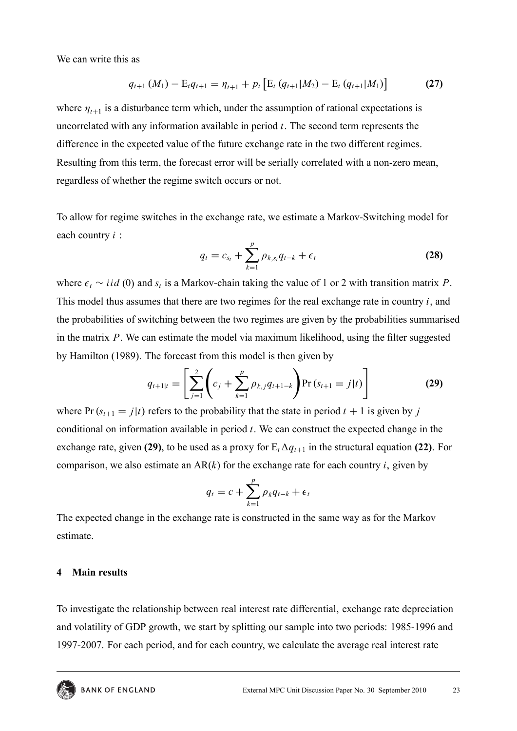We can write this as

$$q_{t+1}(M_1) - \mathrm{E}_t q_{t+1} = \eta_{t+1} + p_t \left[\mathrm{E}_t (q_{t+1}|M_2) - \mathrm{E}_t (q_{t+1}|M_1)\right] \tag{27}$$

where $\eta_{t+1}$ is a disturbance term which, under the assumption of rational expectations is uncorrelated with any information available in period $t$. The second term represents the difference in the expected value of the future exchange rate in the two different regimes. Resulting from this term, the forecast error will be serially correlated with a non-zero mean, regardless of whether the regime switch occurs or not.

To allow for regime switches in the exchange rate, we estimate a Markov-Switching model for each country $i$ :

$$q_t = c_{s_t} + \sum_{k=1}^{p} \rho_{k,s_t} q_{t-k} + \epsilon_t \tag{28}$$

where $\epsilon_t \sim iid\,(0)$ and $s_t$ is a Markov-chain taking the value of 1 or 2 with transition matrix $P$. This model thus assumes that there are two regimes for the real exchange rate in country $i$, and the probabilities of switching between the two regimes are given by the probabilities summarised in the matrix $P$. We can estimate the model via maximum likelihood, using the filter suggested by Hamilton (1989). The forecast from this model is then given by

$$q_{t+1|t} = \left[\sum_{j=1}^{2} \left(c_j + \sum_{k=1}^{p} \rho_{k,j} q_{t+1-k}\right) \Pr(s_{t+1} = j|t)\right] \tag{29}$$

where $\Pr(s_{t+1} = j|t)$ refers to the probability that the state in period $t+1$ is given by $j$ conditional on information available in period $t$. We can construct the expected change in the exchange rate, given **(29)**, to be used as a proxy for $\mathrm{E}_t \Delta q_{t+1}$ in the structural equation **(22)**. For comparison, we also estimate an AR($k$) for the exchange rate for each country $i$, given by

$$q_t = c + \sum_{k=1}^{p} \rho_k q_{t-k} + \epsilon_t$$

The expected change in the exchange rate is constructed in the same way as for the Markov estimate.

## 4 Main results

To investigate the relationship between real interest rate differential, exchange rate depreciation and volatility of GDP growth, we start by splitting our sample into two periods: 1985-1996 and 1997-2007. For each period, and for each country, we calculate the average real interest rate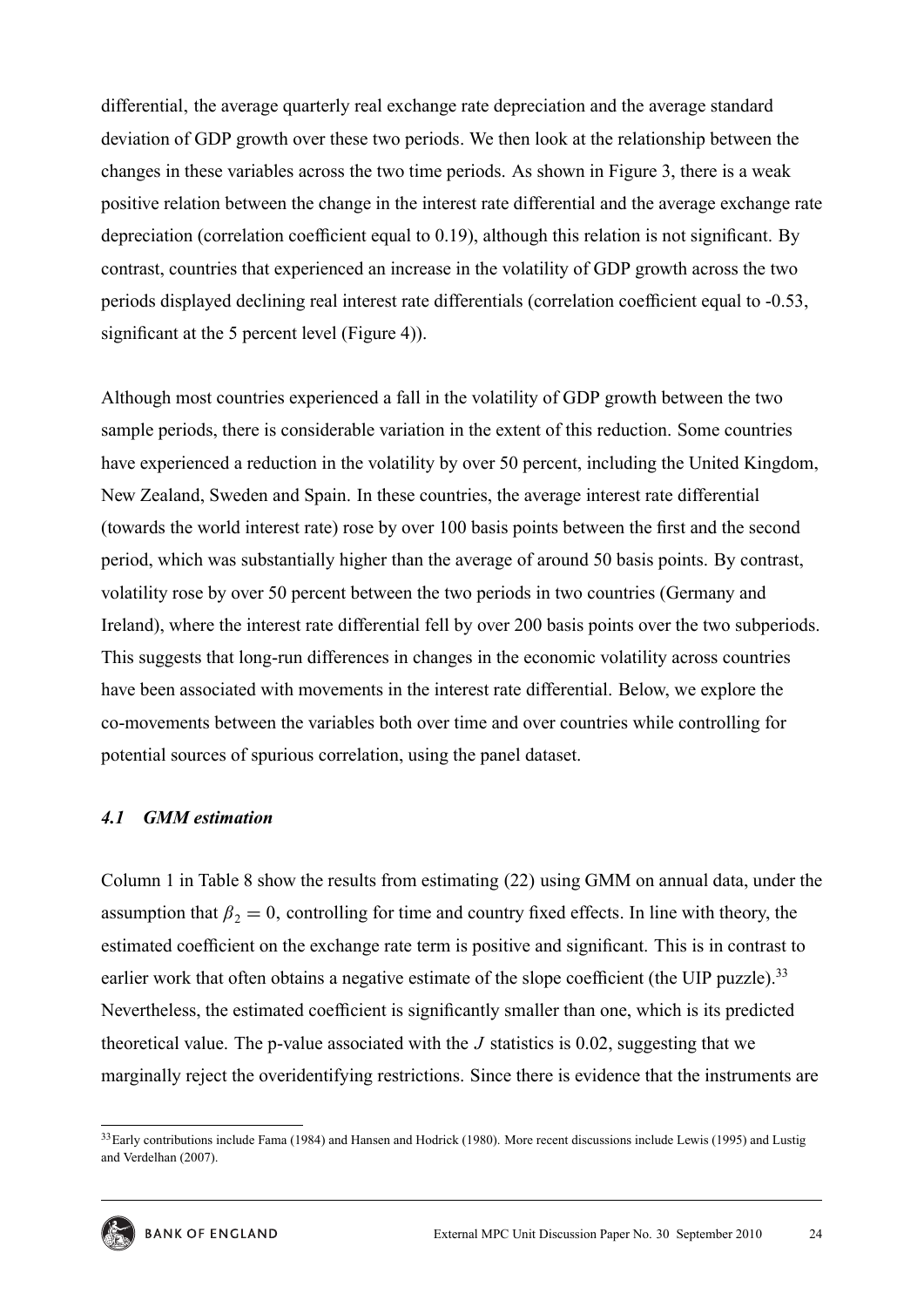differential, the average quarterly real exchange rate depreciation and the average standard deviation of GDP growth over these two periods. We then look at the relationship between the changes in these variables across the two time periods. As shown in Figure 3, there is a weak positive relation between the change in the interest rate differential and the average exchange rate depreciation (correlation coefficient equal to 0.19), although this relation is not significant. By contrast, countries that experienced an increase in the volatility of GDP growth across the two periods displayed declining real interest rate differentials (correlation coefficient equal to -0.53, significant at the 5 percent level (Figure 4)).

Although most countries experienced a fall in the volatility of GDP growth between the two sample periods, there is considerable variation in the extent of this reduction. Some countries have experienced a reduction in the volatility by over 50 percent, including the United Kingdom, New Zealand, Sweden and Spain. In these countries, the average interest rate differential (towards the world interest rate) rose by over 100 basis points between the first and the second period, which was substantially higher than the average of around 50 basis points. By contrast, volatility rose by over 50 percent between the two periods in two countries (Germany and Ireland), where the interest rate differential fell by over 200 basis points over the two subperiods. This suggests that long-run differences in changes in the economic volatility across countries have been associated with movements in the interest rate differential. Below, we explore the co-movements between the variables both over time and over countries while controlling for potential sources of spurious correlation, using the panel dataset.

### *4.1 GMM estimation*

Column 1 in Table 8 show the results from estimating (22) using GMM on annual data, under the assumption that $\beta_2 = 0$, controlling for time and country fixed effects. In line with theory, the estimated coefficient on the exchange rate term is positive and significant. This is in contrast to earlier work that often obtains a negative estimate of the slope coefficient (the UIP puzzle).[33] Nevertheless, the estimated coefficient is significantly smaller than one, which is its predicted theoretical value. The p-value associated with the $J$ statistics is 0.02, suggesting that we marginally reject the overidentifying restrictions. Since there is evidence that the instruments are

[33] Early contributions include Fama (1984) and Hansen and Hodrick (1980). More recent discussions include Lewis (1995) and Lustig and Verdelhan (2007).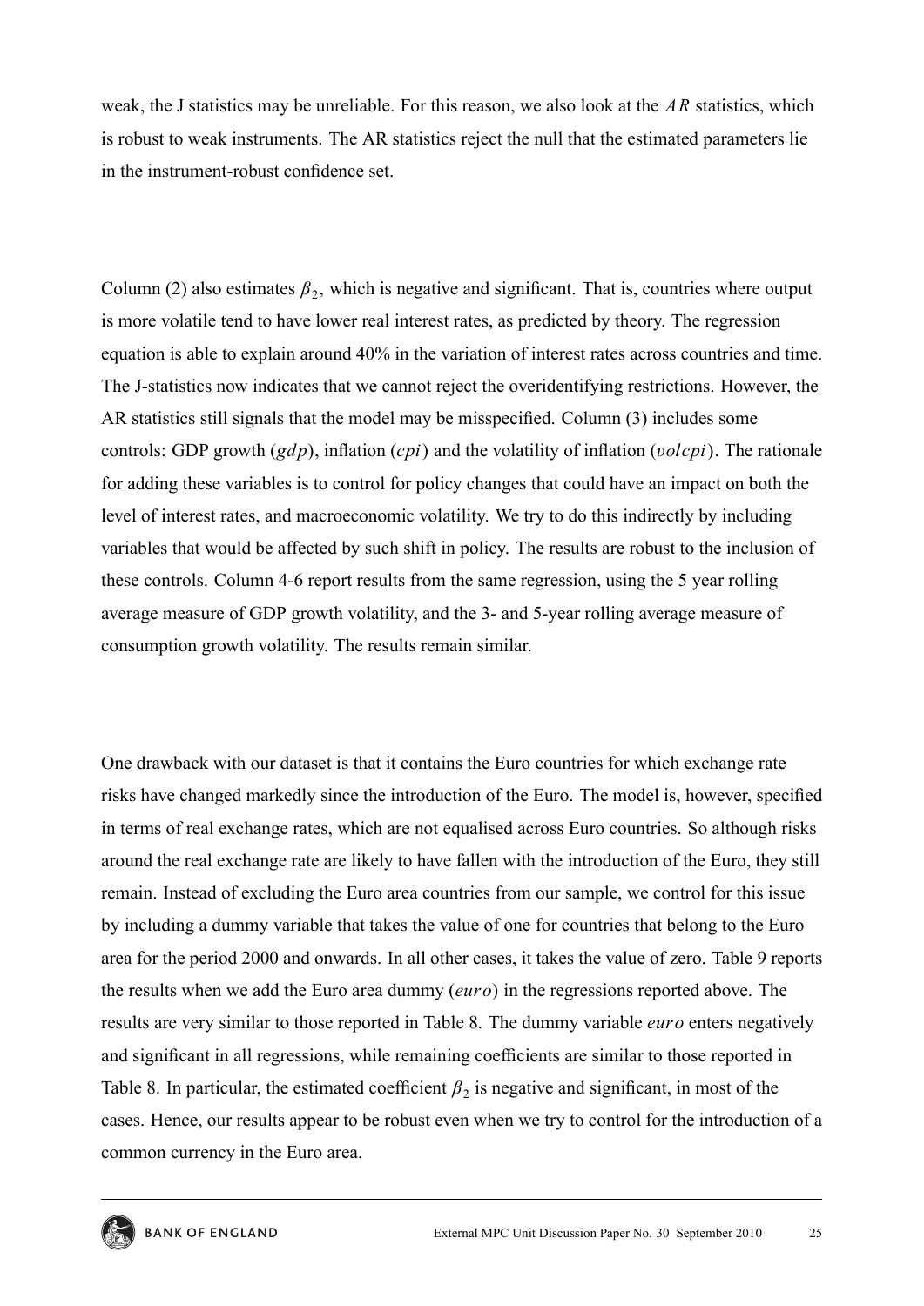weak, the J statistics may be unreliable. For this reason, we also look at the $AR$ statistics, which is robust to weak instruments. The AR statistics reject the null that the estimated parameters lie in the instrument-robust confidence set.

Column (2) also estimates $\beta_2$, which is negative and significant. That is, countries where output is more volatile tend to have lower real interest rates, as predicted by theory. The regression equation is able to explain around 40% in the variation of interest rates across countries and time. The J-statistics now indicates that we cannot reject the overidentifying restrictions. However, the AR statistics still signals that the model may be misspecified. Column (3) includes some controls: GDP growth ($gdp$), inflation ($cpi$) and the volatility of inflation ($volcpi$). The rationale for adding these variables is to control for policy changes that could have an impact on both the level of interest rates, and macroeconomic volatility. We try to do this indirectly by including variables that would be affected by such shift in policy. The results are robust to the inclusion of these controls. Column 4-6 report results from the same regression, using the 5 year rolling average measure of GDP growth volatility, and the 3- and 5-year rolling average measure of consumption growth volatility. The results remain similar.

One drawback with our dataset is that it contains the Euro countries for which exchange rate risks have changed markedly since the introduction of the Euro. The model is, however, specified in terms of real exchange rates, which are not equalised across Euro countries. So although risks around the real exchange rate are likely to have fallen with the introduction of the Euro, they still remain. Instead of excluding the Euro area countries from our sample, we control for this issue by including a dummy variable that takes the value of one for countries that belong to the Euro area for the period 2000 and onwards. In all other cases, it takes the value of zero. Table 9 reports the results when we add the Euro area dummy ($euro$) in the regressions reported above. The results are very similar to those reported in Table 8. The dummy variable $euro$ enters negatively and significant in all regressions, while remaining coefficients are similar to those reported in Table 8. In particular, the estimated coefficient $\beta_2$ is negative and significant, in most of the cases. Hence, our results appear to be robust even when we try to control for the introduction of a common currency in the Euro area.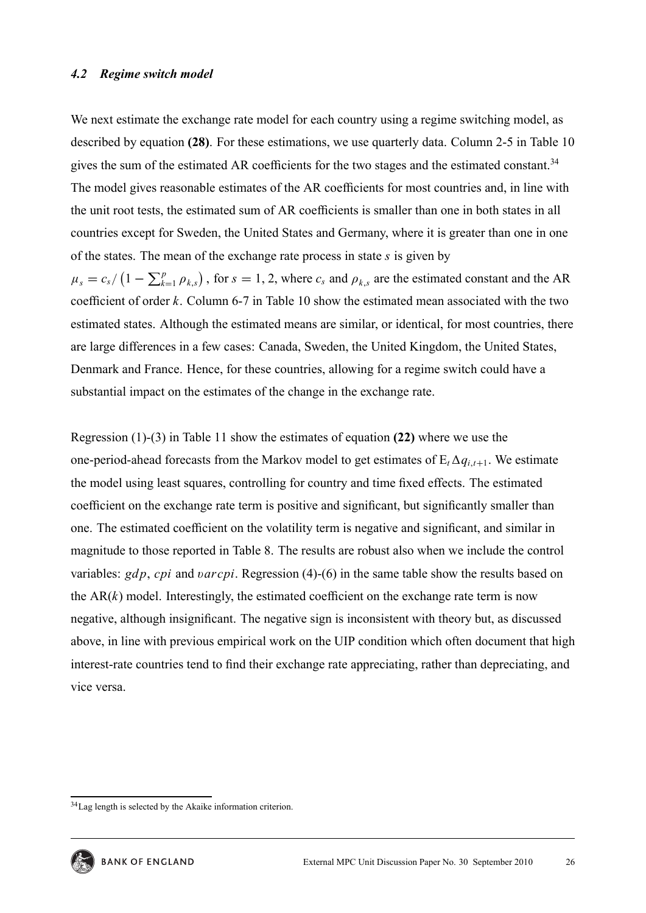### *4.2 Regime switch model*

We next estimate the exchange rate model for each country using a regime switching model, as described by equation **(28)**. For these estimations, we use quarterly data. Column 2-5 in Table 10 gives the sum of the estimated AR coefficients for the two stages and the estimated constant.[34] The model gives reasonable estimates of the AR coefficients for most countries and, in line with the unit root tests, the estimated sum of AR coefficients is smaller than one in both states in all countries except for Sweden, the United States and Germany, where it is greater than one in one of the states. The mean of the exchange rate process in state $s$ is given by $\mu_s = c_s / \left(1 - \sum_{k=1}^{p} \rho_{k,s}\right)$, for $s = 1, 2$, where $c_s$ and $\rho_{k,s}$ are the estimated constant and the AR coefficient of order $k$. Column 6-7 in Table 10 show the estimated mean associated with the two estimated states. Although the estimated means are similar, or identical, for most countries, there are large differences in a few cases: Canada, Sweden, the United Kingdom, the United States, Denmark and France. Hence, for these countries, allowing for a regime switch could have a substantial impact on the estimates of the change in the exchange rate.

Regression (1)-(3) in Table 11 show the estimates of equation **(22)** where we use the one-period-ahead forecasts from the Markov model to get estimates of $E_t \Delta q_{i,t+1}$. We estimate the model using least squares, controlling for country and time fixed effects. The estimated coefficient on the exchange rate term is positive and significant, but significantly smaller than one. The estimated coefficient on the volatility term is negative and significant, and similar in magnitude to those reported in Table 8. The results are robust also when we include the control variables: $gdp$, $cpi$ and $varcpi$. Regression (4)-(6) in the same table show the results based on the AR($k$) model. Interestingly, the estimated coefficient on the exchange rate term is now negative, although insignificant. The negative sign is inconsistent with theory but, as discussed above, in line with previous empirical work on the UIP condition which often document that high interest-rate countries tend to find their exchange rate appreciating, rather than depreciating, and vice versa.

[34] Lag length is selected by the Akaike information criterion.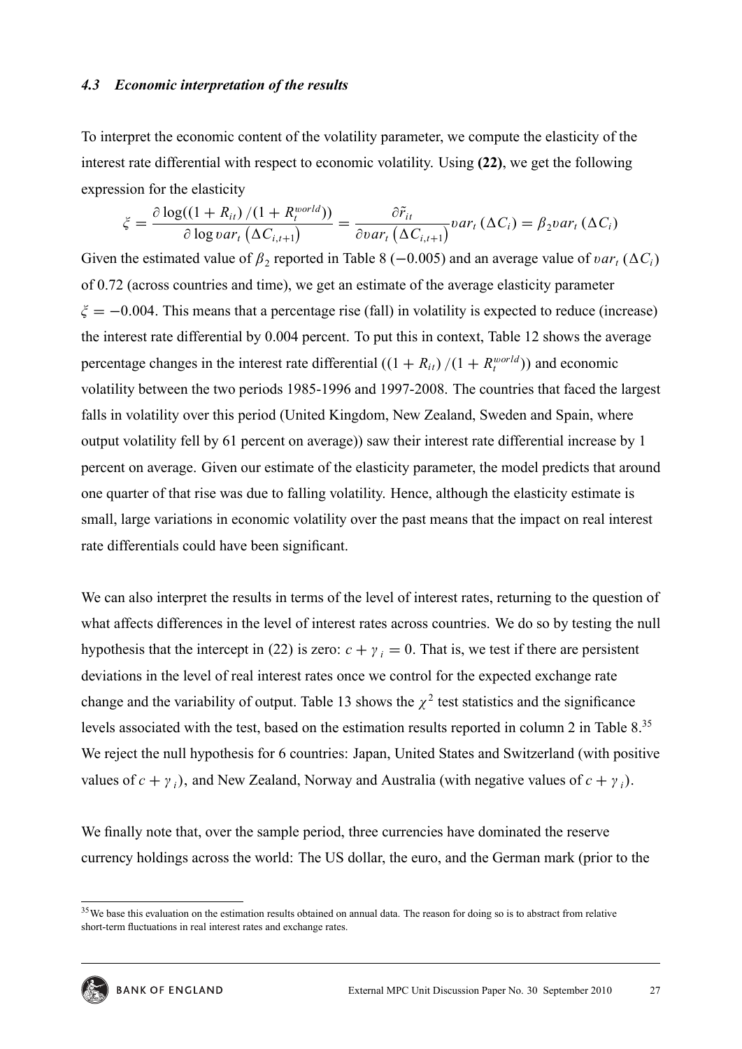### 4.3 Economic interpretation of the results

To interpret the economic content of the volatility parameter, we compute the elasticity of the interest rate differential with respect to economic volatility. Using **(22)**, we get the following expression for the elasticity

$$\xi = \frac{\partial \log((1+R_{it})/(1+R_t^{world}))}{\partial \log var_t(\Delta C_{i,t+1})} = \frac{\partial \tilde{r}_{it}}{\partial var_t(\Delta C_{i,t+1})} var_t(\Delta C_i) = \beta_2 var_t(\Delta C_i)$$

Given the estimated value of $\beta_2$ reported in Table 8 ($-0.005$) and an average value of $var_t(\Delta C_i)$ of 0.72 (across countries and time), we get an estimate of the average elasticity parameter $\xi = -0.004$. This means that a percentage rise (fall) in volatility is expected to reduce (increase) the interest rate differential by 0.004 percent. To put this in context, Table 12 shows the average percentage changes in the interest rate differential ($(1+R_{it})/(1+R_t^{world})$) and economic volatility between the two periods 1985-1996 and 1997-2008. The countries that faced the largest falls in volatility over this period (United Kingdom, New Zealand, Sweden and Spain, where output volatility fell by 61 percent on average)) saw their interest rate differential increase by 1 percent on average. Given our estimate of the elasticity parameter, the model predicts that around one quarter of that rise was due to falling volatility. Hence, although the elasticity estimate is small, large variations in economic volatility over the past means that the impact on real interest rate differentials could have been significant.

We can also interpret the results in terms of the level of interest rates, returning to the question of what affects differences in the level of interest rates across countries. We do so by testing the null hypothesis that the intercept in (22) is zero: $c + \gamma_i = 0$. That is, we test if there are persistent deviations in the level of real interest rates once we control for the expected exchange rate change and the variability of output. Table 13 shows the $\chi^2$ test statistics and the significance levels associated with the test, based on the estimation results reported in column 2 in Table 8.[35] We reject the null hypothesis for 6 countries: Japan, United States and Switzerland (with positive values of $c + \gamma_i$), and New Zealand, Norway and Australia (with negative values of $c + \gamma_i$).

We finally note that, over the sample period, three currencies have dominated the reserve currency holdings across the world: The US dollar, the euro, and the German mark (prior to the

[35] We base this evaluation on the estimation results obtained on annual data. The reason for doing so is to abstract from relative short-term fluctuations in real interest rates and exchange rates.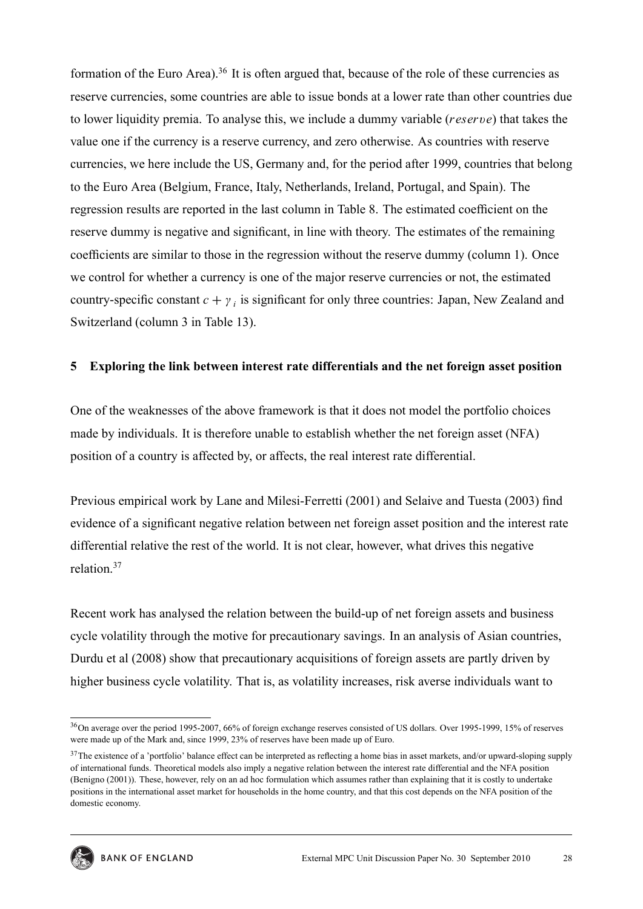formation of the Euro Area).[36] It is often argued that, because of the role of these currencies as reserve currencies, some countries are able to issue bonds at a lower rate than other countries due to lower liquidity premia. To analyse this, we include a dummy variable ($reserve$) that takes the value one if the currency is a reserve currency, and zero otherwise. As countries with reserve currencies, we here include the US, Germany and, for the period after 1999, countries that belong to the Euro Area (Belgium, France, Italy, Netherlands, Ireland, Portugal, and Spain). The regression results are reported in the last column in Table 8. The estimated coefficient on the reserve dummy is negative and significant, in line with theory. The estimates of the remaining coefficients are similar to those in the regression without the reserve dummy (column 1). Once we control for whether a currency is one of the major reserve currencies or not, the estimated country-specific constant $c + \gamma_i$ is significant for only three countries: Japan, New Zealand and Switzerland (column 3 in Table 13).

## 5 Exploring the link between interest rate differentials and the net foreign asset position

One of the weaknesses of the above framework is that it does not model the portfolio choices made by individuals. It is therefore unable to establish whether the net foreign asset (NFA) position of a country is affected by, or affects, the real interest rate differential.

Previous empirical work by Lane and Milesi-Ferretti (2001) and Selaive and Tuesta (2003) find evidence of a significant negative relation between net foreign asset position and the interest rate differential relative the rest of the world. It is not clear, however, what drives this negative relation.[37]

Recent work has analysed the relation between the build-up of net foreign assets and business cycle volatility through the motive for precautionary savings. In an analysis of Asian countries, Durdu et al (2008) show that precautionary acquisitions of foreign assets are partly driven by higher business cycle volatility. That is, as volatility increases, risk averse individuals want to

---

[36] On average over the period 1995-2007, 66% of foreign exchange reserves consisted of US dollars. Over 1995-1999, 15% of reserves were made up of the Mark and, since 1999, 23% of reserves have been made up of Euro.

[37] The existence of a 'portfolio' balance effect can be interpreted as reflecting a home bias in asset markets, and/or upward-sloping supply of international funds. Theoretical models also imply a negative relation between the interest rate differential and the NFA position (Benigno (2001)). These, however, rely on an ad hoc formulation which assumes rather than explaining that it is costly to undertake positions in the international asset market for households in the home country, and that this cost depends on the NFA position of the domestic economy.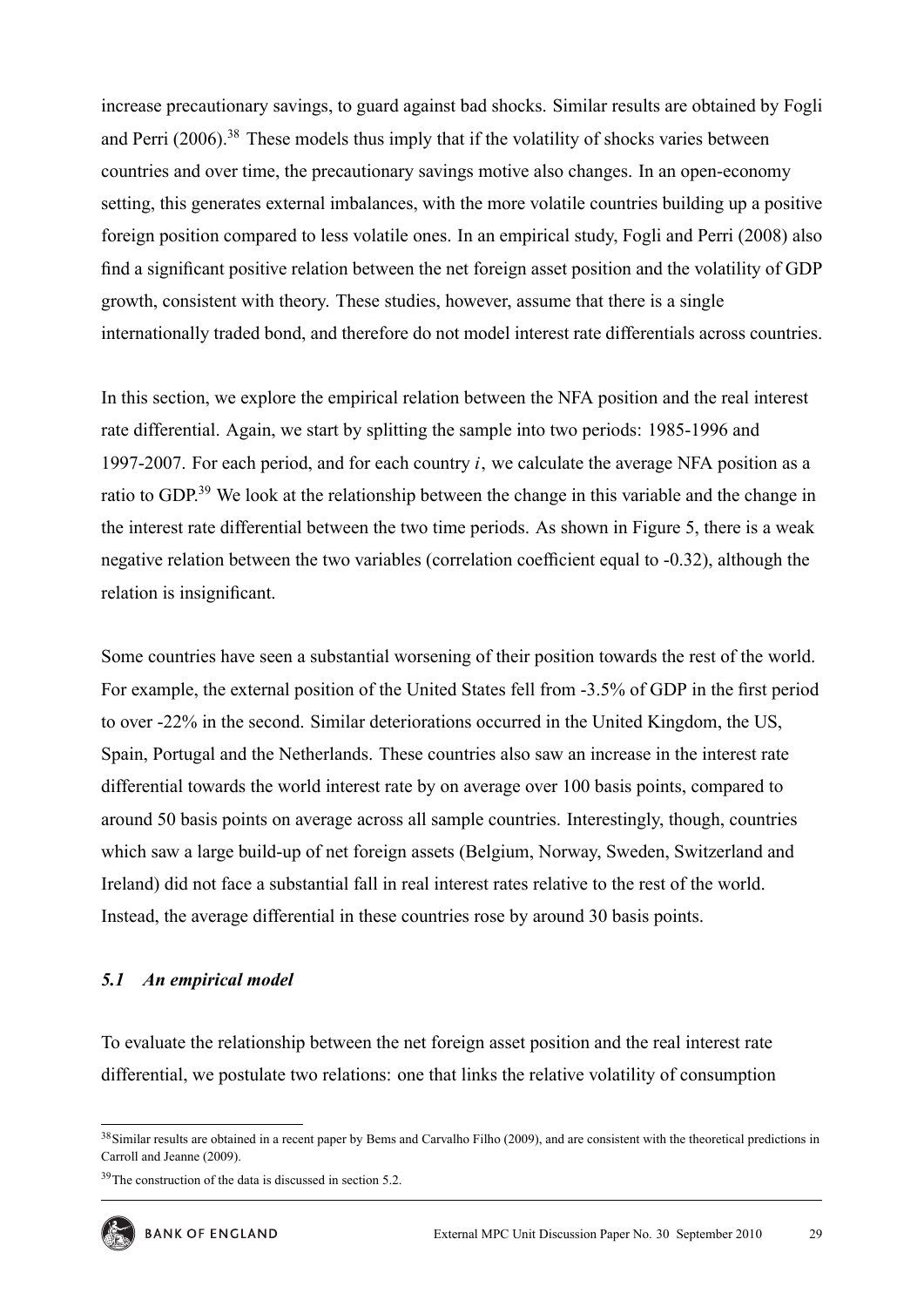increase precautionary savings, to guard against bad shocks. Similar results are obtained by Fogli and Perri (2006).[38] These models thus imply that if the volatility of shocks varies between countries and over time, the precautionary savings motive also changes. In an open-economy setting, this generates external imbalances, with the more volatile countries building up a positive foreign position compared to less volatile ones. In an empirical study, Fogli and Perri (2008) also find a significant positive relation between the net foreign asset position and the volatility of GDP growth, consistent with theory. These studies, however, assume that there is a single internationally traded bond, and therefore do not model interest rate differentials across countries.

In this section, we explore the empirical relation between the NFA position and the real interest rate differential. Again, we start by splitting the sample into two periods: 1985-1996 and 1997-2007. For each period, and for each country $i$, we calculate the average NFA position as a ratio to GDP.[39] We look at the relationship between the change in this variable and the change in the interest rate differential between the two time periods. As shown in Figure 5, there is a weak negative relation between the two variables (correlation coefficient equal to -0.32), although the relation is insignificant.

Some countries have seen a substantial worsening of their position towards the rest of the world. For example, the external position of the United States fell from -3.5% of GDP in the first period to over -22% in the second. Similar deteriorations occurred in the United Kingdom, the US, Spain, Portugal and the Netherlands. These countries also saw an increase in the interest rate differential towards the world interest rate by on average over 100 basis points, compared to around 50 basis points on average across all sample countries. Interestingly, though, countries which saw a large build-up of net foreign assets (Belgium, Norway, Sweden, Switzerland and Ireland) did not face a substantial fall in real interest rates relative to the rest of the world. Instead, the average differential in these countries rose by around 30 basis points.

### *5.1 An empirical model*

To evaluate the relationship between the net foreign asset position and the real interest rate differential, we postulate two relations: one that links the relative volatility of consumption

---

[38] Similar results are obtained in a recent paper by Bems and Carvalho Filho (2009), and are consistent with the theoretical predictions in Carroll and Jeanne (2009).

[39] The construction of the data is discussed in section 5.2.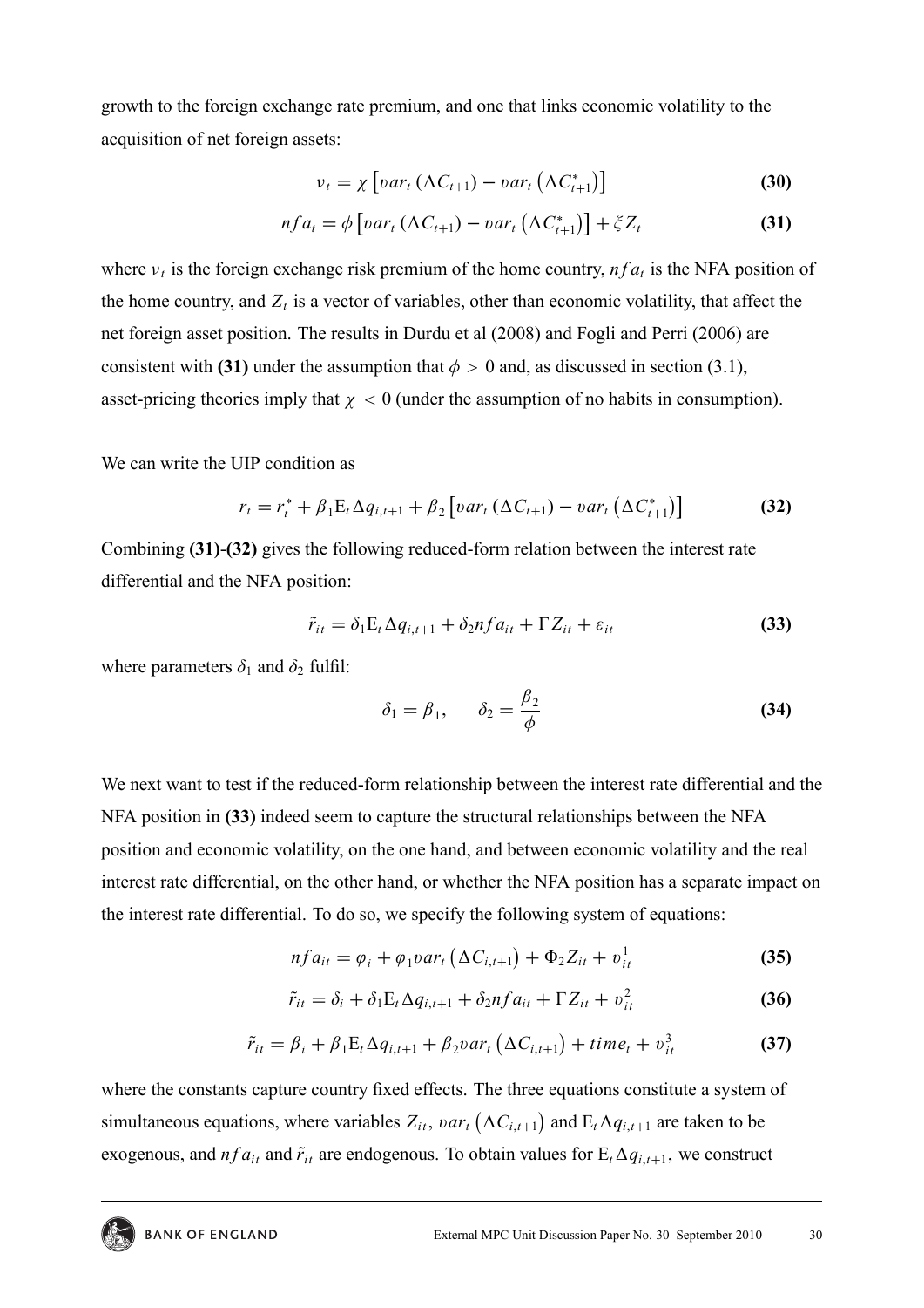growth to the foreign exchange rate premium, and one that links economic volatility to the acquisition of net foreign assets:

$$\nu_t = \chi \left[ var_t \left( \Delta C_{t+1} \right) - var_t \left( \Delta C^*_{t+1} \right) \right] \tag{30}$$

$$nfa_t = \phi \left[ var_t \left( \Delta C_{t+1} \right) - var_t \left( \Delta C^*_{t+1} \right) \right] + \xi Z_t \tag{31}$$

where $\nu_t$ is the foreign exchange risk premium of the home country, $nfa_t$ is the NFA position of the home country, and $Z_t$ is a vector of variables, other than economic volatility, that affect the net foreign asset position. The results in Durdu et al (2008) and Fogli and Perri (2006) are consistent with **(31)** under the assumption that $\phi > 0$ and, as discussed in section (3.1), asset-pricing theories imply that $\chi < 0$ (under the assumption of no habits in consumption).

We can write the UIP condition as

$$r_t = r^*_t + \beta_1 \mathrm{E}_t \Delta q_{i,t+1} + \beta_2 \left[ var_t \left( \Delta C_{t+1} \right) - var_t \left( \Delta C^*_{t+1} \right) \right] \tag{32}$$

Combining **(31)**-**(32)** gives the following reduced-form relation between the interest rate differential and the NFA position:

$$\tilde{r}_{it} = \delta_1 \mathrm{E}_t \Delta q_{i,t+1} + \delta_2 nfa_{it} + \Gamma Z_{it} + \varepsilon_{it} \tag{33}$$

where parameters $\delta_1$ and $\delta_2$ fulfil:

$$\delta_1 = \beta_1, \qquad \delta_2 = \frac{\beta_2}{\phi} \tag{34}$$

We next want to test if the reduced-form relationship between the interest rate differential and the NFA position in **(33)** indeed seem to capture the structural relationships between the NFA position and economic volatility, on the one hand, and between economic volatility and the real interest rate differential, on the other hand, or whether the NFA position has a separate impact on the interest rate differential. To do so, we specify the following system of equations:

$$nfa_{it} = \varphi_i + \varphi_1 var_t \left( \Delta C_{i,t+1} \right) + \Phi_2 Z_{it} + \upsilon^1_{it} \tag{35}$$

$$\tilde{r}_{it} = \delta_i + \delta_1 \mathrm{E}_t \Delta q_{i,t+1} + \delta_2 nfa_{it} + \Gamma Z_{it} + \upsilon^2_{it} \tag{36}$$

$$\tilde{r}_{it} = \beta_i + \beta_1 \mathrm{E}_t \Delta q_{i,t+1} + \beta_2 var_t \left( \Delta C_{i,t+1} \right) + time_t + \upsilon^3_{it} \tag{37}$$

where the constants capture country fixed effects. The three equations constitute a system of simultaneous equations, where variables $Z_{it}$, $var_t \left( \Delta C_{i,t+1} \right)$ and $\mathrm{E}_t \Delta q_{i,t+1}$ are taken to be exogenous, and $nfa_{it}$ and $\tilde{r}_{it}$ are endogenous. To obtain values for $\mathrm{E}_t \Delta q_{i,t+1}$, we construct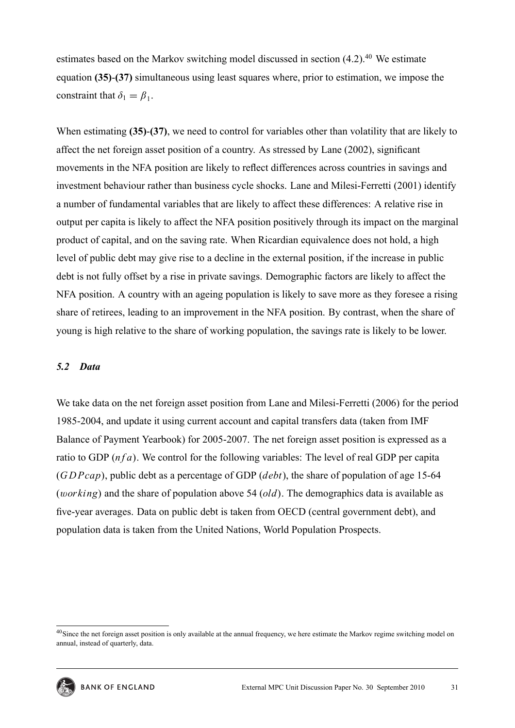estimates based on the Markov switching model discussed in section (4.2).[40] We estimate equation **(35)**-**(37)** simultaneous using least squares where, prior to estimation, we impose the constraint that $\delta_1 = \beta_1$.

When estimating **(35)**-**(37)**, we need to control for variables other than volatility that are likely to affect the net foreign asset position of a country. As stressed by Lane (2002), significant movements in the NFA position are likely to reflect differences across countries in savings and investment behaviour rather than business cycle shocks. Lane and Milesi-Ferretti (2001) identify a number of fundamental variables that are likely to affect these differences: A relative rise in output per capita is likely to affect the NFA position positively through its impact on the marginal product of capital, and on the saving rate. When Ricardian equivalence does not hold, a high level of public debt may give rise to a decline in the external position, if the increase in public debt is not fully offset by a rise in private savings. Demographic factors are likely to affect the NFA position. A country with an ageing population is likely to save more as they foresee a rising share of retirees, leading to an improvement in the NFA position. By contrast, when the share of young is high relative to the share of working population, the savings rate is likely to be lower.

### *5.2 Data*

We take data on the net foreign asset position from Lane and Milesi-Ferretti (2006) for the period 1985-2004, and update it using current account and capital transfers data (taken from IMF Balance of Payment Yearbook) for 2005-2007. The net foreign asset position is expressed as a ratio to GDP ($nfa$). We control for the following variables: The level of real GDP per capita ($GDPcap$), public debt as a percentage of GDP ($debt$), the share of population of age 15-64 ($working$) and the share of population above 54 ($old$). The demographics data is available as five-year averages. Data on public debt is taken from OECD (central government debt), and population data is taken from the United Nations, World Population Prospects.

[40] Since the net foreign asset position is only available at the annual frequency, we here estimate the Markov regime switching model on annual, instead of quarterly, data.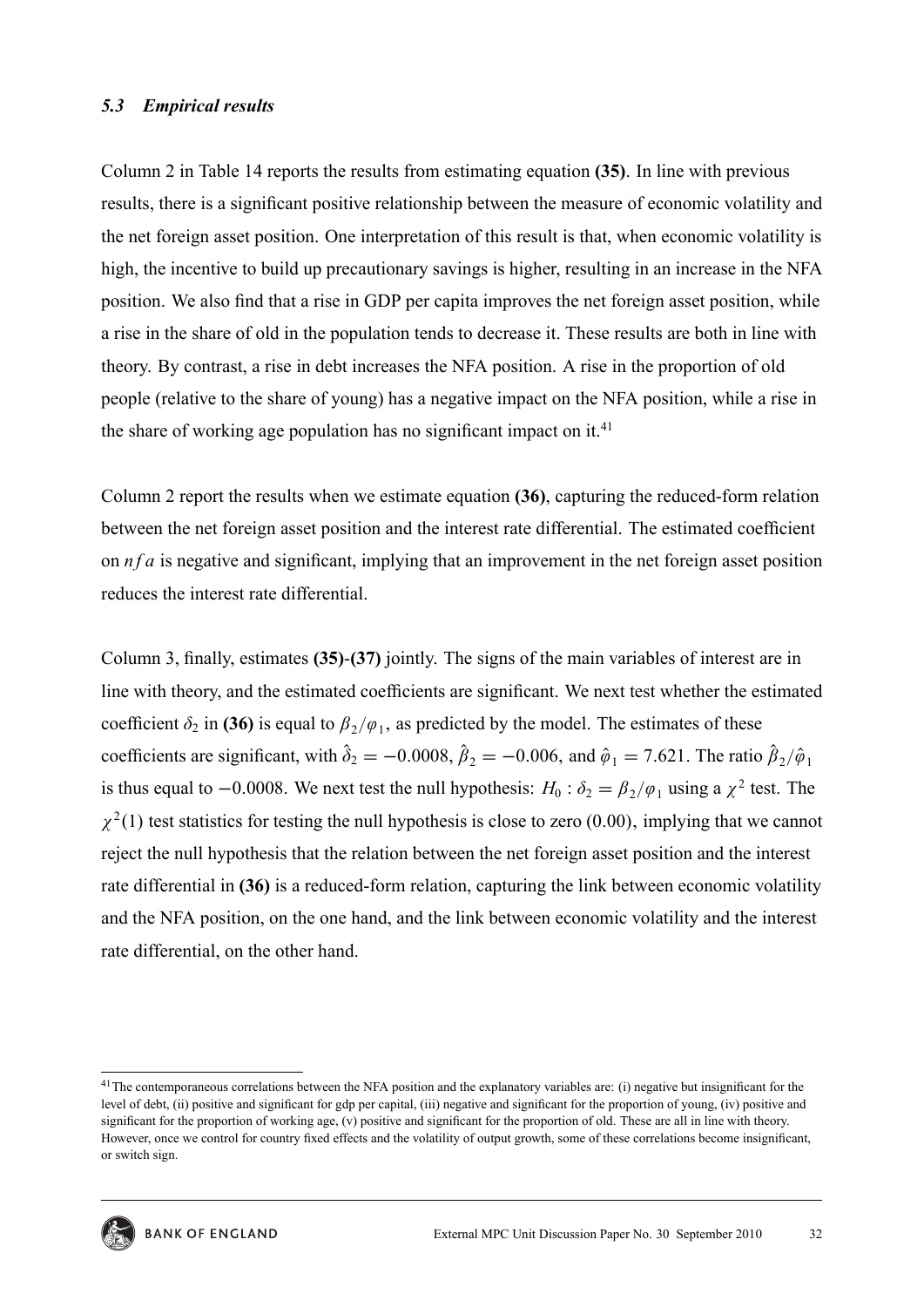### *5.3 Empirical results*

Column 2 in Table 14 reports the results from estimating equation **(35)**. In line with previous results, there is a significant positive relationship between the measure of economic volatility and the net foreign asset position. One interpretation of this result is that, when economic volatility is high, the incentive to build up precautionary savings is higher, resulting in an increase in the NFA position. We also find that a rise in GDP per capita improves the net foreign asset position, while a rise in the share of old in the population tends to decrease it. These results are both in line with theory. By contrast, a rise in debt increases the NFA position. A rise in the proportion of old people (relative to the share of young) has a negative impact on the NFA position, while a rise in the share of working age population has no significant impact on it.[41]

Column 2 report the results when we estimate equation **(36)**, capturing the reduced-form relation between the net foreign asset position and the interest rate differential. The estimated coefficient on $nfa$ is negative and significant, implying that an improvement in the net foreign asset position reduces the interest rate differential.

Column 3, finally, estimates **(35)-(37)** jointly. The signs of the main variables of interest are in line with theory, and the estimated coefficients are significant. We next test whether the estimated coefficient $\delta_2$ in **(36)** is equal to $\beta_2/\varphi_1$, as predicted by the model. The estimates of these coefficients are significant, with $\hat{\delta}_2 = -0.0008$, $\hat{\beta}_2 = -0.006$, and $\hat{\varphi}_1 = 7.621$. The ratio $\hat{\beta}_2/\hat{\varphi}_1$ is thus equal to $-0.0008$. We next test the null hypothesis: $H_0 : \delta_2 = \beta_2/\varphi_1$ using a $\chi^2$ test. The $\chi^2(1)$ test statistics for testing the null hypothesis is close to zero $(0.00)$, implying that we cannot reject the null hypothesis that the relation between the net foreign asset position and the interest rate differential in **(36)** is a reduced-form relation, capturing the link between economic volatility and the NFA position, on the one hand, and the link between economic volatility and the interest rate differential, on the other hand.

[41] The contemporaneous correlations between the NFA position and the explanatory variables are: (i) negative but insignificant for the level of debt, (ii) positive and significant for gdp per capital, (iii) negative and significant for the proportion of young, (iv) positive and significant for the proportion of working age, (v) positive and significant for the proportion of old. These are all in line with theory. However, once we control for country fixed effects and the volatility of output growth, some of these correlations become insignificant, or switch sign.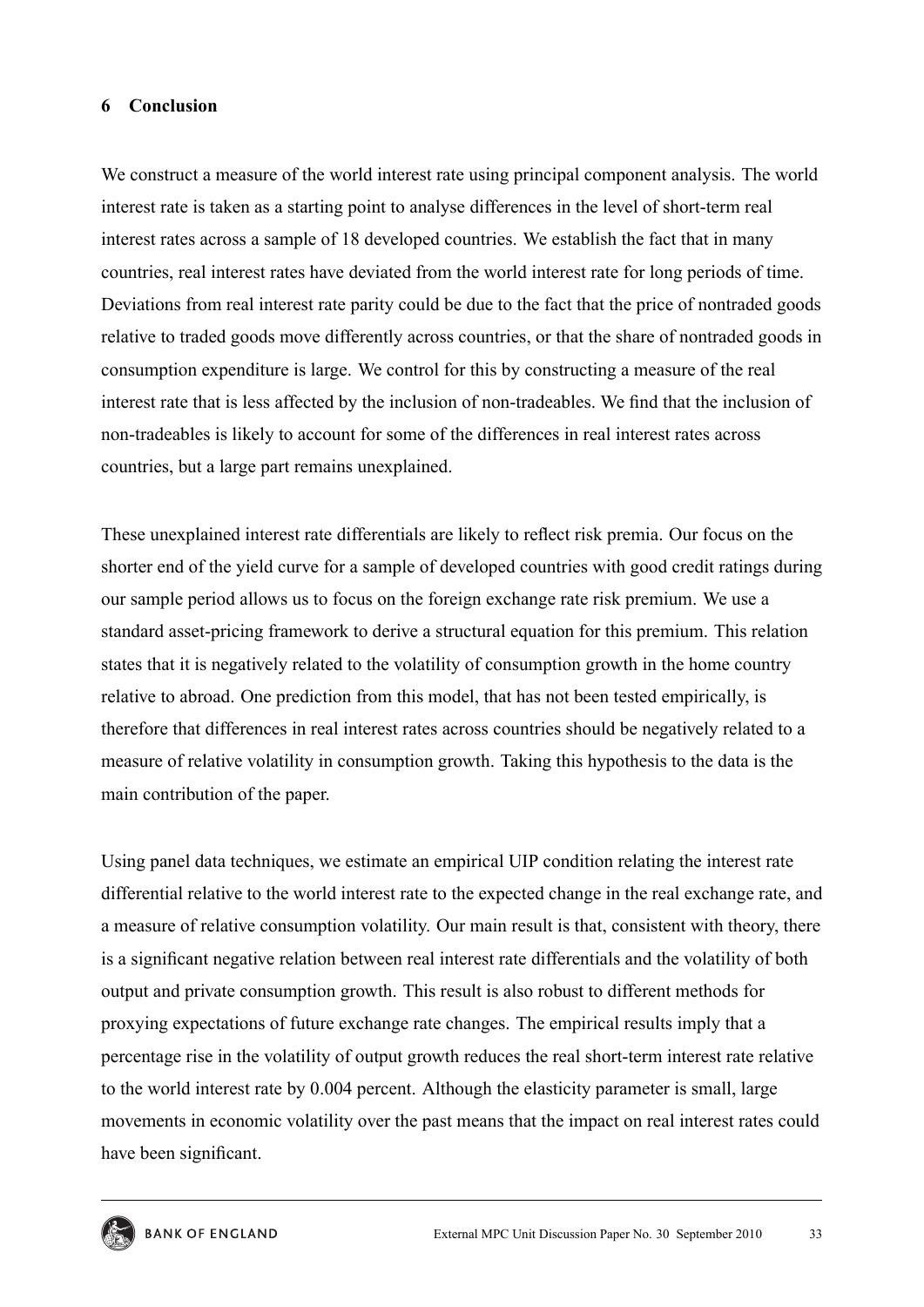## 6 Conclusion

We construct a measure of the world interest rate using principal component analysis. The world interest rate is taken as a starting point to analyse differences in the level of short-term real interest rates across a sample of 18 developed countries. We establish the fact that in many countries, real interest rates have deviated from the world interest rate for long periods of time. Deviations from real interest rate parity could be due to the fact that the price of nontraded goods relative to traded goods move differently across countries, or that the share of nontraded goods in consumption expenditure is large. We control for this by constructing a measure of the real interest rate that is less affected by the inclusion of non-tradeables. We find that the inclusion of non-tradeables is likely to account for some of the differences in real interest rates across countries, but a large part remains unexplained.

These unexplained interest rate differentials are likely to reflect risk premia. Our focus on the shorter end of the yield curve for a sample of developed countries with good credit ratings during our sample period allows us to focus on the foreign exchange rate risk premium. We use a standard asset-pricing framework to derive a structural equation for this premium. This relation states that it is negatively related to the volatility of consumption growth in the home country relative to abroad. One prediction from this model, that has not been tested empirically, is therefore that differences in real interest rates across countries should be negatively related to a measure of relative volatility in consumption growth. Taking this hypothesis to the data is the main contribution of the paper.

Using panel data techniques, we estimate an empirical UIP condition relating the interest rate differential relative to the world interest rate to the expected change in the real exchange rate, and a measure of relative consumption volatility. Our main result is that, consistent with theory, there is a significant negative relation between real interest rate differentials and the volatility of both output and private consumption growth. This result is also robust to different methods for proxying expectations of future exchange rate changes. The empirical results imply that a percentage rise in the volatility of output growth reduces the real short-term interest rate relative to the world interest rate by 0.004 percent. Although the elasticity parameter is small, large movements in economic volatility over the past means that the impact on real interest rates could have been significant.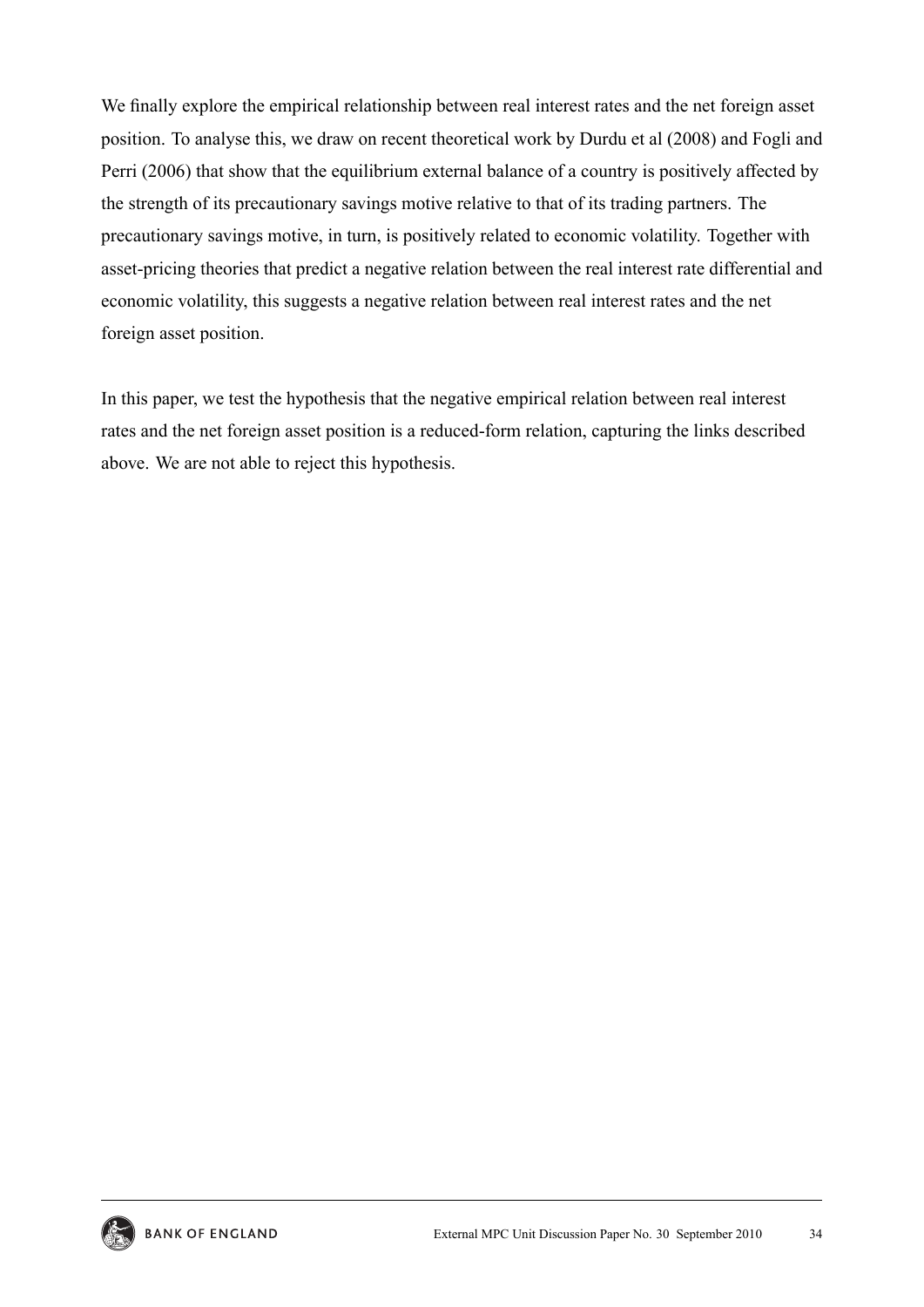We finally explore the empirical relationship between real interest rates and the net foreign asset position. To analyse this, we draw on recent theoretical work by Durdu et al (2008) and Fogli and Perri (2006) that show that the equilibrium external balance of a country is positively affected by the strength of its precautionary savings motive relative to that of its trading partners. The precautionary savings motive, in turn, is positively related to economic volatility. Together with asset-pricing theories that predict a negative relation between the real interest rate differential and economic volatility, this suggests a negative relation between real interest rates and the net foreign asset position.

In this paper, we test the hypothesis that the negative empirical relation between real interest rates and the net foreign asset position is a reduced-form relation, capturing the links described above. We are not able to reject this hypothesis.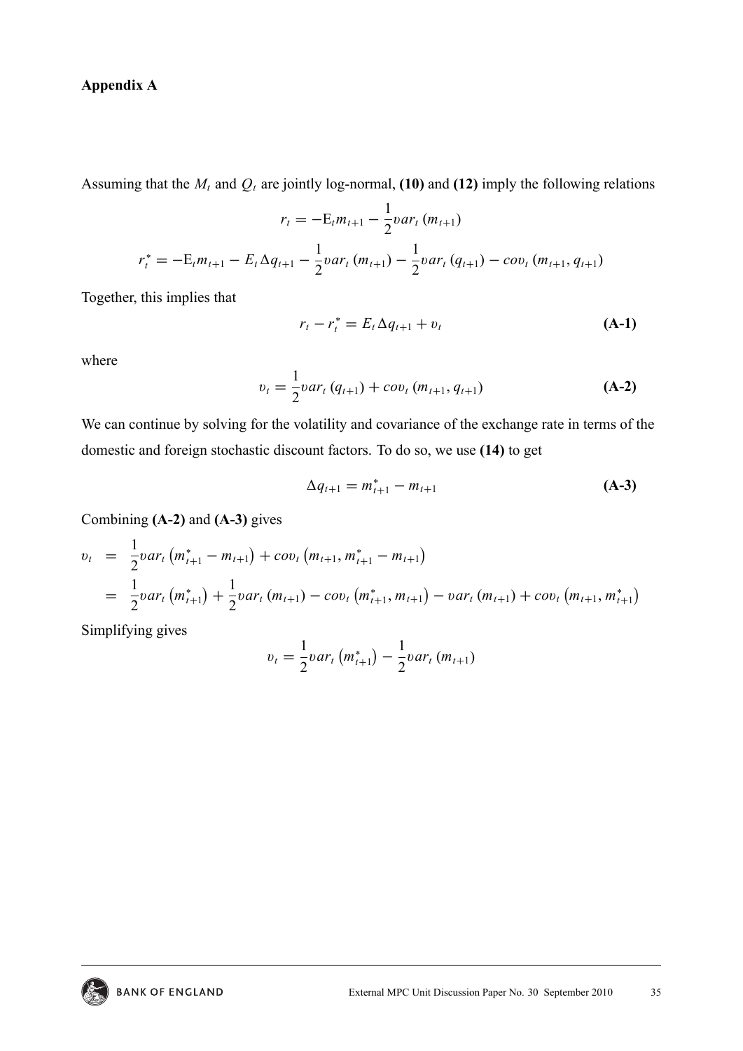## Appendix A

Assuming that the $M_t$ and $Q_t$ are jointly log-normal, **(10)** and **(12)** imply the following relations

$$r_t = -\mathrm{E}_t m_{t+1} - \frac{1}{2} var_t (m_{t+1})$$

$$r_t^* = -\mathrm{E}_t m_{t+1} - E_t \Delta q_{t+1} - \frac{1}{2} var_t (m_{t+1}) - \frac{1}{2} var_t (q_{t+1}) - cov_t (m_{t+1}, q_{t+1})$$

Together, this implies that

$$r_t - r_t^* = E_t \Delta q_{t+1} + \upsilon_t \quad \textbf{(A-1)}$$

where

$$\upsilon_t = \frac{1}{2} var_t (q_{t+1}) + cov_t (m_{t+1}, q_{t+1}) \quad \textbf{(A-2)}$$

We can continue by solving for the volatility and covariance of the exchange rate in terms of the domestic and foreign stochastic discount factors. To do so, we use **(14)** to get

$$\Delta q_{t+1} = m_{t+1}^* - m_{t+1} \quad \textbf{(A-3)}$$

Combining **(A-2)** and **(A-3)** gives

$$\begin{aligned} \upsilon_t &= \frac{1}{2} var_t \left(m_{t+1}^* - m_{t+1}\right) + cov_t \left(m_{t+1}, m_{t+1}^* - m_{t+1}\right) \\ &= \frac{1}{2} var_t \left(m_{t+1}^*\right) + \frac{1}{2} var_t (m_{t+1}) - cov_t \left(m_{t+1}^*, m_{t+1}\right) - var_t (m_{t+1}) + cov_t \left(m_{t+1}, m_{t+1}^*\right) \end{aligned}$$

Simplifying gives

$$\upsilon_t = \frac{1}{2} var_t \left(m_{t+1}^*\right) - \frac{1}{2} var_t (m_{t+1})$$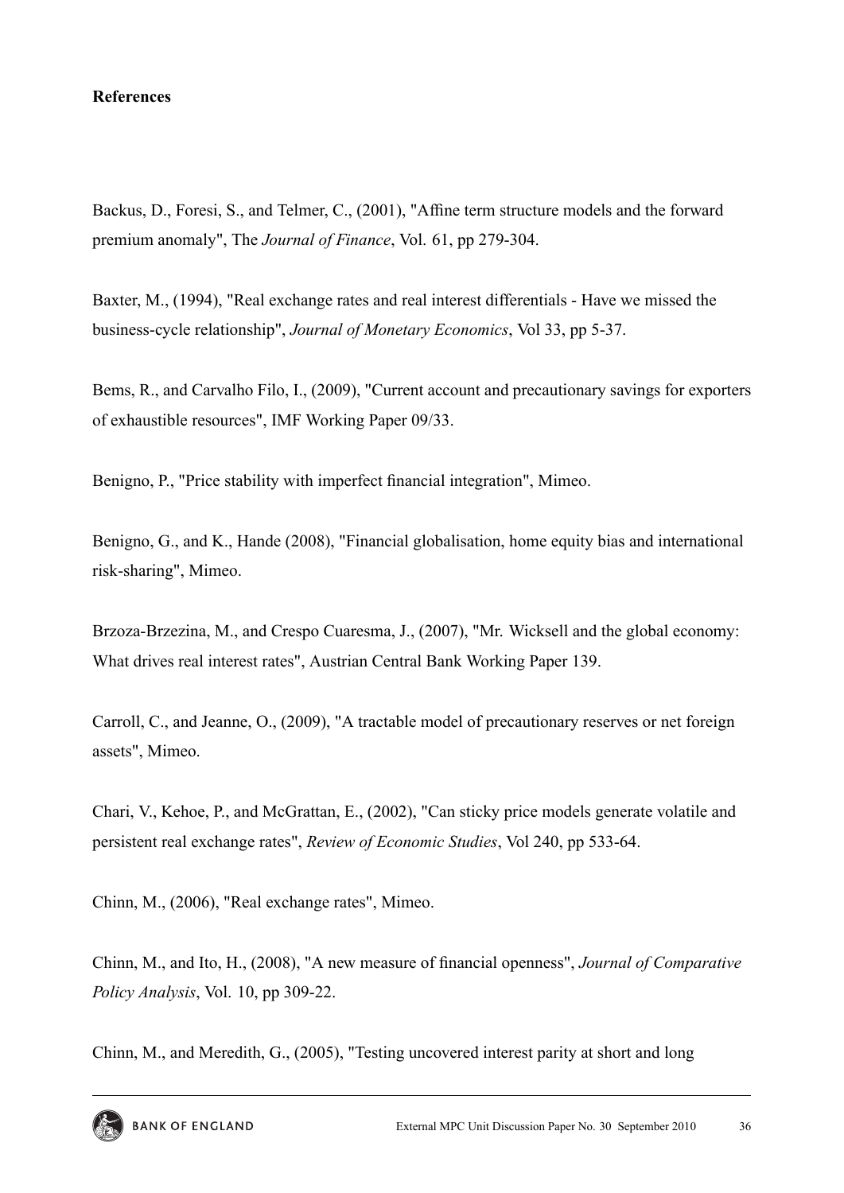**References**

Backus, D., Foresi, S., and Telmer, C., (2001), "Affine term structure models and the forward premium anomaly", The *Journal of Finance*, Vol. 61, pp 279-304.

Baxter, M., (1994), "Real exchange rates and real interest differentials - Have we missed the business-cycle relationship", *Journal of Monetary Economics*, Vol 33, pp 5-37.

Bems, R., and Carvalho Filo, I., (2009), "Current account and precautionary savings for exporters of exhaustible resources", IMF Working Paper 09/33.

Benigno, P., "Price stability with imperfect financial integration", Mimeo.

Benigno, G., and K., Hande (2008), "Financial globalisation, home equity bias and international risk-sharing", Mimeo.

Brzoza-Brzezina, M., and Crespo Cuaresma, J., (2007), "Mr. Wicksell and the global economy: What drives real interest rates", Austrian Central Bank Working Paper 139.

Carroll, C., and Jeanne, O., (2009), "A tractable model of precautionary reserves or net foreign assets", Mimeo.

Chari, V., Kehoe, P., and McGrattan, E., (2002), "Can sticky price models generate volatile and persistent real exchange rates", *Review of Economic Studies*, Vol 240, pp 533-64.

Chinn, M., (2006), "Real exchange rates", Mimeo.

Chinn, M., and Ito, H., (2008), "A new measure of financial openness", *Journal of Comparative Policy Analysis*, Vol. 10, pp 309-22.

Chinn, M., and Meredith, G., (2005), "Testing uncovered interest parity at short and long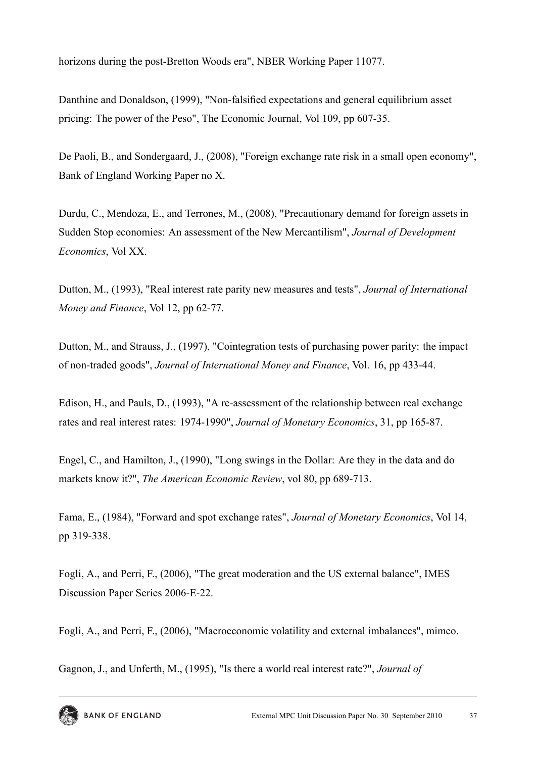horizons during the post-Bretton Woods era", NBER Working Paper 11077.

Danthine and Donaldson, (1999), "Non-falsified expectations and general equilibrium asset pricing: The power of the Peso", The Economic Journal, Vol 109, pp 607-35.

De Paoli, B., and Sondergaard, J., (2008), "Foreign exchange rate risk in a small open economy", Bank of England Working Paper no X.

Durdu, C., Mendoza, E., and Terrones, M., (2008), "Precautionary demand for foreign assets in Sudden Stop economies: An assessment of the New Mercantilism", *Journal of Development Economics*, Vol XX.

Dutton, M., (1993), "Real interest rate parity new measures and tests", *Journal of International Money and Finance*, Vol 12, pp 62-77.

Dutton, M., and Strauss, J., (1997), "Cointegration tests of purchasing power parity: the impact of non-traded goods", *Journal of International Money and Finance*, Vol. 16, pp 433-44.

Edison, H., and Pauls, D., (1993), "A re-assessment of the relationship between real exchange rates and real interest rates: 1974-1990", *Journal of Monetary Economics*, 31, pp 165-87.

Engel, C., and Hamilton, J., (1990), "Long swings in the Dollar: Are they in the data and do markets know it?", *The American Economic Review*, vol 80, pp 689-713.

Fama, E., (1984), "Forward and spot exchange rates", *Journal of Monetary Economics*, Vol 14, pp 319-338.

Fogli, A., and Perri, F., (2006), "The great moderation and the US external balance", IMES Discussion Paper Series 2006-E-22.

Fogli, A., and Perri, F., (2006), "Macroeconomic volatility and external imbalances", mimeo.

Gagnon, J., and Unferth, M., (1995), "Is there a world real interest rate?", *Journal of*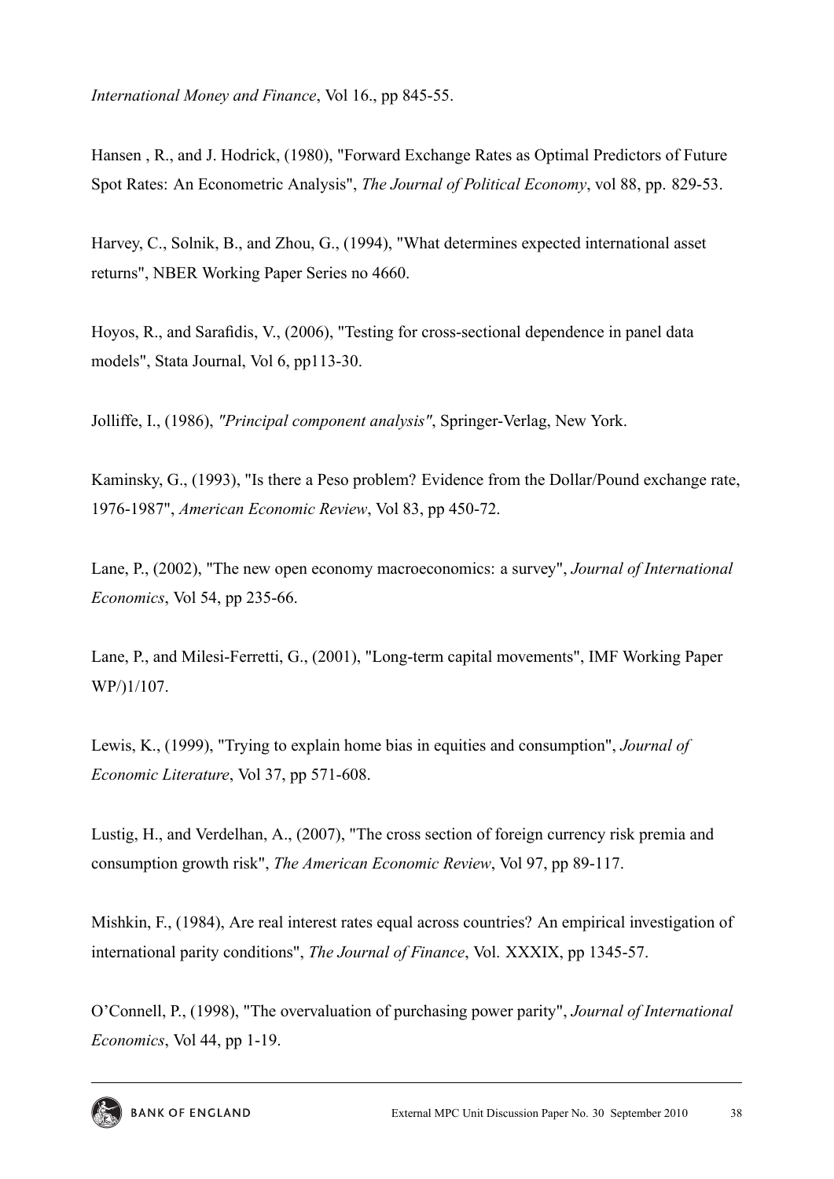*International Money and Finance*, Vol 16., pp 845-55.

Hansen , R., and J. Hodrick, (1980), "Forward Exchange Rates as Optimal Predictors of Future Spot Rates: An Econometric Analysis", *The Journal of Political Economy*, vol 88, pp. 829-53.

Harvey, C., Solnik, B., and Zhou, G., (1994), "What determines expected international asset returns", NBER Working Paper Series no 4660.

Hoyos, R., and Sarafidis, V., (2006), "Testing for cross-sectional dependence in panel data models", Stata Journal, Vol 6, pp113-30.

Jolliffe, I., (1986), *"Principal component analysis"*, Springer-Verlag, New York.

Kaminsky, G., (1993), "Is there a Peso problem? Evidence from the Dollar/Pound exchange rate, 1976-1987", *American Economic Review*, Vol 83, pp 450-72.

Lane, P., (2002), "The new open economy macroeconomics: a survey", *Journal of International Economics*, Vol 54, pp 235-66.

Lane, P., and Milesi-Ferretti, G., (2001), "Long-term capital movements", IMF Working Paper WP/)1/107.

Lewis, K., (1999), "Trying to explain home bias in equities and consumption", *Journal of Economic Literature*, Vol 37, pp 571-608.

Lustig, H., and Verdelhan, A., (2007), "The cross section of foreign currency risk premia and consumption growth risk", *The American Economic Review*, Vol 97, pp 89-117.

Mishkin, F., (1984), Are real interest rates equal across countries? An empirical investigation of international parity conditions", *The Journal of Finance*, Vol. XXXIX, pp 1345-57.

O'Connell, P., (1998), "The overvaluation of purchasing power parity", *Journal of International Economics*, Vol 44, pp 1-19.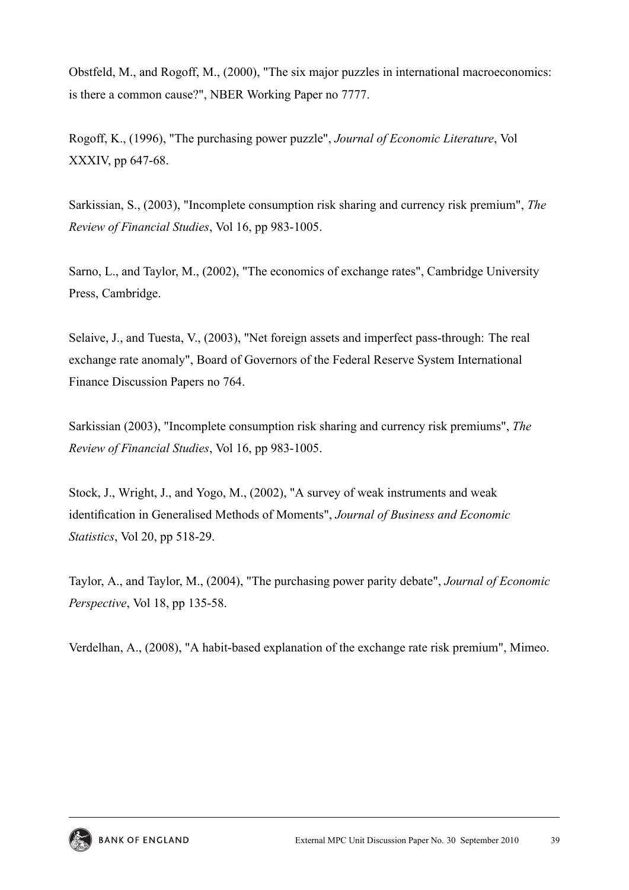Obstfeld, M., and Rogoff, M., (2000), "The six major puzzles in international macroeconomics: is there a common cause?", NBER Working Paper no 7777.

Rogoff, K., (1996), "The purchasing power puzzle", *Journal of Economic Literature*, Vol XXXIV, pp 647-68.

Sarkissian, S., (2003), "Incomplete consumption risk sharing and currency risk premium", *The Review of Financial Studies*, Vol 16, pp 983-1005.

Sarno, L., and Taylor, M., (2002), "The economics of exchange rates", Cambridge University Press, Cambridge.

Selaive, J., and Tuesta, V., (2003), "Net foreign assets and imperfect pass-through: The real exchange rate anomaly", Board of Governors of the Federal Reserve System International Finance Discussion Papers no 764.

Sarkissian (2003), "Incomplete consumption risk sharing and currency risk premiums", *The Review of Financial Studies*, Vol 16, pp 983-1005.

Stock, J., Wright, J., and Yogo, M., (2002), "A survey of weak instruments and weak identification in Generalised Methods of Moments", *Journal of Business and Economic Statistics*, Vol 20, pp 518-29.

Taylor, A., and Taylor, M., (2004), "The purchasing power parity debate", *Journal of Economic Perspective*, Vol 18, pp 135-58.

Verdelhan, A., (2008), "A habit-based explanation of the exchange rate risk premium", Mimeo.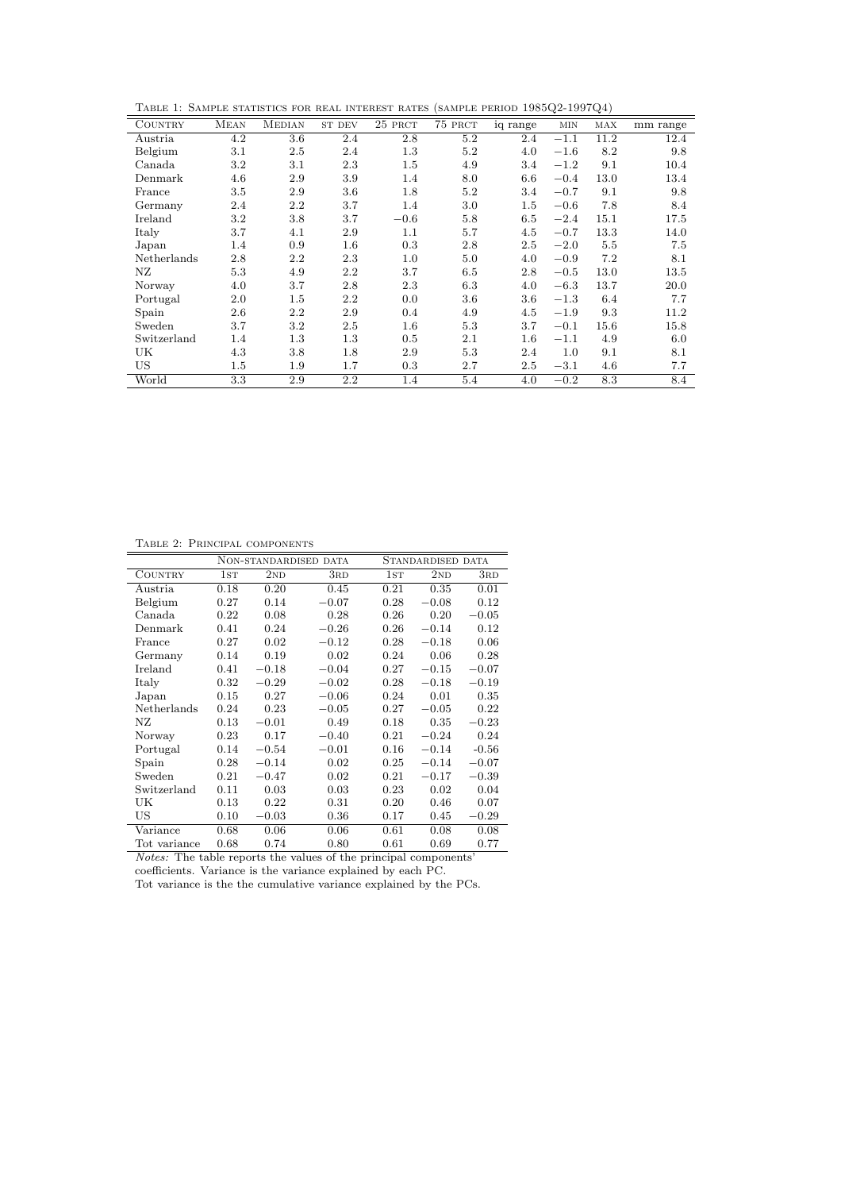Table 1: Sample statistics for real interest rates (sample period 1985Q2-1997Q4)

| Country | Mean | Median | st dev | 25 prct | 75 prct | iq range | min | max | mm range |
|---|---|---|---|---|---|---|---|---|---|
| Austria | 4.2 | 3.6 | 2.4 | 2.8 | 5.2 | 2.4 | −1.1 | 11.2 | 12.4 |
| Belgium | 3.1 | 2.5 | 2.4 | 1.3 | 5.2 | 4.0 | −1.6 | 8.2 | 9.8 |
| Canada | 3.2 | 3.1 | 2.3 | 1.5 | 4.9 | 3.4 | −1.2 | 9.1 | 10.4 |
| Denmark | 4.6 | 2.9 | 3.9 | 1.4 | 8.0 | 6.6 | −0.4 | 13.0 | 13.4 |
| France | 3.5 | 2.9 | 3.6 | 1.8 | 5.2 | 3.4 | −0.7 | 9.1 | 9.8 |
| Germany | 2.4 | 2.2 | 3.7 | 1.4 | 3.0 | 1.5 | −0.6 | 7.8 | 8.4 |
| Ireland | 3.2 | 3.8 | 3.7 | −0.6 | 5.8 | 6.5 | −2.4 | 15.1 | 17.5 |
| Italy | 3.7 | 4.1 | 2.9 | 1.1 | 5.7 | 4.5 | −0.7 | 13.3 | 14.0 |
| Japan | 1.4 | 0.9 | 1.6 | 0.3 | 2.8 | 2.5 | −2.0 | 5.5 | 7.5 |
| Netherlands | 2.8 | 2.2 | 2.3 | 1.0 | 5.0 | 4.0 | −0.9 | 7.2 | 8.1 |
| NZ | 5.3 | 4.9 | 2.2 | 3.7 | 6.5 | 2.8 | −0.5 | 13.0 | 13.5 |
| Norway | 4.0 | 3.7 | 2.8 | 2.3 | 6.3 | 4.0 | −6.3 | 13.7 | 20.0 |
| Portugal | 2.0 | 1.5 | 2.2 | 0.0 | 3.6 | 3.6 | −1.3 | 6.4 | 7.7 |
| Spain | 2.6 | 2.2 | 2.9 | 0.4 | 4.9 | 4.5 | −1.9 | 9.3 | 11.2 |
| Sweden | 3.7 | 3.2 | 2.5 | 1.6 | 5.3 | 3.7 | −0.1 | 15.6 | 15.8 |
| Switzerland | 1.4 | 1.3 | 1.3 | 0.5 | 2.1 | 1.6 | −1.1 | 4.9 | 6.0 |
| UK | 4.3 | 3.8 | 1.8 | 2.9 | 5.3 | 2.4 | 1.0 | 9.1 | 8.1 |
| US | 1.5 | 1.9 | 1.7 | 0.3 | 2.7 | 2.5 | −3.1 | 4.6 | 7.7 |
| World | 3.3 | 2.9 | 2.2 | 1.4 | 5.4 | 4.0 | −0.2 | 8.3 | 8.4 |

Table 2: Principal components

| | Non-standardised data | | | Standardised data | | |
|---|---|---|---|---|---|---|
| Country | 1st | 2nd | 3rd | 1st | 2nd | 3rd |
| Austria | 0.18 | 0.20 | 0.45 | 0.21 | 0.35 | 0.01 |
| Belgium | 0.27 | 0.14 | −0.07 | 0.28 | −0.08 | 0.12 |
| Canada | 0.22 | 0.08 | 0.28 | 0.26 | 0.20 | −0.05 |
| Denmark | 0.41 | 0.24 | −0.26 | 0.26 | −0.14 | 0.12 |
| France | 0.27 | 0.02 | −0.12 | 0.28 | −0.18 | 0.06 |
| Germany | 0.14 | 0.19 | 0.02 | 0.24 | 0.06 | 0.28 |
| Ireland | 0.41 | −0.18 | −0.04 | 0.27 | −0.15 | −0.07 |
| Italy | 0.32 | −0.29 | −0.02 | 0.28 | −0.18 | −0.19 |
| Japan | 0.15 | 0.27 | −0.06 | 0.24 | 0.01 | 0.35 |
| Netherlands | 0.24 | 0.23 | −0.05 | 0.27 | −0.05 | 0.22 |
| NZ | 0.13 | −0.01 | 0.49 | 0.18 | 0.35 | −0.23 |
| Norway | 0.23 | 0.17 | −0.40 | 0.21 | −0.24 | 0.24 |
| Portugal | 0.14 | −0.54 | −0.01 | 0.16 | −0.14 | -0.56 |
| Spain | 0.28 | −0.14 | 0.02 | 0.25 | −0.14 | −0.07 |
| Sweden | 0.21 | −0.47 | 0.02 | 0.21 | −0.17 | −0.39 |
| Switzerland | 0.11 | 0.03 | 0.03 | 0.23 | 0.02 | 0.04 |
| UK | 0.13 | 0.22 | 0.31 | 0.20 | 0.46 | 0.07 |
| US | 0.10 | −0.03 | 0.36 | 0.17 | 0.45 | −0.29 |
| Variance | 0.68 | 0.06 | 0.06 | 0.61 | 0.08 | 0.08 |
| Tot variance | 0.68 | 0.74 | 0.80 | 0.61 | 0.69 | 0.77 |

*Notes:* The table reports the values of the principal components' coefficients. Variance is the variance explained by each PC. Tot variance is the the cumulative variance explained by the PCs.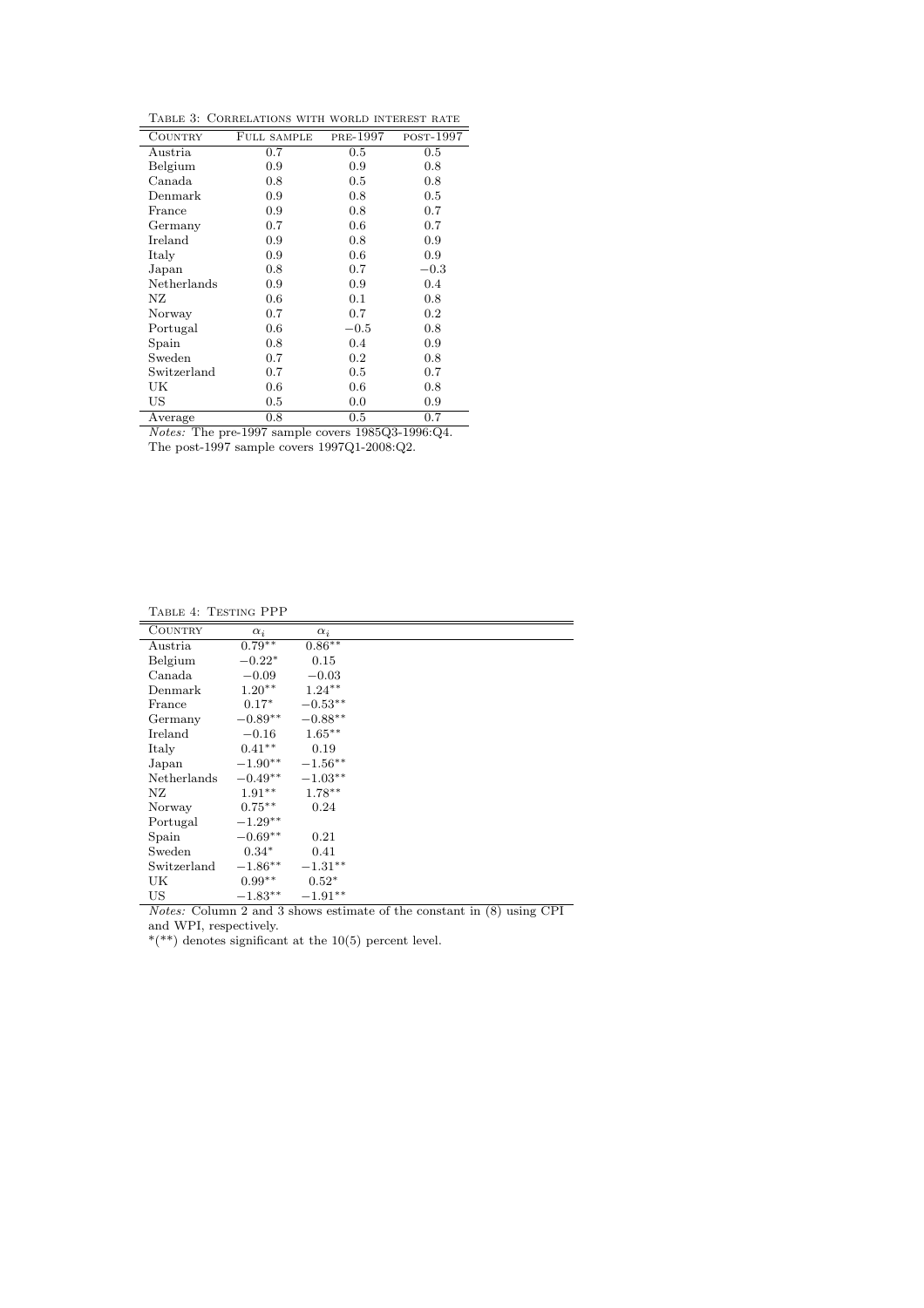Table 3: Correlations with world interest rate

| Country | Full sample | pre-1997 | post-1997 |
|---|---|---|---|
| Austria | 0.7 | 0.5 | 0.5 |
| Belgium | 0.9 | 0.9 | 0.8 |
| Canada | 0.8 | 0.5 | 0.8 |
| Denmark | 0.9 | 0.8 | 0.5 |
| France | 0.9 | 0.8 | 0.7 |
| Germany | 0.7 | 0.6 | 0.7 |
| Ireland | 0.9 | 0.8 | 0.9 |
| Italy | 0.9 | 0.6 | 0.9 |
| Japan | 0.8 | 0.7 | $-0.3$ |
| Netherlands | 0.9 | 0.9 | 0.4 |
| NZ | 0.6 | 0.1 | 0.8 |
| Norway | 0.7 | 0.7 | 0.2 |
| Portugal | 0.6 | $-0.5$ | 0.8 |
| Spain | 0.8 | 0.4 | 0.9 |
| Sweden | 0.7 | 0.2 | 0.8 |
| Switzerland | 0.7 | 0.5 | 0.7 |
| UK | 0.6 | 0.6 | 0.8 |
| US | 0.5 | 0.0 | 0.9 |
| Average | 0.8 | 0.5 | 0.7 |

*Notes:* The pre-1997 sample covers 1985Q3-1996:Q4. The post-1997 sample covers 1997Q1-2008:Q2.

Table 4: Testing PPP

| Country | $\alpha_i$ | $\alpha_i$ |
|---|---|---|
| Austria | $0.79^{**}$ | $0.86^{**}$ |
| Belgium | $-0.22^{*}$ | 0.15 |
| Canada | $-0.09$ | $-0.03$ |
| Denmark | $1.20^{**}$ | $1.24^{**}$ |
| France | $0.17^{*}$ | $-0.53^{**}$ |
| Germany | $-0.89^{**}$ | $-0.88^{**}$ |
| Ireland | $-0.16$ | $1.65^{**}$ |
| Italy | $0.41^{**}$ | 0.19 |
| Japan | $-1.90^{**}$ | $-1.56^{**}$ |
| Netherlands | $-0.49^{**}$ | $-1.03^{**}$ |
| NZ | $1.91^{**}$ | $1.78^{**}$ |
| Norway | $0.75^{**}$ | 0.24 |
| Portugal | $-1.29^{**}$ | |
| Spain | $-0.69^{**}$ | 0.21 |
| Sweden | $0.34^{*}$ | 0.41 |
| Switzerland | $-1.86^{**}$ | $-1.31^{**}$ |
| UK | $0.99^{**}$ | $0.52^{*}$ |
| US | $-1.83^{**}$ | $-1.91^{**}$ |

*Notes:* Column 2 and 3 shows estimate of the constant in (8) using CPI and WPI, respectively.

*(**) denotes significant at the 10(5) percent level.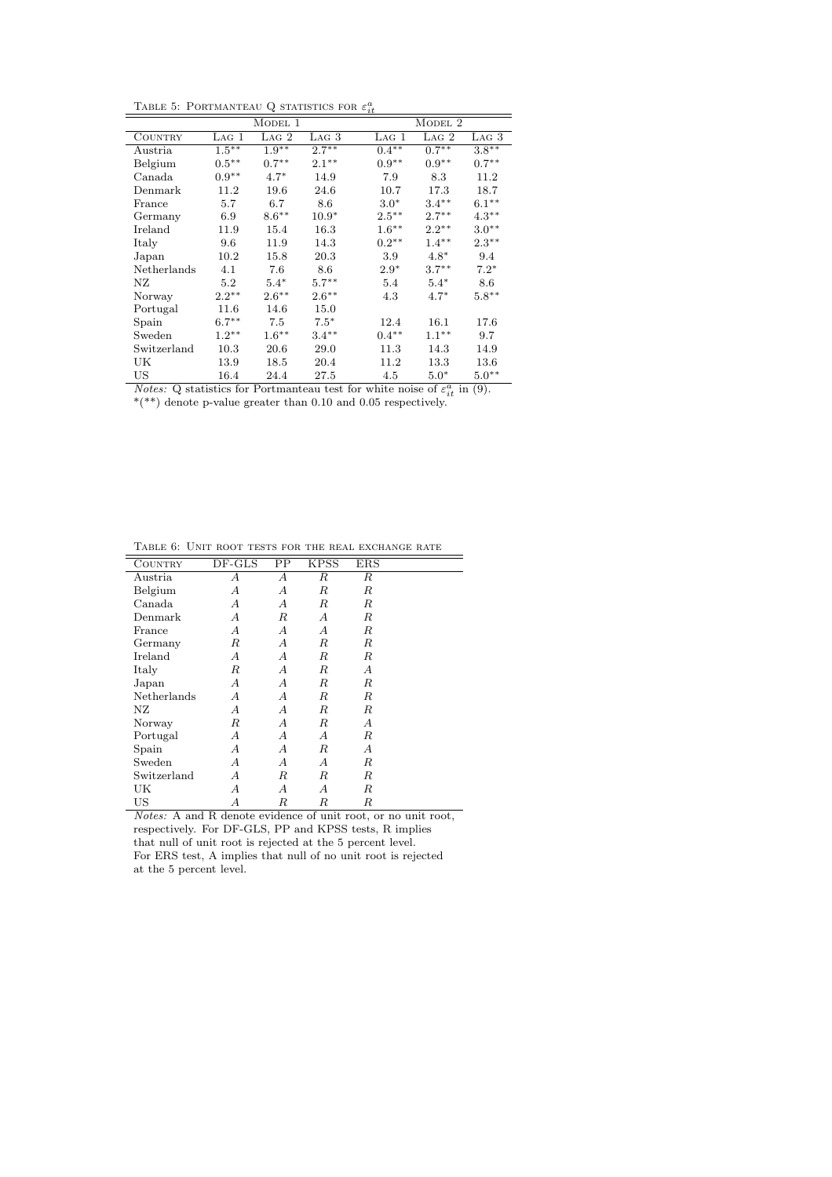Table 5: Portmanteau Q statistics for $\varepsilon^a_{it}$

| | Model 1 | | | Model 2 | | |
|---|---|---|---|---|---|---|
| Country | Lag 1 | Lag 2 | Lag 3 | Lag 1 | Lag 2 | Lag 3 |
| Austria | 1.5** | 1.9** | 2.7** | 0.4** | 0.7** | 3.8** |
| Belgium | 0.5** | 0.7** | 2.1** | 0.9** | 0.9** | 0.7** |
| Canada | 0.9** | 4.7* | 14.9 | 7.9 | 8.3 | 11.2 |
| Denmark | 11.2 | 19.6 | 24.6 | 10.7 | 17.3 | 18.7 |
| France | 5.7 | 6.7 | 8.6 | 3.0* | 3.4** | 6.1** |
| Germany | 6.9 | 8.6** | 10.9* | 2.5** | 2.7** | 4.3** |
| Ireland | 11.9 | 15.4 | 16.3 | 1.6** | 2.2** | 3.0** |
| Italy | 9.6 | 11.9 | 14.3 | 0.2** | 1.4** | 2.3** |
| Japan | 10.2 | 15.8 | 20.3 | 3.9 | 4.8* | 9.4 |
| Netherlands | 4.1 | 7.6 | 8.6 | 2.9* | 3.7** | 7.2* |
| NZ | 5.2 | 5.4* | 5.7** | 5.4 | 5.4* | 8.6 |
| Norway | 2.2** | 2.6** | 2.6** | 4.3 | 4.7* | 5.8** |
| Portugal | 11.6 | 14.6 | 15.0 | | | |
| Spain | 6.7** | 7.5 | 7.5* | 12.4 | 16.1 | 17.6 |
| Sweden | 1.2** | 1.6** | 3.4** | 0.4** | 1.1** | 9.7 |
| Switzerland | 10.3 | 20.6 | 29.0 | 11.3 | 14.3 | 14.9 |
| UK | 13.9 | 18.5 | 20.4 | 11.2 | 13.3 | 13.6 |
| US | 16.4 | 24.4 | 27.5 | 4.5 | 5.0* | 5.0** |

*Notes:* Q statistics for Portmanteau test for white noise of $\varepsilon^a_{it}$ in (9).
*(**) denote p-value greater than 0.10 and 0.05 respectively.

Table 6: Unit root tests for the real exchange rate

| Country | DF-GLS | PP | KPSS | ERS |
|---|---|---|---|---|
| Austria | *A* | *A* | *R* | *R* |
| Belgium | *A* | *A* | *R* | *R* |
| Canada | *A* | *A* | *R* | *R* |
| Denmark | *A* | *R* | *A* | *R* |
| France | *A* | *A* | *A* | *R* |
| Germany | *R* | *A* | *R* | *R* |
| Ireland | *A* | *A* | *R* | *R* |
| Italy | *R* | *A* | *R* | *A* |
| Japan | *A* | *A* | *R* | *R* |
| Netherlands | *A* | *A* | *R* | *R* |
| NZ | *A* | *A* | *R* | *R* |
| Norway | *R* | *A* | *R* | *A* |
| Portugal | *A* | *A* | *A* | *R* |
| Spain | *A* | *A* | *R* | *A* |
| Sweden | *A* | *A* | *A* | *R* |
| Switzerland | *A* | *R* | *R* | *R* |
| UK | *A* | *A* | *A* | *R* |
| US | *A* | *R* | *R* | *R* |

*Notes:* A and R denote evidence of unit root, or no unit root, respectively. For DF-GLS, PP and KPSS tests, R implies that null of unit root is rejected at the 5 percent level. For ERS test, A implies that null of no unit root is rejected at the 5 percent level.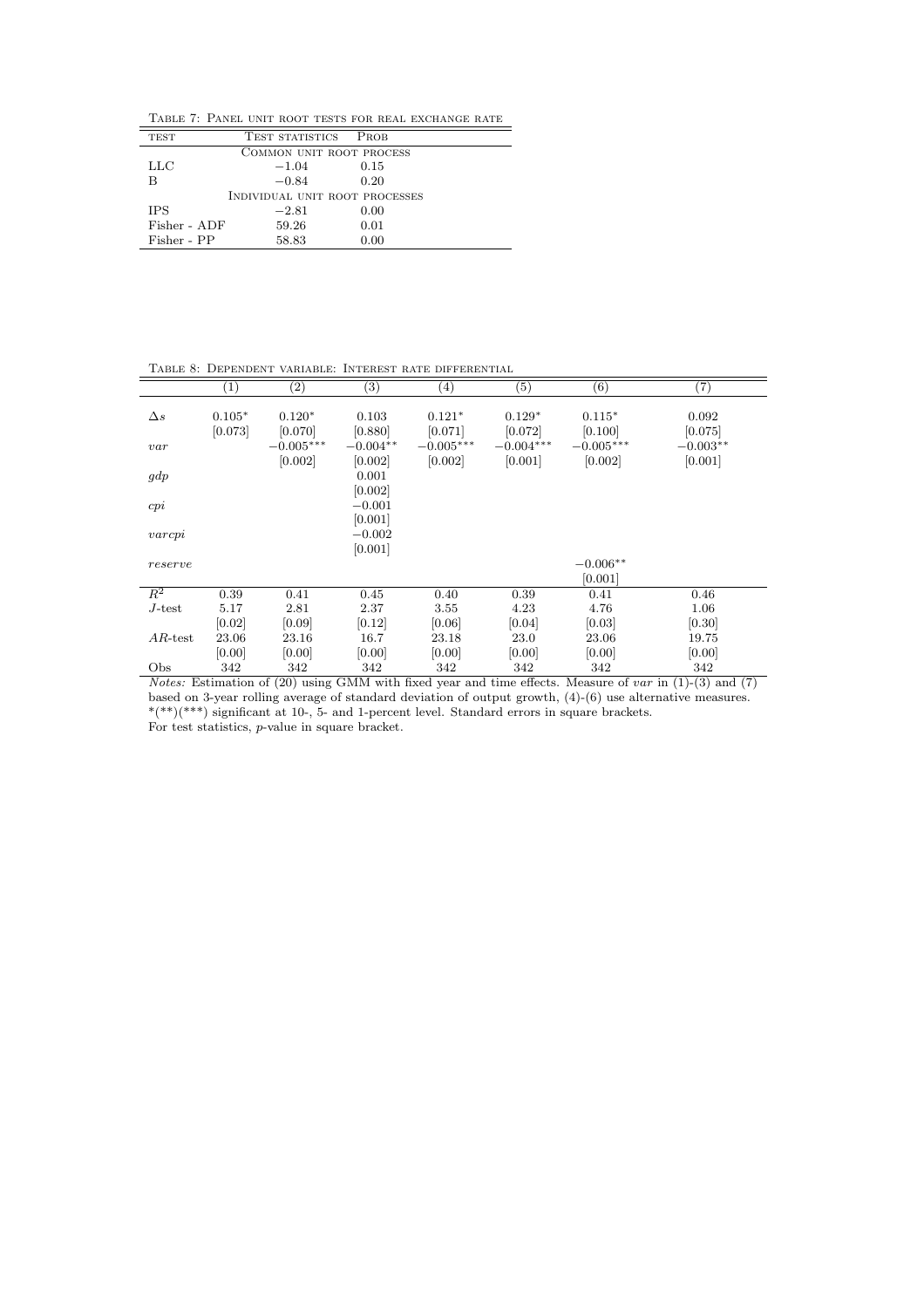Table 7: Panel unit root tests for real exchange rate

| test | Test statistics | Prob |
|---|---|---|
| Common unit root process | | |
| LLC | $-1.04$ | 0.15 |
| B | $-0.84$ | 0.20 |
| Individual unit root processes | | |
| IPS | $-2.81$ | 0.00 |
| Fisher - ADF | 59.26 | 0.01 |
| Fisher - PP | 58.83 | 0.00 |

Table 8: Dependent variable: Interest rate differential

| | (1) | (2) | (3) | (4) | (5) | (6) | (7) |
|---|---|---|---|---|---|---|---|
| $\Delta s$ | $0.105^{*}$ | $0.120^{*}$ | 0.103 | $0.121^{*}$ | $0.129^{*}$ | $0.115^{*}$ | 0.092 |
| | [0.073] | [0.070] | [0.880] | [0.071] | [0.072] | [0.100] | [0.075] |
| $var$ | | $-0.005^{***}$ | $-0.004^{**}$ | $-0.005^{***}$ | $-0.004^{***}$ | $-0.005^{***}$ | $-0.003^{**}$ |
| | | [0.002] | [0.002] | [0.002] | [0.001] | [0.002] | [0.001] |
| $gdp$ | | | 0.001 | | | | |
| | | | [0.002] | | | | |
| $cpi$ | | | $-0.001$ | | | | |
| | | | [0.001] | | | | |
| $varcpi$ | | | $-0.002$ | | | | |
| | | | [0.001] | | | | |
| $reserve$ | | | | | | $-0.006^{**}$ | |
| | | | | | | [0.001] | |
| $R^2$ | 0.39 | 0.41 | 0.45 | 0.40 | 0.39 | 0.41 | 0.46 |
| $J$-test | 5.17 | 2.81 | 2.37 | 3.55 | 4.23 | 4.76 | 1.06 |
| | [0.02] | [0.09] | [0.12] | [0.06] | [0.04] | [0.03] | [0.30] |
| $AR$-test | 23.06 | 23.16 | 16.7 | 23.18 | 23.0 | 23.06 | 19.75 |
| | [0.00] | [0.00] | [0.00] | [0.00] | [0.00] | [0.00] | [0.00] |
| Obs | 342 | 342 | 342 | 342 | 342 | 342 | 342 |

*Notes:* Estimation of (20) using GMM with fixed year and time effects. Measure of $var$ in (1)-(3) and (7) based on 3-year rolling average of standard deviation of output growth, (4)-(6) use alternative measures. \*(\*\*)(\*\*\*) significant at 10-, 5- and 1-percent level. Standard errors in square brackets.
For test statistics, $p$-value in square bracket.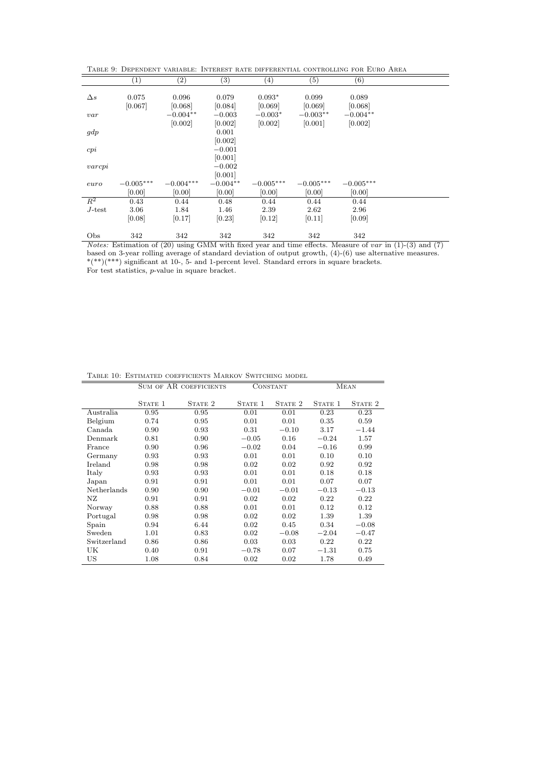Table 9: Dependent variable: Interest rate differential controlling for Euro Area

| | (1) | (2) | (3) | (4) | (5) | (6) |
|---|---|---|---|---|---|---|
| $\Delta s$ | 0.075 | 0.096 | 0.079 | $0.093^{*}$ | 0.099 | 0.089 |
| | [0.067] | [0.068] | [0.084] | [0.069] | [0.069] | [0.068] |
| $var$ | | $-0.004^{**}$ | $-0.003$ | $-0.003^{*}$ | $-0.003^{**}$ | $-0.004^{**}$ |
| | | [0.002] | [0.002] | [0.002] | [0.001] | [0.002] |
| $gdp$ | | | 0.001 | | | |
| | | | [0.002] | | | |
| $cpi$ | | | $-0.001$ | | | |
| | | | [0.001] | | | |
| $varcpi$ | | | $-0.002$ | | | |
| | | | [0.001] | | | |
| $euro$ | $-0.005^{***}$ | $-0.004^{***}$ | $-0.004^{**}$ | $-0.005^{***}$ | $-0.005^{***}$ | $-0.005^{***}$ |
| | [0.00] | [0.00] | [0.00] | [0.00] | [0.00] | [0.00] |
| $R^2$ | 0.43 | 0.44 | 0.48 | 0.44 | 0.44 | 0.44 |
| $J$-test | 3.06 | 1.84 | 1.46 | 2.39 | 2.62 | 2.96 |
| | [0.08] | [0.17] | [0.23] | [0.12] | [0.11] | [0.09] |
| Obs | 342 | 342 | 342 | 342 | 342 | 342 |

*Notes:* Estimation of (20) using GMM with fixed year and time effects. Measure of $var$ in (1)-(3) and (7) based on 3-year rolling average of standard deviation of output growth, (4)-(6) use alternative measures. \*(\*\*)(\*\*\*) significant at 10-, 5- and 1-percent level. Standard errors in square brackets. For test statistics, $p$-value in square bracket.

Table 10: Estimated coefficients Markov Switching model

| | Sum of AR coefficients | | Constant | | Mean | |
|---|---|---|---|---|---|---|
| | State 1 | State 2 | State 1 | State 2 | State 1 | State 2 |
| Australia | 0.95 | 0.95 | 0.01 | 0.01 | 0.23 | 0.23 |
| Belgium | 0.74 | 0.95 | 0.01 | 0.01 | 0.35 | 0.59 |
| Canada | 0.90 | 0.93 | 0.31 | $-0.10$ | 3.17 | $-1.44$ |
| Denmark | 0.81 | 0.90 | $-0.05$ | 0.16 | $-0.24$ | 1.57 |
| France | 0.90 | 0.96 | $-0.02$ | 0.04 | $-0.16$ | 0.99 |
| Germany | 0.93 | 0.93 | 0.01 | 0.01 | 0.10 | 0.10 |
| Ireland | 0.98 | 0.98 | 0.02 | 0.02 | 0.92 | 0.92 |
| Italy | 0.93 | 0.93 | 0.01 | 0.01 | 0.18 | 0.18 |
| Japan | 0.91 | 0.91 | 0.01 | 0.01 | 0.07 | 0.07 |
| Netherlands | 0.90 | 0.90 | $-0.01$ | $-0.01$ | $-0.13$ | $-0.13$ |
| NZ | 0.91 | 0.91 | 0.02 | 0.02 | 0.22 | 0.22 |
| Norway | 0.88 | 0.88 | 0.01 | 0.01 | 0.12 | 0.12 |
| Portugal | 0.98 | 0.98 | 0.02 | 0.02 | 1.39 | 1.39 |
| Spain | 0.94 | 6.44 | 0.02 | 0.45 | 0.34 | $-0.08$ |
| Sweden | 1.01 | 0.83 | 0.02 | $-0.08$ | $-2.04$ | $-0.47$ |
| Switzerland | 0.86 | 0.86 | 0.03 | 0.03 | 0.22 | 0.22 |
| UK | 0.40 | 0.91 | $-0.78$ | 0.07 | $-1.31$ | 0.75 |
| US | 1.08 | 0.84 | 0.02 | 0.02 | 1.78 | 0.49 |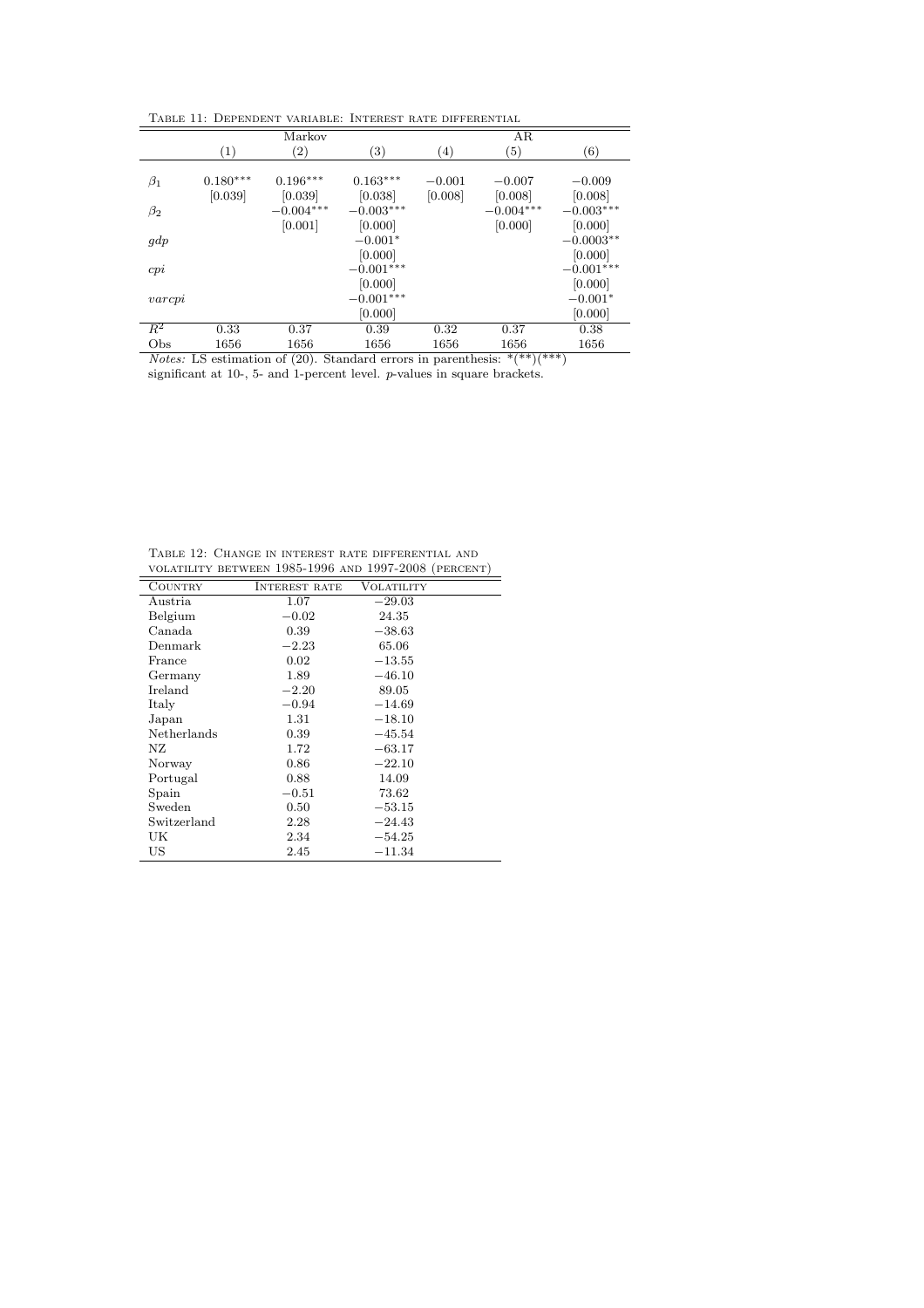Table 11: Dependent variable: Interest rate differential

| | Markov | | | AR | | |
|---|---|---|---|---|---|---|
| | (1) | (2) | (3) | (4) | (5) | (6) |
| $\beta_1$ | $0.180^{***}$ | $0.196^{***}$ | $0.163^{***}$ | $-0.001$ | $-0.007$ | $-0.009$ |
| | [0.039] | [0.039] | [0.038] | [0.008] | [0.008] | [0.008] |
| $\beta_2$ | | $-0.004^{***}$ | $-0.003^{***}$ | | $-0.004^{***}$ | $-0.003^{***}$ |
| | | [0.001] | [0.000] | | [0.000] | [0.000] |
| $gdp$ | | | $-0.001^{*}$ | | | $-0.0003^{**}$ |
| | | | [0.000] | | | [0.000] |
| $cpi$ | | | $-0.001^{***}$ | | | $-0.001^{***}$ |
| | | | [0.000] | | | [0.000] |
| $varcpi$ | | | $-0.001^{***}$ | | | $-0.001^{*}$ |
| | | | [0.000] | | | [0.000] |
| $R^2$ | 0.33 | 0.37 | 0.39 | 0.32 | 0.37 | 0.38 |
| Obs | 1656 | 1656 | 1656 | 1656 | 1656 | 1656 |

*Notes:* LS estimation of (20). Standard errors in parenthesis: \*(\*\*)(\*\*\*) significant at 10-, 5- and 1-percent level. $p$-values in square brackets.

Table 12: Change in interest rate differential and volatility between 1985-1996 and 1997-2008 (percent)

| Country | Interest rate | Volatility |
|---|---|---|
| Austria | 1.07 | $-29.03$ |
| Belgium | $-0.02$ | 24.35 |
| Canada | 0.39 | $-38.63$ |
| Denmark | $-2.23$ | 65.06 |
| France | 0.02 | $-13.55$ |
| Germany | 1.89 | $-46.10$ |
| Ireland | $-2.20$ | 89.05 |
| Italy | $-0.94$ | $-14.69$ |
| Japan | 1.31 | $-18.10$ |
| Netherlands | 0.39 | $-45.54$ |
| NZ | 1.72 | $-63.17$ |
| Norway | 0.86 | $-22.10$ |
| Portugal | 0.88 | 14.09 |
| Spain | $-0.51$ | 73.62 |
| Sweden | 0.50 | $-53.15$ |
| Switzerland | 2.28 | $-24.43$ |
| UK | 2.34 | $-54.25$ |
| US | 2.45 | $-11.34$ |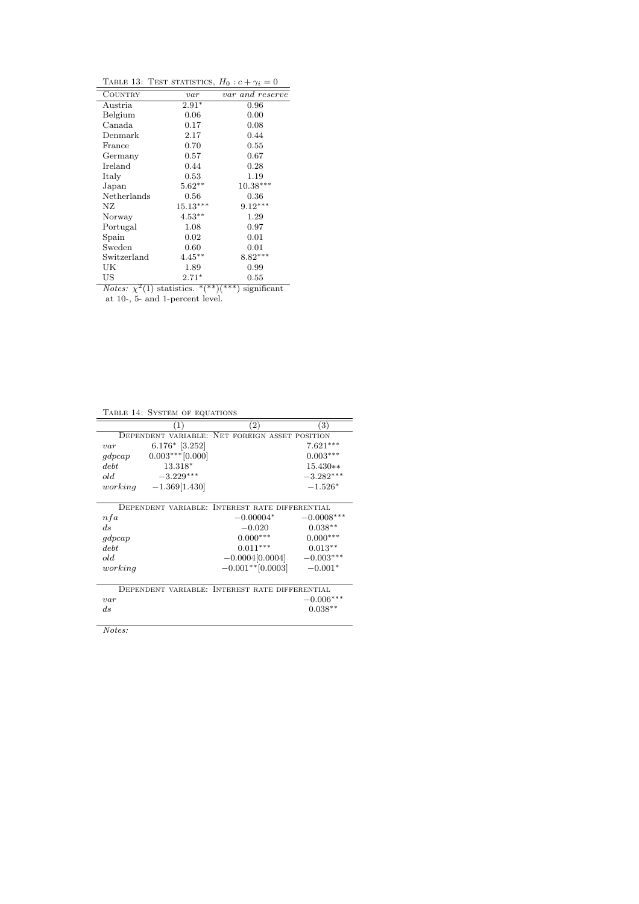Table 13: Test statistics, $H_0 : c + \gamma_i = 0$

| Country | $var$ | $var$ and $reserve$ |
|---|---|---|
| Austria | 2.91* | 0.96 |
| Belgium | 0.06 | 0.00 |
| Canada | 0.17 | 0.08 |
| Denmark | 2.17 | 0.44 |
| France | 0.70 | 0.55 |
| Germany | 0.57 | 0.67 |
| Ireland | 0.44 | 0.28 |
| Italy | 0.53 | 1.19 |
| Japan | 5.62** | 10.38*** |
| Netherlands | 0.56 | 0.36 |
| NZ | 15.13*** | 9.12*** |
| Norway | 4.53** | 1.29 |
| Portugal | 1.08 | 0.97 |
| Spain | 0.02 | 0.01 |
| Sweden | 0.60 | 0.01 |
| Switzerland | 4.45** | 8.82*** |
| UK | 1.89 | 0.99 |
| US | 2.71* | 0.55 |

*Notes:* $\chi^2(1)$ statistics. *(**)(***) significant at 10-, 5- and 1-percent level.

Table 14: System of equations

| | (1) | (2) | (3) |
|---|---|---|---|
| Dependent variable: Net foreign asset position | | | |
| $var$ | 6.176* [3.252] | | 7.621*** |
| $gdpcap$ | 0.003***[0.000] | | 0.003*** |
| $debt$ | 13.318* | | 15.430** |
| $old$ | −3.229*** | | −3.282*** |
| $working$ | −1.369[1.430] | | −1.526* |
| Dependent variable: Interest rate differential | | | |
| $nfa$ | | −0.00004* | −0.0008*** |
| $ds$ | | −0.020 | 0.038** |
| $gdpcap$ | | 0.000*** | 0.000*** |
| $debt$ | | 0.011*** | 0.013** |
| $old$ | | −0.0004[0.0004] | −0.003*** |
| $working$ | | −0.001**[0.0003] | −0.001* |
| Dependent variable: Interest rate differential | | | |
| $var$ | | | −0.006*** |
| $ds$ | | | 0.038** |

*Notes:*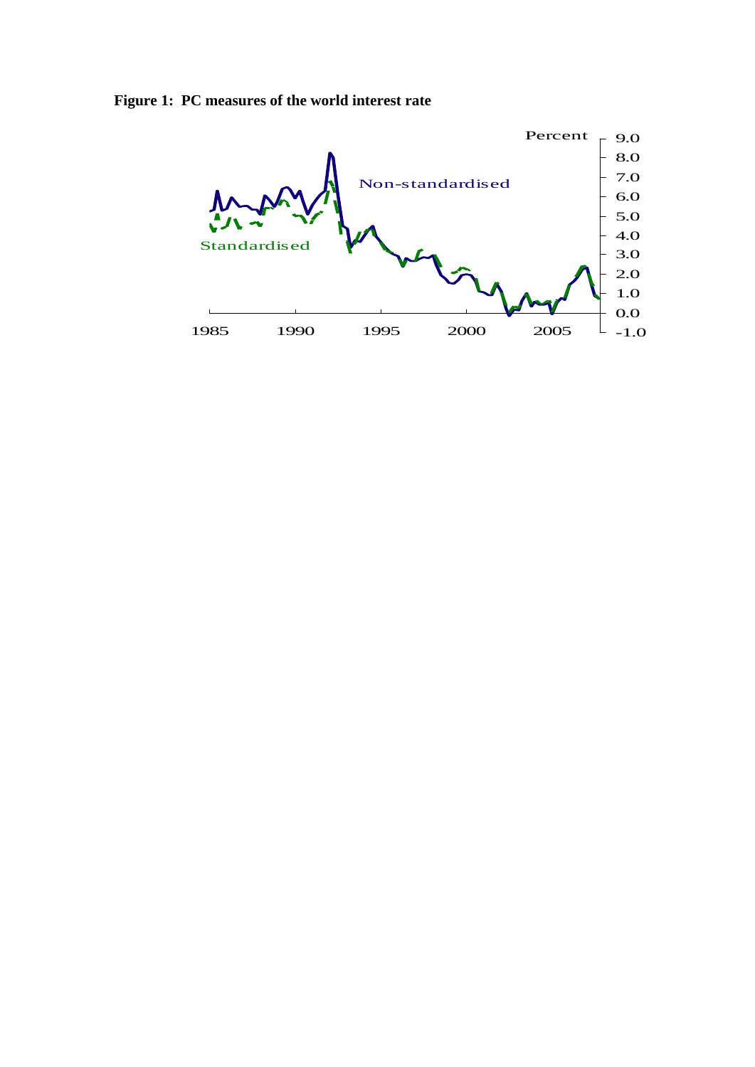**Figure 1: PC measures of the world interest rate**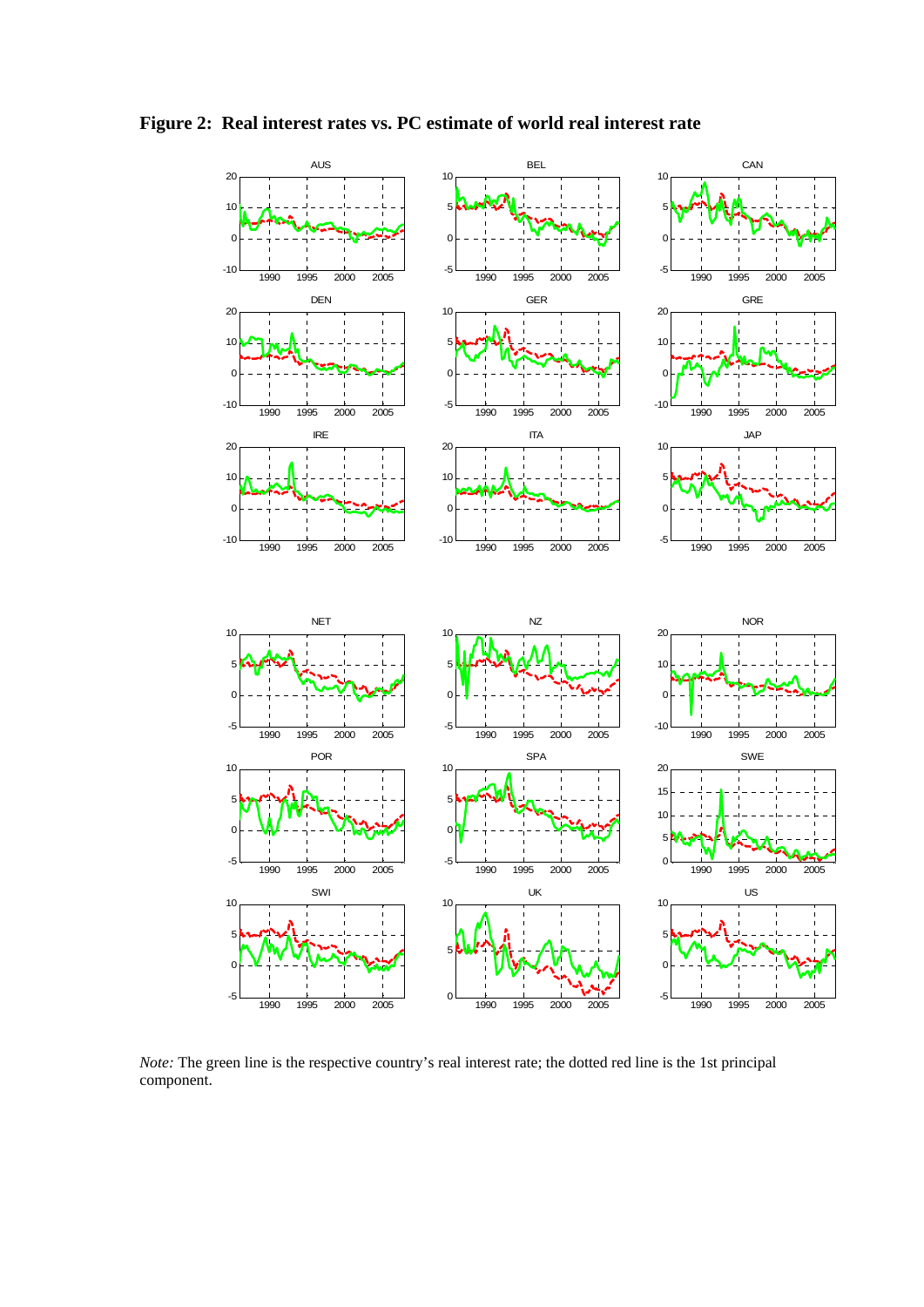**Figure 2: Real interest rates vs. PC estimate of world real interest rate**

*Note:* The green line is the respective country's real interest rate; the dotted red line is the 1st principal component.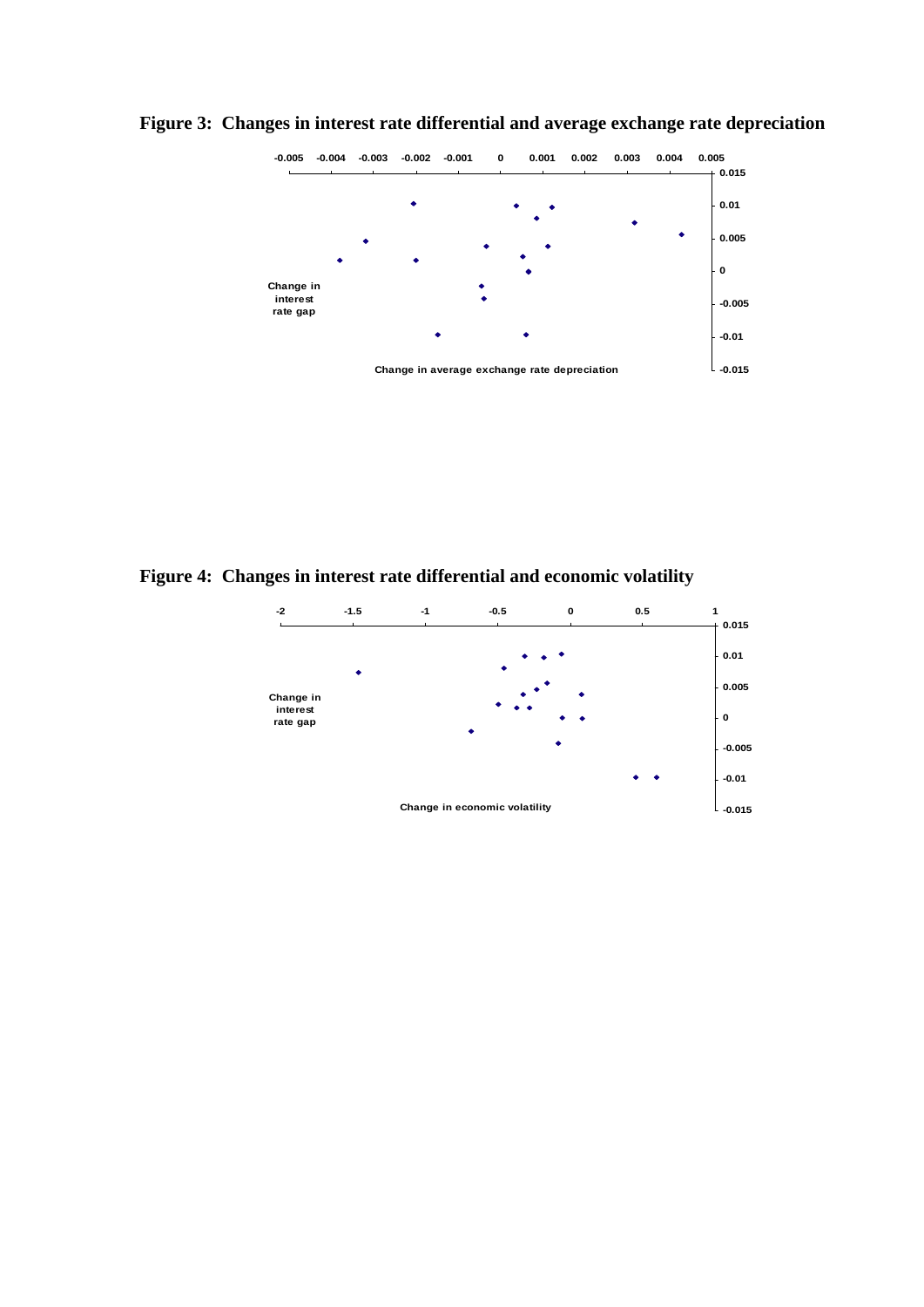**Figure 3: Changes in interest rate differential and average exchange rate depreciation**

**Figure 4: Changes in interest rate differential and economic volatility**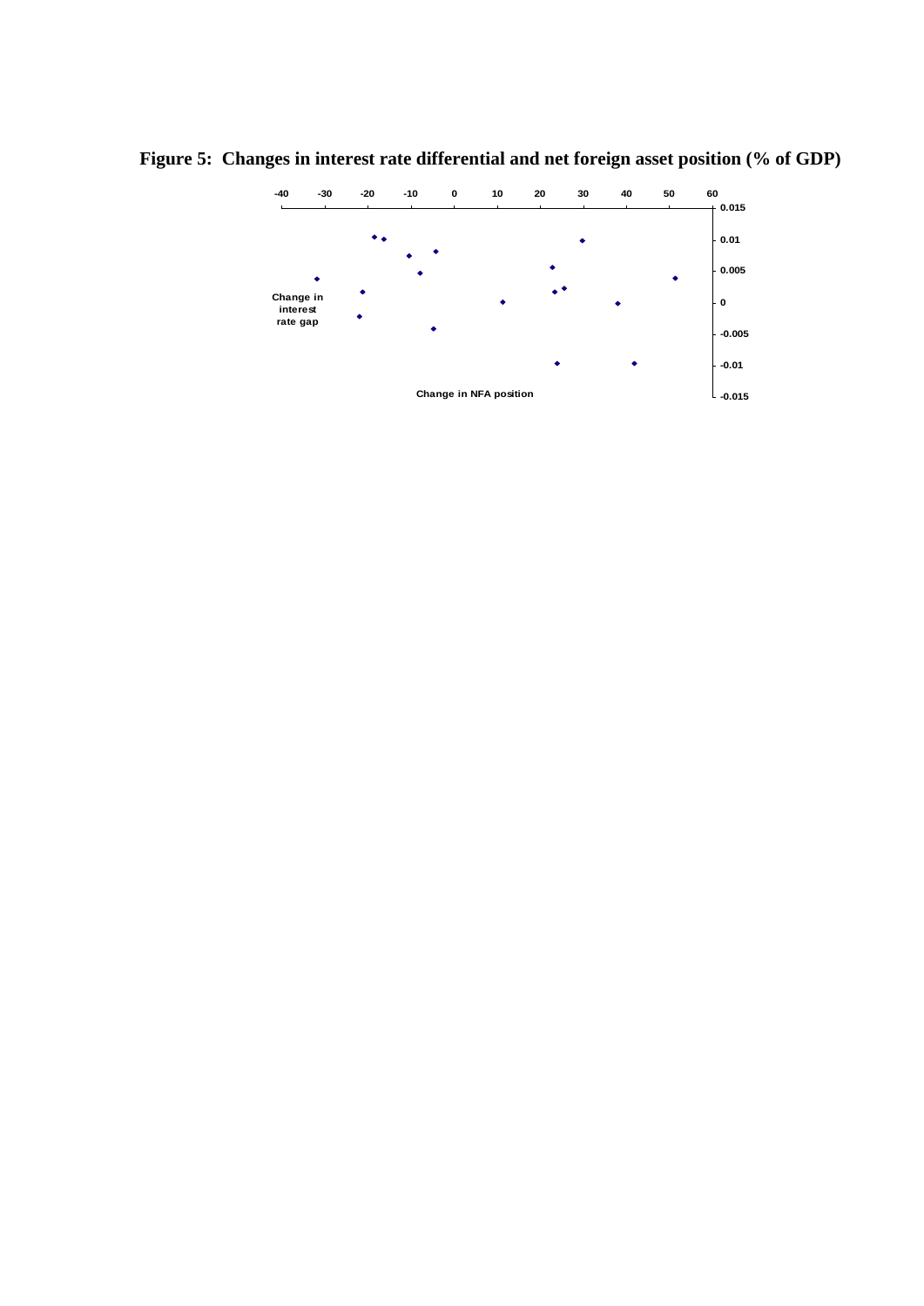**Figure 5: Changes in interest rate differential and net foreign asset position (% of GDP)**

-40 -30 -20 -10 0 10 20 30 40 50 60

0.015
0.01
0.005
0
-0.005
-0.01
-0.015

Change in interest rate gap

Change in NFA position